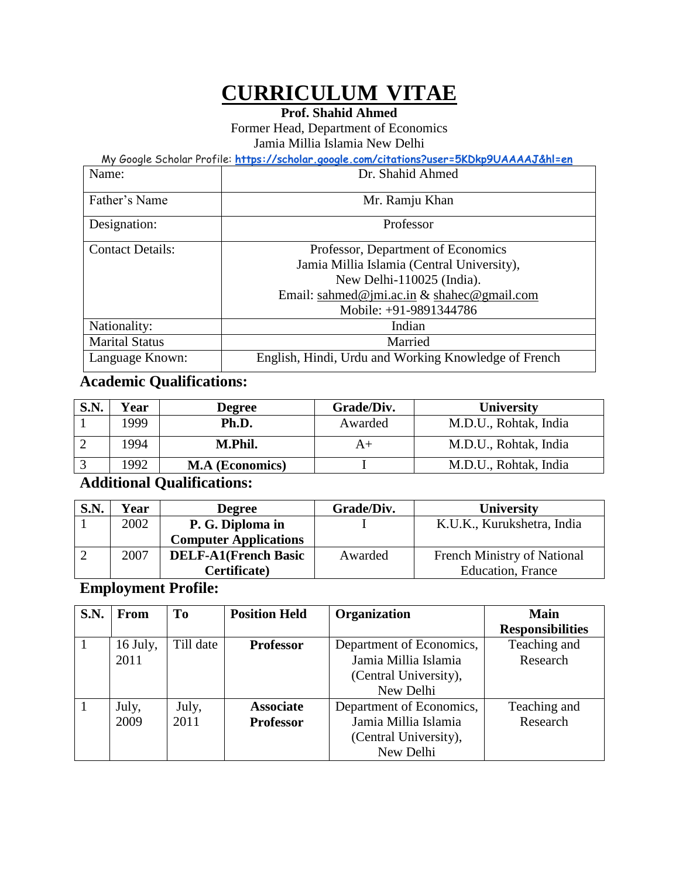# CURRICULUM VITAE

**Prof. Shahid Ahmed**

Former Head, Department of Economics

Jamia Millia Islamia New Delhi

My Google Scholar Profile: **https://scholar.google.com/citations?user=5KDkp9UAAAAJ&hl=en**

| | |
|---|---|
| Name: | Dr. Shahid Ahmed |
| Father's Name | Mr. Ramju Khan |
| Designation: | Professor |
| Contact Details: | Professor, Department of Economics<br>Jamia Millia Islamia (Central University),<br>New Delhi-110025 (India).<br>Email: sahmed@jmi.ac.in & shahec@gmail.com<br>Mobile: +91-9891344786 |
| Nationality: | Indian |
| Marital Status | Married |
| Language Known: | English, Hindi, Urdu and Working Knowledge of French |

## Academic Qualifications:

| S.N. | Year | Degree | Grade/Div. | University |
|---|---|---|---|---|
| 1 | 1999 | **Ph.D.** | Awarded | M.D.U., Rohtak, India |
| 2 | 1994 | **M.Phil.** | A+ | M.D.U., Rohtak, India |
| 3 | 1992 | **M.A (Economics)** | I | M.D.U., Rohtak, India |

## Additional Qualifications:

| S.N. | Year | Degree | Grade/Div. | University |
|---|---|---|---|---|
| 1 | 2002 | **P. G. Diploma in Computer Applications** | I | K.U.K., Kurukshetra, India |
| 2 | 2007 | **DELF-A1(French Basic Certificate)** | Awarded | French Ministry of National Education, France |

## Employment Profile:

| S.N. | From | To | Position Held | Organization | Main Responsibilities |
|---|---|---|---|---|---|
| 1 | 16 July, 2011 | Till date | **Professor** | Department of Economics, Jamia Millia Islamia (Central University), New Delhi | Teaching and Research |
| 1 | July, 2009 | July, 2011 | **Associate Professor** | Department of Economics, Jamia Millia Islamia (Central University), New Delhi | Teaching and Research |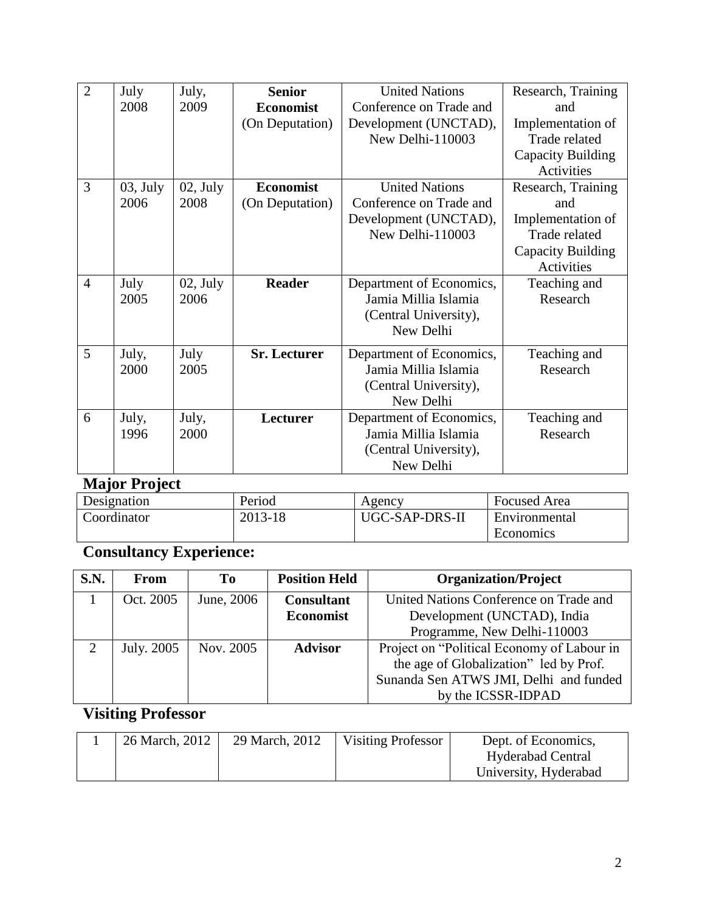| 2 | July 2008 | July, 2009 | **Senior Economist** (On Deputation) | United Nations Conference on Trade and Development (UNCTAD), New Delhi-110003 | Research, Training and Implementation of Trade related Capacity Building Activities |
|---|---|---|---|---|---|
| 3 | 03, July 2006 | 02, July 2008 | **Economist** (On Deputation) | United Nations Conference on Trade and Development (UNCTAD), New Delhi-110003 | Research, Training and Implementation of Trade related Capacity Building Activities |
| 4 | July 2005 | 02, July 2006 | **Reader** | Department of Economics, Jamia Millia Islamia (Central University), New Delhi | Teaching and Research |
| 5 | July, 2000 | July 2005 | **Sr. Lecturer** | Department of Economics, Jamia Millia Islamia (Central University), New Delhi | Teaching and Research |
| 6 | July, 1996 | July, 2000 | **Lecturer** | Department of Economics, Jamia Millia Islamia (Central University), New Delhi | Teaching and Research |

## Major Project

| Designation | Period | Agency | Focused Area |
|---|---|---|---|
| Coordinator | 2013-18 | UGC-SAP-DRS-II | Environmental Economics |

## Consultancy Experience:

| S.N. | From | To | Position Held | Organization/Project |
|---|---|---|---|---|
| 1 | Oct. 2005 | June, 2006 | **Consultant Economist** | United Nations Conference on Trade and Development (UNCTAD), India Programme, New Delhi-110003 |
| 2 | July. 2005 | Nov. 2005 | **Advisor** | Project on "Political Economy of Labour in the age of Globalization" led by Prof. Sunanda Sen ATWS JMI, Delhi and funded by the ICSSR-IDPAD |

## Visiting Professor

| 1 | 26 March, 2012 | 29 March, 2012 | Visiting Professor | Dept. of Economics, Hyderabad Central University, Hyderabad |
|---|---|---|---|---|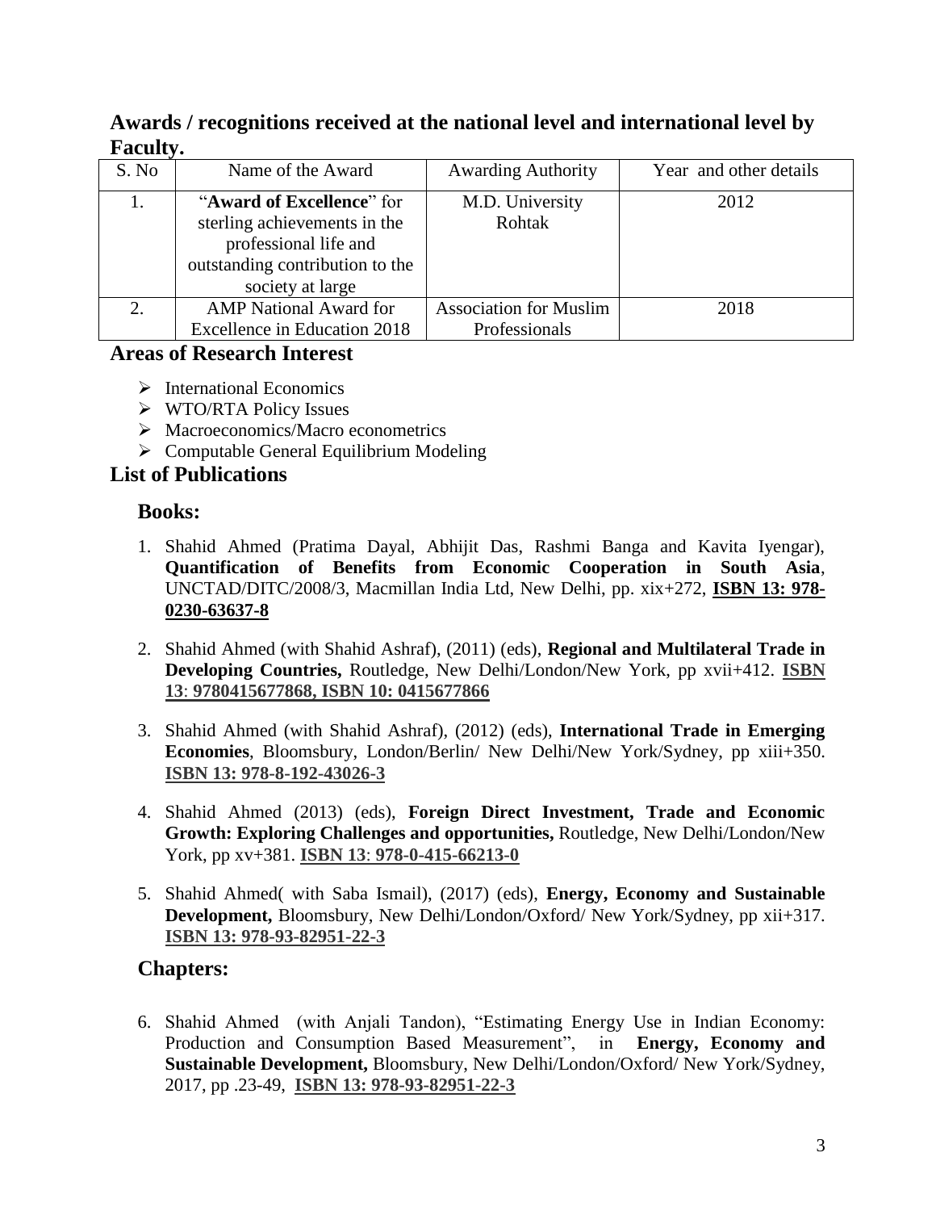## Awards / recognitions received at the national level and international level by Faculty.

| S. No | Name of the Award | Awarding Authority | Year and other details |
|---|---|---|---|
| 1. | "**Award of Excellence**" for sterling achievements in the professional life and outstanding contribution to the society at large | M.D. University Rohtak | 2012 |
| 2. | AMP National Award for Excellence in Education 2018 | Association for Muslim Professionals | 2018 |

## Areas of Research Interest

- International Economics
- WTO/RTA Policy Issues
- Macroeconomics/Macro econometrics
- Computable General Equilibrium Modeling

## List of Publications

### Books:

1. Shahid Ahmed (Pratima Dayal, Abhijit Das, Rashmi Banga and Kavita Iyengar), **Quantification of Benefits from Economic Cooperation in South Asia**, UNCTAD/DITC/2008/3, Macmillan India Ltd, New Delhi, pp. xix+272, **ISBN 13: 978-0230-63637-8**

2. Shahid Ahmed (with Shahid Ashraf), (2011) (eds), **Regional and Multilateral Trade in Developing Countries,** Routledge, New Delhi/London/New York, pp xvii+412. **ISBN 13: 9780415677868, ISBN 10: 0415677866**

3. Shahid Ahmed (with Shahid Ashraf), (2012) (eds), **International Trade in Emerging Economies**, Bloomsbury, London/Berlin/ New Delhi/New York/Sydney, pp xiii+350. **ISBN 13: 978-8-192-43026-3**

4. Shahid Ahmed (2013) (eds), **Foreign Direct Investment, Trade and Economic Growth: Exploring Challenges and opportunities,** Routledge, New Delhi/London/New York, pp xv+381. **ISBN 13: 978-0-415-66213-0**

5. Shahid Ahmed( with Saba Ismail), (2017) (eds), **Energy, Economy and Sustainable Development,** Bloomsbury, New Delhi/London/Oxford/ New York/Sydney, pp xii+317. **ISBN 13: 978-93-82951-22-3**

### Chapters:

6. Shahid Ahmed (with Anjali Tandon), "Estimating Energy Use in Indian Economy: Production and Consumption Based Measurement", in **Energy, Economy and Sustainable Development,** Bloomsbury, New Delhi/London/Oxford/ New York/Sydney, 2017, pp .23-49, **ISBN 13: 978-93-82951-22-3**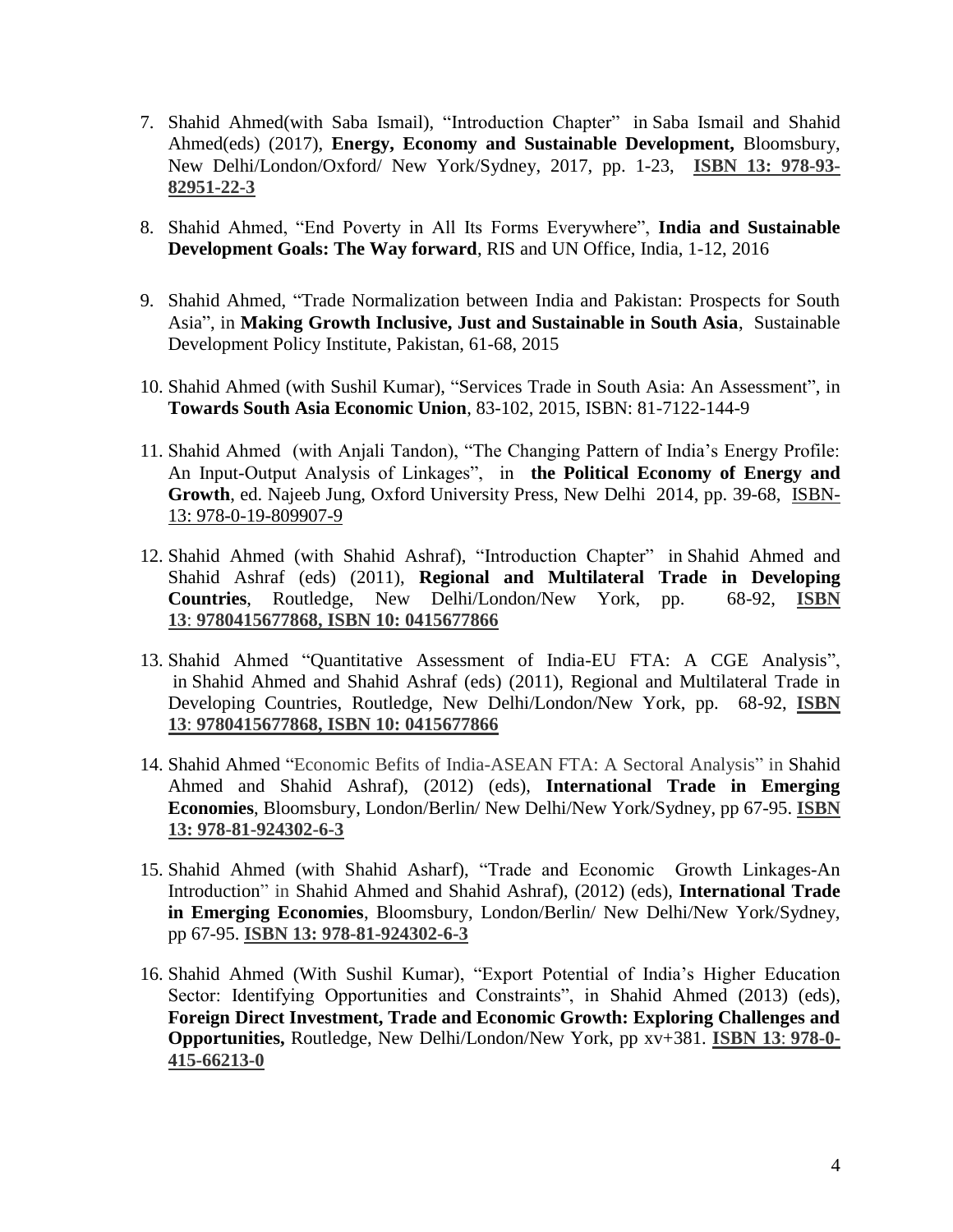7. Shahid Ahmed(with Saba Ismail), "Introduction Chapter" in Saba Ismail and Shahid Ahmed(eds) (2017), **Energy, Economy and Sustainable Development,** Bloomsbury, New Delhi/London/Oxford/ New York/Sydney, 2017, pp. 1-23, **ISBN 13: 978-93-82951-22-3**

8. Shahid Ahmed, "End Poverty in All Its Forms Everywhere", **India and Sustainable Development Goals: The Way forward**, RIS and UN Office, India, 1-12, 2016

9. Shahid Ahmed, "Trade Normalization between India and Pakistan: Prospects for South Asia", in **Making Growth Inclusive, Just and Sustainable in South Asia**, Sustainable Development Policy Institute, Pakistan, 61-68, 2015

10. Shahid Ahmed (with Sushil Kumar), "Services Trade in South Asia: An Assessment", in **Towards South Asia Economic Union**, 83-102, 2015, ISBN: 81-7122-144-9

11. Shahid Ahmed (with Anjali Tandon), "The Changing Pattern of India's Energy Profile: An Input-Output Analysis of Linkages", in **the Political Economy of Energy and Growth**, ed. Najeeb Jung, Oxford University Press, New Delhi 2014, pp. 39-68, ISBN-13: 978-0-19-809907-9

12. Shahid Ahmed (with Shahid Ashraf), "Introduction Chapter" in Shahid Ahmed and Shahid Ashraf (eds) (2011), **Regional and Multilateral Trade in Developing Countries**, Routledge, New Delhi/London/New York, pp. 68-92, **ISBN 13: 9780415677868, ISBN 10: 0415677866**

13. Shahid Ahmed "Quantitative Assessment of India-EU FTA: A CGE Analysis", in Shahid Ahmed and Shahid Ashraf (eds) (2011), Regional and Multilateral Trade in Developing Countries, Routledge, New Delhi/London/New York, pp. 68-92, **ISBN 13: 9780415677868, ISBN 10: 0415677866**

14. Shahid Ahmed "Economic Befits of India-ASEAN FTA: A Sectoral Analysis" in Shahid Ahmed and Shahid Ashraf), (2012) (eds), **International Trade in Emerging Economies**, Bloomsbury, London/Berlin/ New Delhi/New York/Sydney, pp 67-95. **ISBN 13: 978-81-924302-6-3**

15. Shahid Ahmed (with Shahid Asharf), "Trade and Economic Growth Linkages-An Introduction" in Shahid Ahmed and Shahid Ashraf), (2012) (eds), **International Trade in Emerging Economies**, Bloomsbury, London/Berlin/ New Delhi/New York/Sydney, pp 67-95. **ISBN 13: 978-81-924302-6-3**

16. Shahid Ahmed (With Sushil Kumar), "Export Potential of India's Higher Education Sector: Identifying Opportunities and Constraints", in Shahid Ahmed (2013) (eds), **Foreign Direct Investment, Trade and Economic Growth: Exploring Challenges and Opportunities,** Routledge, New Delhi/London/New York, pp xv+381. **ISBN 13: 978-0-415-66213-0**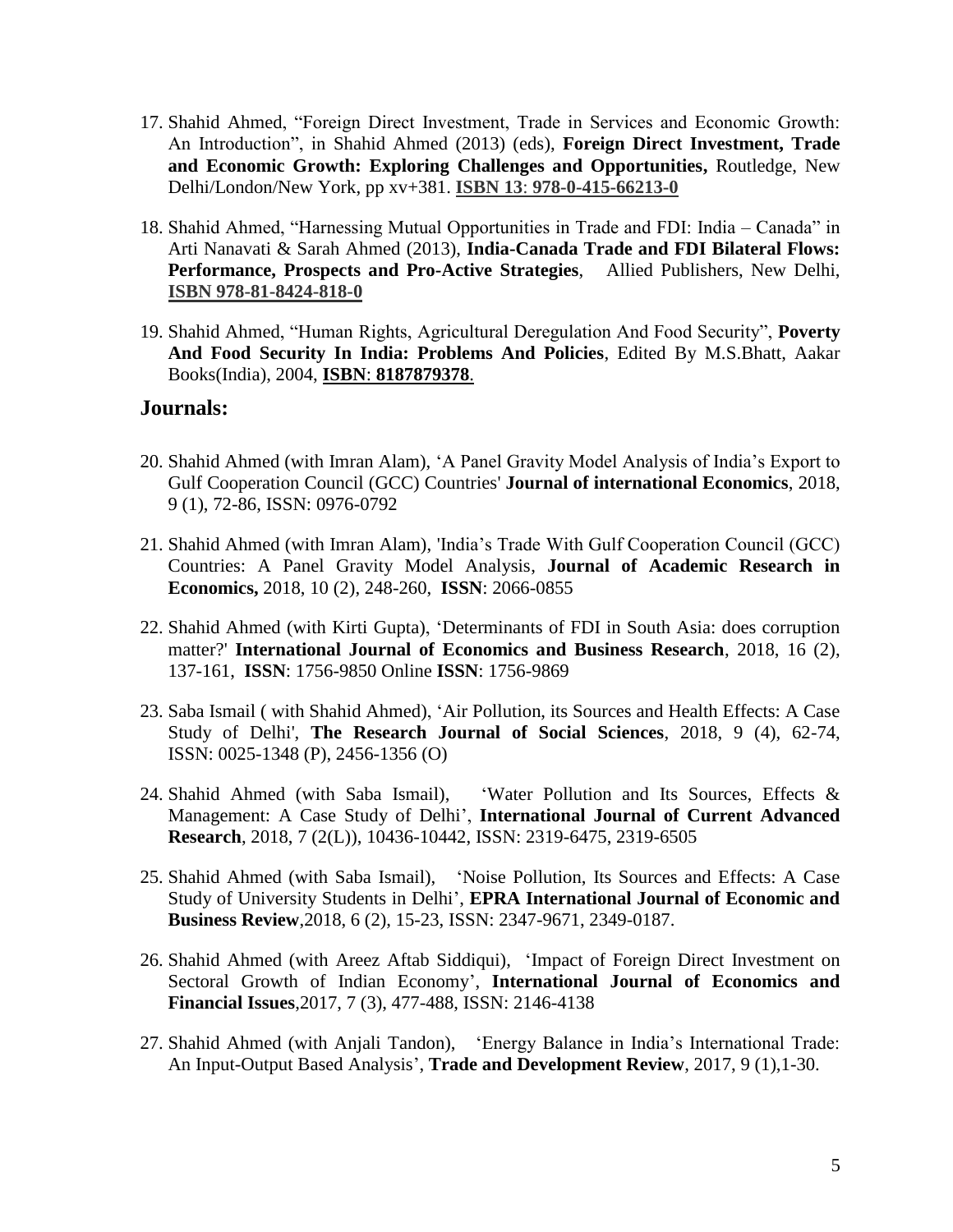17. Shahid Ahmed, "Foreign Direct Investment, Trade in Services and Economic Growth: An Introduction", in Shahid Ahmed (2013) (eds), **Foreign Direct Investment, Trade and Economic Growth: Exploring Challenges and Opportunities,** Routledge, New Delhi/London/New York, pp xv+381. **ISBN 13: 978-0-415-66213-0**

18. Shahid Ahmed, "Harnessing Mutual Opportunities in Trade and FDI: India – Canada" in Arti Nanavati & Sarah Ahmed (2013), **India-Canada Trade and FDI Bilateral Flows: Performance, Prospects and Pro-Active Strategies**, Allied Publishers, New Delhi, **ISBN 978-81-8424-818-0**

19. Shahid Ahmed, "Human Rights, Agricultural Deregulation And Food Security", **Poverty And Food Security In India: Problems And Policies**, Edited By M.S.Bhatt, Aakar Books(India), 2004, **ISBN: 8187879378**.

## Journals:

20. Shahid Ahmed (with Imran Alam), 'A Panel Gravity Model Analysis of India's Export to Gulf Cooperation Council (GCC) Countries' **Journal of international Economics**, 2018, 9 (1), 72-86, ISSN: 0976-0792

21. Shahid Ahmed (with Imran Alam), 'India's Trade With Gulf Cooperation Council (GCC) Countries: A Panel Gravity Model Analysis, **Journal of Academic Research in Economics,** 2018, 10 (2), 248-260, **ISSN**: 2066-0855

22. Shahid Ahmed (with Kirti Gupta), 'Determinants of FDI in South Asia: does corruption matter?' **International Journal of Economics and Business Research**, 2018, 16 (2), 137-161, **ISSN**: 1756-9850 Online **ISSN**: 1756-9869

23. Saba Ismail ( with Shahid Ahmed), 'Air Pollution, its Sources and Health Effects: A Case Study of Delhi', **The Research Journal of Social Sciences**, 2018, 9 (4), 62-74, ISSN: 0025-1348 (P), 2456-1356 (O)

24. Shahid Ahmed (with Saba Ismail), 'Water Pollution and Its Sources, Effects & Management: A Case Study of Delhi', **International Journal of Current Advanced Research**, 2018, 7 (2(L)), 10436-10442, ISSN: 2319-6475, 2319-6505

25. Shahid Ahmed (with Saba Ismail), 'Noise Pollution, Its Sources and Effects: A Case Study of University Students in Delhi', **EPRA International Journal of Economic and Business Review**,2018, 6 (2), 15-23, ISSN: 2347-9671, 2349-0187.

26. Shahid Ahmed (with Areez Aftab Siddiqui), 'Impact of Foreign Direct Investment on Sectoral Growth of Indian Economy', **International Journal of Economics and Financial Issues**,2017, 7 (3), 477-488, ISSN: 2146-4138

27. Shahid Ahmed (with Anjali Tandon), 'Energy Balance in India's International Trade: An Input-Output Based Analysis', **Trade and Development Review**, 2017, 9 (1),1-30.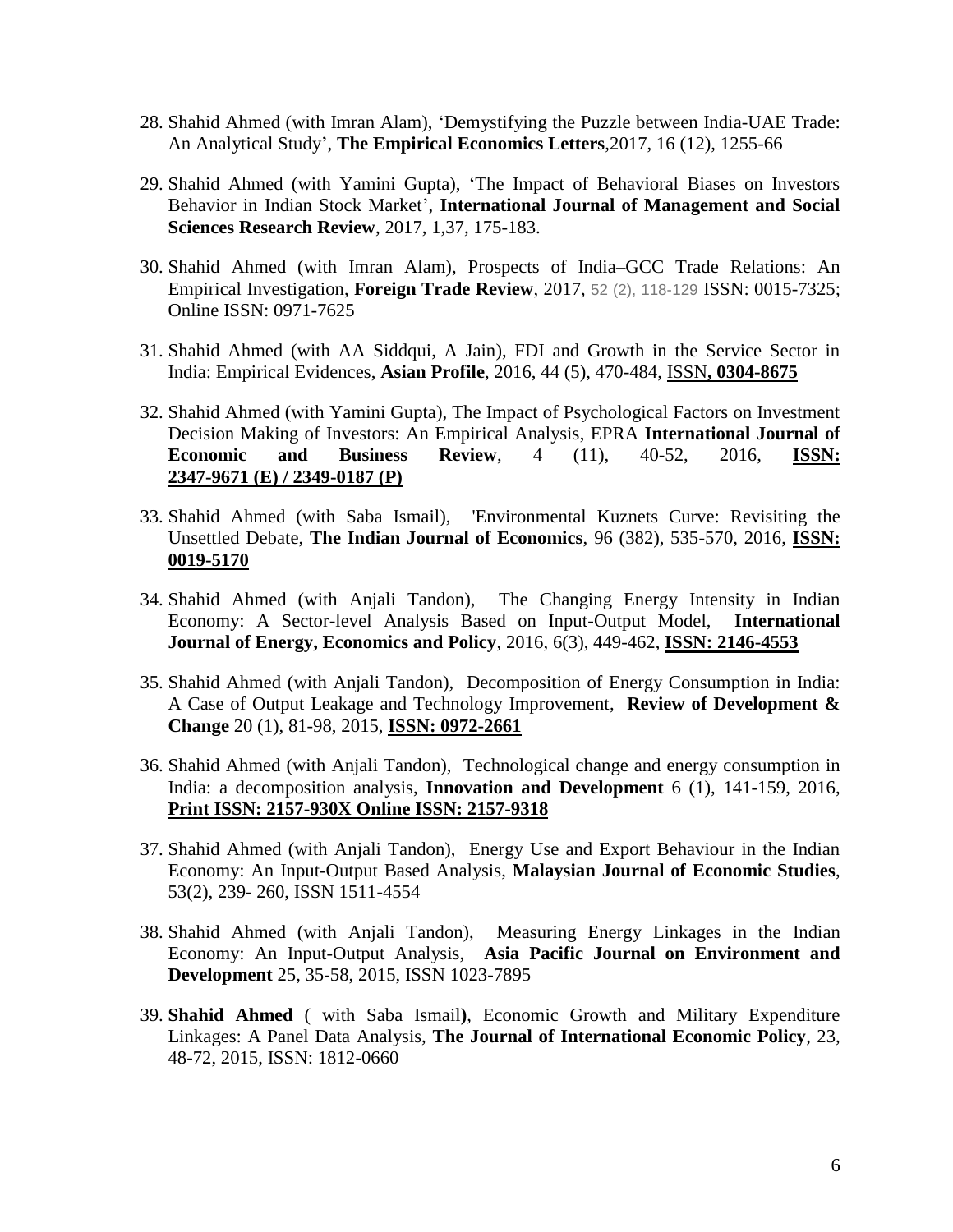28. Shahid Ahmed (with Imran Alam), 'Demystifying the Puzzle between India-UAE Trade: An Analytical Study', **The Empirical Economics Letters**,2017, 16 (12), 1255-66

29. Shahid Ahmed (with Yamini Gupta), 'The Impact of Behavioral Biases on Investors Behavior in Indian Stock Market', **International Journal of Management and Social Sciences Research Review**, 2017, 1,37, 175-183.

30. Shahid Ahmed (with Imran Alam), Prospects of India–GCC Trade Relations: An Empirical Investigation, **Foreign Trade Review**, 2017, 52 (2), 118-129 ISSN: 0015-7325; Online ISSN: 0971-7625

31. Shahid Ahmed (with AA Siddqui, A Jain), FDI and Growth in the Service Sector in India: Empirical Evidences, **Asian Profile**, 2016, 44 (5), 470-484, ISSN**, 0304-8675**

32. Shahid Ahmed (with Yamini Gupta), The Impact of Psychological Factors on Investment Decision Making of Investors: An Empirical Analysis, EPRA **International Journal of Economic and Business Review**, 4 (11), 40-52, 2016, **ISSN: 2347-9671 (E) / 2349-0187 (P)**

33. Shahid Ahmed (with Saba Ismail), 'Environmental Kuznets Curve: Revisiting the Unsettled Debate, **The Indian Journal of Economics**, 96 (382), 535-570, 2016, **ISSN: 0019-5170**

34. Shahid Ahmed (with Anjali Tandon), The Changing Energy Intensity in Indian Economy: A Sector-level Analysis Based on Input-Output Model, **International Journal of Energy, Economics and Policy**, 2016, 6(3), 449-462, **ISSN: 2146-4553**

35. Shahid Ahmed (with Anjali Tandon), Decomposition of Energy Consumption in India: A Case of Output Leakage and Technology Improvement, **Review of Development & Change** 20 (1), 81-98, 2015, **ISSN: 0972-2661**

36. Shahid Ahmed (with Anjali Tandon), Technological change and energy consumption in India: a decomposition analysis, **Innovation and Development** 6 (1), 141-159, 2016, **Print ISSN: 2157-930X Online ISSN: 2157-9318**

37. Shahid Ahmed (with Anjali Tandon), Energy Use and Export Behaviour in the Indian Economy: An Input-Output Based Analysis, **Malaysian Journal of Economic Studies**, 53(2), 239- 260, ISSN 1511-4554

38. Shahid Ahmed (with Anjali Tandon), Measuring Energy Linkages in the Indian Economy: An Input-Output Analysis, **Asia Pacific Journal on Environment and Development** 25, 35-58, 2015, ISSN 1023-7895

39. **Shahid Ahmed** ( with Saba Ismail**)**, Economic Growth and Military Expenditure Linkages: A Panel Data Analysis, **The Journal of International Economic Policy**, 23, 48-72, 2015, ISSN: 1812-0660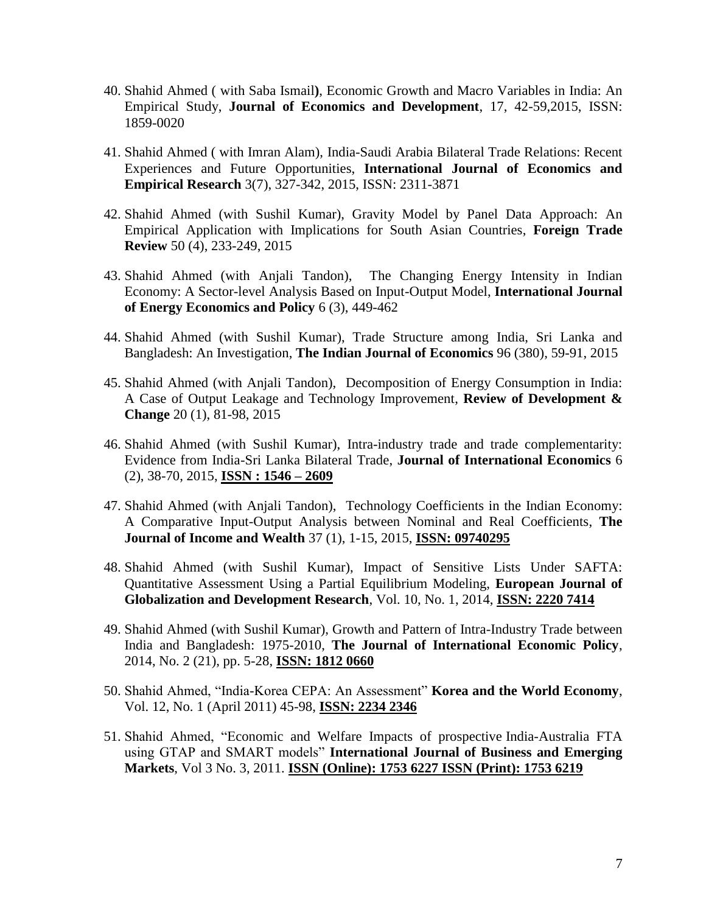40. Shahid Ahmed ( with Saba Ismail**)**, Economic Growth and Macro Variables in India: An Empirical Study, **Journal of Economics and Development**, 17, 42-59,2015, ISSN: 1859-0020

41. Shahid Ahmed ( with Imran Alam), India-Saudi Arabia Bilateral Trade Relations: Recent Experiences and Future Opportunities, **International Journal of Economics and Empirical Research** 3(7), 327-342, 2015, ISSN: 2311-3871

42. Shahid Ahmed (with Sushil Kumar), Gravity Model by Panel Data Approach: An Empirical Application with Implications for South Asian Countries, **Foreign Trade Review** 50 (4), 233-249, 2015

43. Shahid Ahmed (with Anjali Tandon), The Changing Energy Intensity in Indian Economy: A Sector-level Analysis Based on Input-Output Model, **International Journal of Energy Economics and Policy** 6 (3), 449-462

44. Shahid Ahmed (with Sushil Kumar), Trade Structure among India, Sri Lanka and Bangladesh: An Investigation, **The Indian Journal of Economics** 96 (380), 59-91, 2015

45. Shahid Ahmed (with Anjali Tandon), Decomposition of Energy Consumption in India: A Case of Output Leakage and Technology Improvement, **Review of Development & Change** 20 (1), 81-98, 2015

46. Shahid Ahmed (with Sushil Kumar), Intra-industry trade and trade complementarity: Evidence from India-Sri Lanka Bilateral Trade, **Journal of International Economics** 6 (2), 38-70, 2015, **ISSN : 1546 – 2609**

47. Shahid Ahmed (with Anjali Tandon), Technology Coefficients in the Indian Economy: A Comparative Input-Output Analysis between Nominal and Real Coefficients, **The Journal of Income and Wealth** 37 (1), 1-15, 2015, **ISSN: 09740295**

48. Shahid Ahmed (with Sushil Kumar), Impact of Sensitive Lists Under SAFTA: Quantitative Assessment Using a Partial Equilibrium Modeling, **European Journal of Globalization and Development Research**, Vol. 10, No. 1, 2014, **ISSN: 2220 7414**

49. Shahid Ahmed (with Sushil Kumar), Growth and Pattern of Intra-Industry Trade between India and Bangladesh: 1975-2010, **The Journal of International Economic Policy**, 2014, No. 2 (21), pp. 5-28, **ISSN: 1812 0660**

50. Shahid Ahmed, "India-Korea CEPA: An Assessment" **Korea and the World Economy**, Vol. 12, No. 1 (April 2011) 45-98, **ISSN: 2234 2346**

51. Shahid Ahmed, "Economic and Welfare Impacts of prospective India-Australia FTA using GTAP and SMART models" **International Journal of Business and Emerging Markets**, Vol 3 No. 3, 2011. **ISSN (Online): 1753 6227 ISSN (Print): 1753 6219**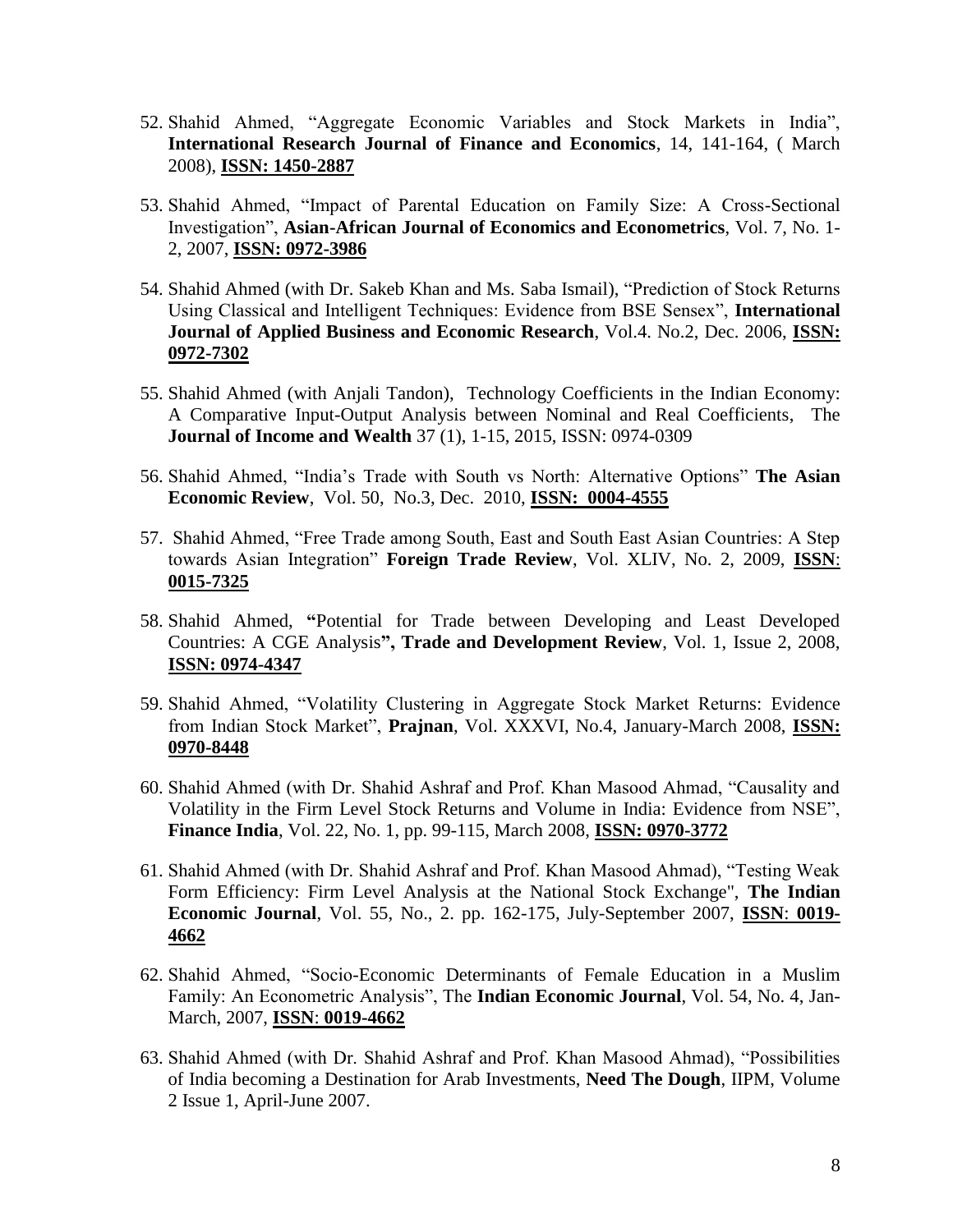52. Shahid Ahmed, "Aggregate Economic Variables and Stock Markets in India", **International Research Journal of Finance and Economics**, 14, 141-164, ( March 2008), **ISSN: 1450-2887**

53. Shahid Ahmed, "Impact of Parental Education on Family Size: A Cross-Sectional Investigation", **Asian-African Journal of Economics and Econometrics**, Vol. 7, No. 1-2, 2007, **ISSN: 0972-3986**

54. Shahid Ahmed (with Dr. Sakeb Khan and Ms. Saba Ismail), "Prediction of Stock Returns Using Classical and Intelligent Techniques: Evidence from BSE Sensex", **International Journal of Applied Business and Economic Research**, Vol.4. No.2, Dec. 2006, **ISSN: 0972-7302**

55. Shahid Ahmed (with Anjali Tandon), Technology Coefficients in the Indian Economy: A Comparative Input-Output Analysis between Nominal and Real Coefficients, The **Journal of Income and Wealth** 37 (1), 1-15, 2015, ISSN: 0974-0309

56. Shahid Ahmed, "India's Trade with South vs North: Alternative Options" **The Asian Economic Review**, Vol. 50, No.3, Dec. 2010, **ISSN: 0004-4555**

57. Shahid Ahmed, "Free Trade among South, East and South East Asian Countries: A Step towards Asian Integration" **Foreign Trade Review**, Vol. XLIV, No. 2, 2009, **ISSN: 0015-7325**

58. Shahid Ahmed, **"**Potential for Trade between Developing and Least Developed Countries: A CGE Analysis**", Trade and Development Review**, Vol. 1, Issue 2, 2008, **ISSN: 0974-4347**

59. Shahid Ahmed, "Volatility Clustering in Aggregate Stock Market Returns: Evidence from Indian Stock Market", **Prajnan**, Vol. XXXVI, No.4, January-March 2008, **ISSN: 0970-8448**

60. Shahid Ahmed (with Dr. Shahid Ashraf and Prof. Khan Masood Ahmad, "Causality and Volatility in the Firm Level Stock Returns and Volume in India: Evidence from NSE", **Finance India**, Vol. 22, No. 1, pp. 99-115, March 2008, **ISSN: 0970-3772**

61. Shahid Ahmed (with Dr. Shahid Ashraf and Prof. Khan Masood Ahmad), "Testing Weak Form Efficiency: Firm Level Analysis at the National Stock Exchange", **The Indian Economic Journal**, Vol. 55, No., 2. pp. 162-175, July-September 2007, **ISSN: 0019-4662**

62. Shahid Ahmed, "Socio-Economic Determinants of Female Education in a Muslim Family: An Econometric Analysis", The **Indian Economic Journal**, Vol. 54, No. 4, Jan-March, 2007, **ISSN: 0019-4662**

63. Shahid Ahmed (with Dr. Shahid Ashraf and Prof. Khan Masood Ahmad), "Possibilities of India becoming a Destination for Arab Investments, **Need The Dough**, IIPM, Volume 2 Issue 1, April-June 2007.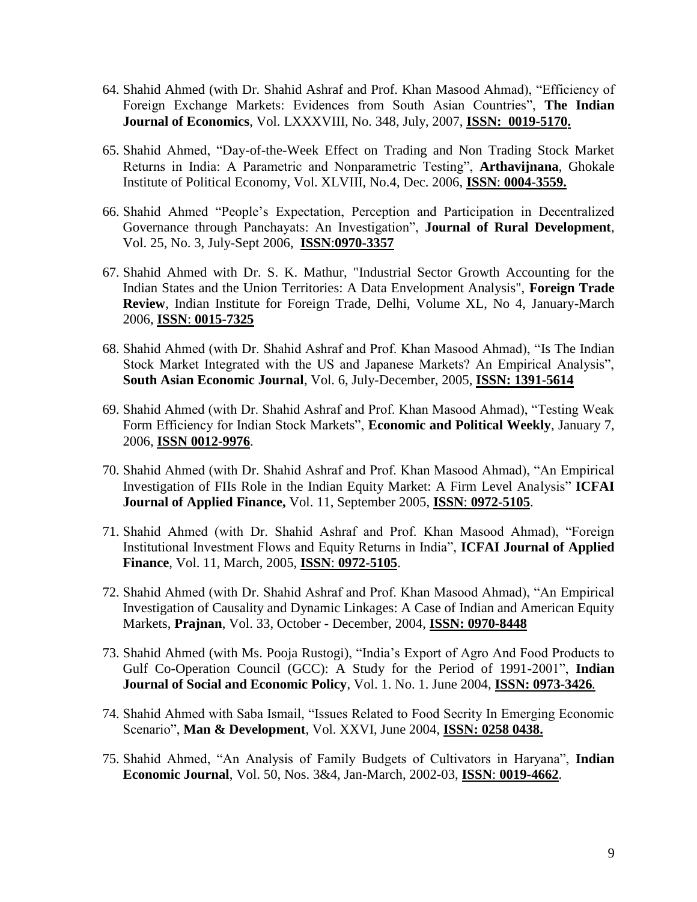64. Shahid Ahmed (with Dr. Shahid Ashraf and Prof. Khan Masood Ahmad), "Efficiency of Foreign Exchange Markets: Evidences from South Asian Countries", **The Indian Journal of Economics**, Vol. LXXXVIII, No. 348, July, 2007, **ISSN: 0019-5170.**

65. Shahid Ahmed, "Day-of-the-Week Effect on Trading and Non Trading Stock Market Returns in India: A Parametric and Nonparametric Testing", **Arthavijnana**, Ghokale Institute of Political Economy, Vol. XLVIII, No.4, Dec. 2006, **ISSN: 0004-3559.**

66. Shahid Ahmed "People's Expectation, Perception and Participation in Decentralized Governance through Panchayats: An Investigation", **Journal of Rural Development**, Vol. 25, No. 3, July-Sept 2006, **ISSN:0970-3357**

67. Shahid Ahmed with Dr. S. K. Mathur, "Industrial Sector Growth Accounting for the Indian States and the Union Territories: A Data Envelopment Analysis", **Foreign Trade Review**, Indian Institute for Foreign Trade, Delhi, Volume XL, No 4, January-March 2006, **ISSN: 0015-7325**

68. Shahid Ahmed (with Dr. Shahid Ashraf and Prof. Khan Masood Ahmad), "Is The Indian Stock Market Integrated with the US and Japanese Markets? An Empirical Analysis", **South Asian Economic Journal**, Vol. 6, July-December, 2005, **ISSN: 1391-5614**

69. Shahid Ahmed (with Dr. Shahid Ashraf and Prof. Khan Masood Ahmad), "Testing Weak Form Efficiency for Indian Stock Markets", **Economic and Political Weekly**, January 7, 2006, **ISSN 0012-9976**.

70. Shahid Ahmed (with Dr. Shahid Ashraf and Prof. Khan Masood Ahmad), "An Empirical Investigation of FIIs Role in the Indian Equity Market: A Firm Level Analysis" **ICFAI Journal of Applied Finance,** Vol. 11, September 2005, **ISSN: 0972-5105**.

71. Shahid Ahmed (with Dr. Shahid Ashraf and Prof. Khan Masood Ahmad), "Foreign Institutional Investment Flows and Equity Returns in India", **ICFAI Journal of Applied Finance**, Vol. 11, March, 2005, **ISSN: 0972-5105**.

72. Shahid Ahmed (with Dr. Shahid Ashraf and Prof. Khan Masood Ahmad), "An Empirical Investigation of Causality and Dynamic Linkages: A Case of Indian and American Equity Markets, **Prajnan**, Vol. 33, October - December, 2004, **ISSN: 0970-8448**

73. Shahid Ahmed (with Ms. Pooja Rustogi), "India's Export of Agro And Food Products to Gulf Co-Operation Council (GCC): A Study for the Period of 1991-2001", **Indian Journal of Social and Economic Policy**, Vol. 1. No. 1. June 2004, **ISSN: 0973-3426**.

74. Shahid Ahmed with Saba Ismail, "Issues Related to Food Secrity In Emerging Economic Scenario", **Man & Development**, Vol. XXVI, June 2004, **ISSN: 0258 0438.**

75. Shahid Ahmed, "An Analysis of Family Budgets of Cultivators in Haryana", **Indian Economic Journal**, Vol. 50, Nos. 3&4, Jan-March, 2002-03, **ISSN: 0019-4662**.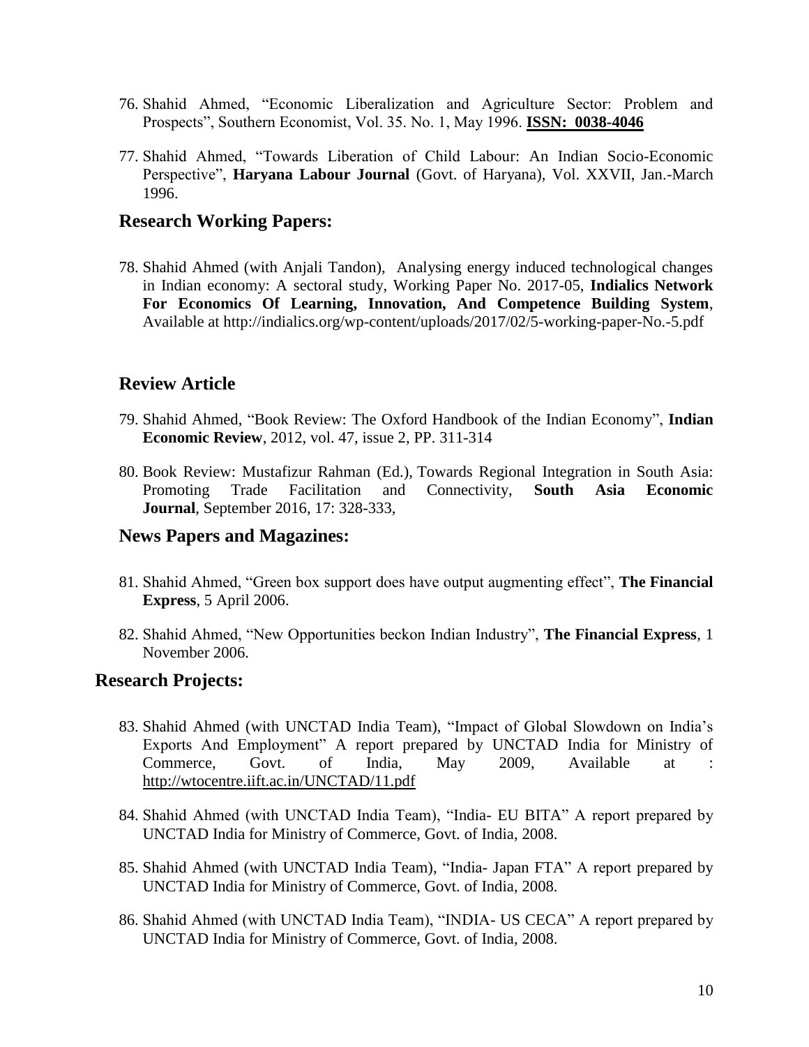76. Shahid Ahmed, "Economic Liberalization and Agriculture Sector: Problem and Prospects", Southern Economist, Vol. 35. No. 1, May 1996. **ISSN: 0038-4046**

77. Shahid Ahmed, "Towards Liberation of Child Labour: An Indian Socio-Economic Perspective", **Haryana Labour Journal** (Govt. of Haryana), Vol. XXVII, Jan.-March 1996.

## Research Working Papers:

78. Shahid Ahmed (with Anjali Tandon), Analysing energy induced technological changes in Indian economy: A sectoral study, Working Paper No. 2017-05, **Indialics Network For Economics Of Learning, Innovation, And Competence Building System**, Available at http://indialics.org/wp-content/uploads/2017/02/5-working-paper-No.-5.pdf

## Review Article

79. Shahid Ahmed, "Book Review: The Oxford Handbook of the Indian Economy", **Indian Economic Review**, 2012, vol. 47, issue 2, PP. 311-314

80. Book Review: Mustafizur Rahman (Ed.), Towards Regional Integration in South Asia: Promoting Trade Facilitation and Connectivity, **South Asia Economic Journal**, September 2016, 17: 328-333,

## News Papers and Magazines:

81. Shahid Ahmed, "Green box support does have output augmenting effect", **The Financial Express**, 5 April 2006.

82. Shahid Ahmed, "New Opportunities beckon Indian Industry", **The Financial Express**, 1 November 2006.

## Research Projects:

83. Shahid Ahmed (with UNCTAD India Team), "Impact of Global Slowdown on India's Exports And Employment" A report prepared by UNCTAD India for Ministry of Commerce, Govt. of India, May 2009, Available at : http://wtocentre.iift.ac.in/UNCTAD/11.pdf

84. Shahid Ahmed (with UNCTAD India Team), "India- EU BITA" A report prepared by UNCTAD India for Ministry of Commerce, Govt. of India, 2008.

85. Shahid Ahmed (with UNCTAD India Team), "India- Japan FTA" A report prepared by UNCTAD India for Ministry of Commerce, Govt. of India, 2008.

86. Shahid Ahmed (with UNCTAD India Team), "INDIA- US CECA" A report prepared by UNCTAD India for Ministry of Commerce, Govt. of India, 2008.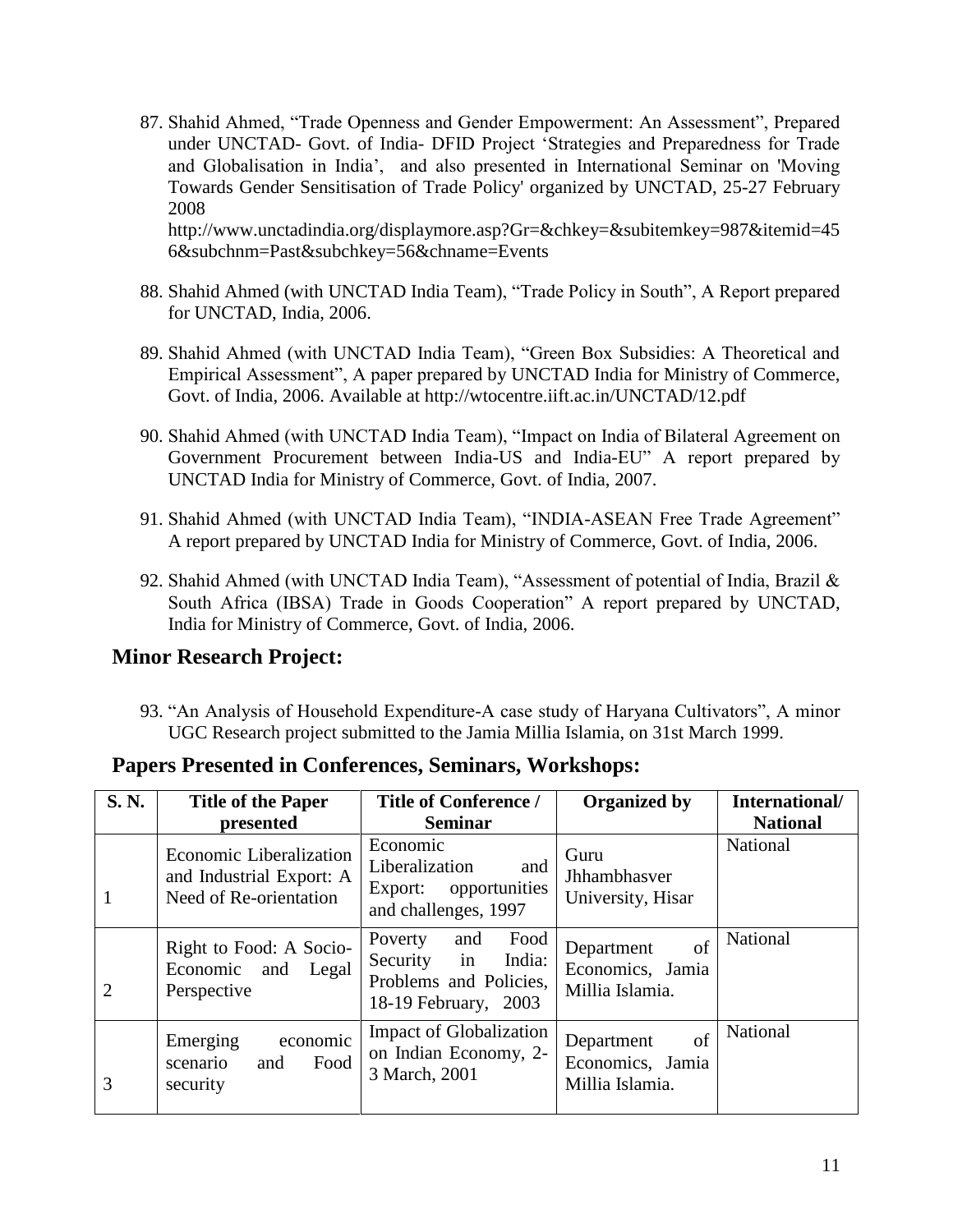87. Shahid Ahmed, "Trade Openness and Gender Empowerment: An Assessment", Prepared under UNCTAD- Govt. of India- DFID Project 'Strategies and Preparedness for Trade and Globalisation in India', and also presented in International Seminar on 'Moving Towards Gender Sensitisation of Trade Policy' organized by UNCTAD, 25-27 February 2008
http://www.unctadindia.org/displaymore.asp?Gr=&chkey=&subitemkey=987&itemid=456&subchnm=Past&subchkey=56&chname=Events

88. Shahid Ahmed (with UNCTAD India Team), "Trade Policy in South", A Report prepared for UNCTAD, India, 2006.

89. Shahid Ahmed (with UNCTAD India Team), "Green Box Subsidies: A Theoretical and Empirical Assessment", A paper prepared by UNCTAD India for Ministry of Commerce, Govt. of India, 2006. Available at http://wtocentre.iift.ac.in/UNCTAD/12.pdf

90. Shahid Ahmed (with UNCTAD India Team), "Impact on India of Bilateral Agreement on Government Procurement between India-US and India-EU" A report prepared by UNCTAD India for Ministry of Commerce, Govt. of India, 2007.

91. Shahid Ahmed (with UNCTAD India Team), "INDIA-ASEAN Free Trade Agreement" A report prepared by UNCTAD India for Ministry of Commerce, Govt. of India, 2006.

92. Shahid Ahmed (with UNCTAD India Team), "Assessment of potential of India, Brazil & South Africa (IBSA) Trade in Goods Cooperation" A report prepared by UNCTAD, India for Ministry of Commerce, Govt. of India, 2006.

## Minor Research Project:

93. "An Analysis of Household Expenditure-A case study of Haryana Cultivators", A minor UGC Research project submitted to the Jamia Millia Islamia, on 31st March 1999.

## Papers Presented in Conferences, Seminars, Workshops:

| S. N. | Title of the Paper presented | Title of Conference / Seminar | Organized by | International/ National |
|---|---|---|---|---|
| 1 | Economic Liberalization and Industrial Export: A Need of Re-orientation | Economic Liberalization and Export: opportunities and challenges, 1997 | Guru Jhhambhasver University, Hisar | National |
| 2 | Right to Food: A Socio-Economic and Legal Perspective | Poverty and Food Security in India: Problems and Policies, 18-19 February, 2003 | Department of Economics, Jamia Millia Islamia. | National |
| 3 | Emerging economic scenario and Food security | Impact of Globalization on Indian Economy, 2-3 March, 2001 | Department of Economics, Jamia Millia Islamia. | National |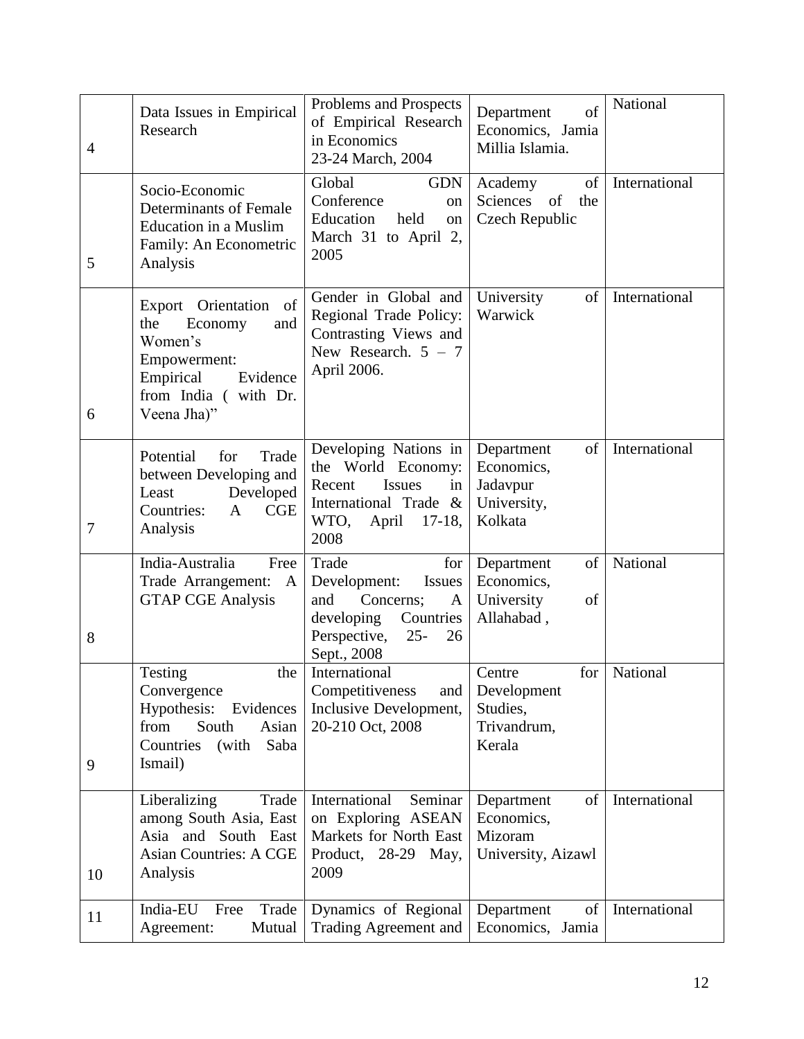| 4 | Data Issues in Empirical Research | Problems and Prospects of Empirical Research in Economics 23-24 March, 2004 | Department of Economics, Jamia Millia Islamia. | National |
|---|---|---|---|---|
| 5 | Socio-Economic Determinants of Female Education in a Muslim Family: An Econometric Analysis | Global GDN Conference on Education held on March 31 to April 2, 2005 | Academy of Sciences of the Czech Republic | International |
| 6 | Export Orientation of the Economy and Women's Empowerment: Empirical Evidence from India ( with Dr. Veena Jha)" | Gender in Global and Regional Trade Policy: Contrasting Views and New Research. 5 – 7 April 2006. | University of Warwick | International |
| 7 | Potential for Trade between Developing and Least Developed Countries: A CGE Analysis | Developing Nations in the World Economy: Recent Issues in International Trade & WTO, April 17-18, 2008 | Department of Economics, Jadavpur University, Kolkata | International |
| 8 | India-Australia Free Trade Arrangement: A GTAP CGE Analysis | Trade for Development: Issues and Concerns; A developing Countries Perspective, 25- 26 Sept., 2008 | Department of Economics, University of Allahabad , | National |
| 9 | Testing the Convergence Hypothesis: Evidences from South Asian Countries (with Saba Ismail) | International Competitiveness and Inclusive Development, 20-210 Oct, 2008 | Centre for Development Studies, Trivandrum, Kerala | National |
| 10 | Liberalizing Trade among South Asia, East Asia and South East Asian Countries: A CGE Analysis | International Seminar on Exploring ASEAN Markets for North East Product, 28-29 May, 2009 | Department of Economics, Mizoram University, Aizawl | International |
| 11 | India-EU Free Trade Agreement: Mutual | Dynamics of Regional Trading Agreement and | Department of Economics, Jamia | International |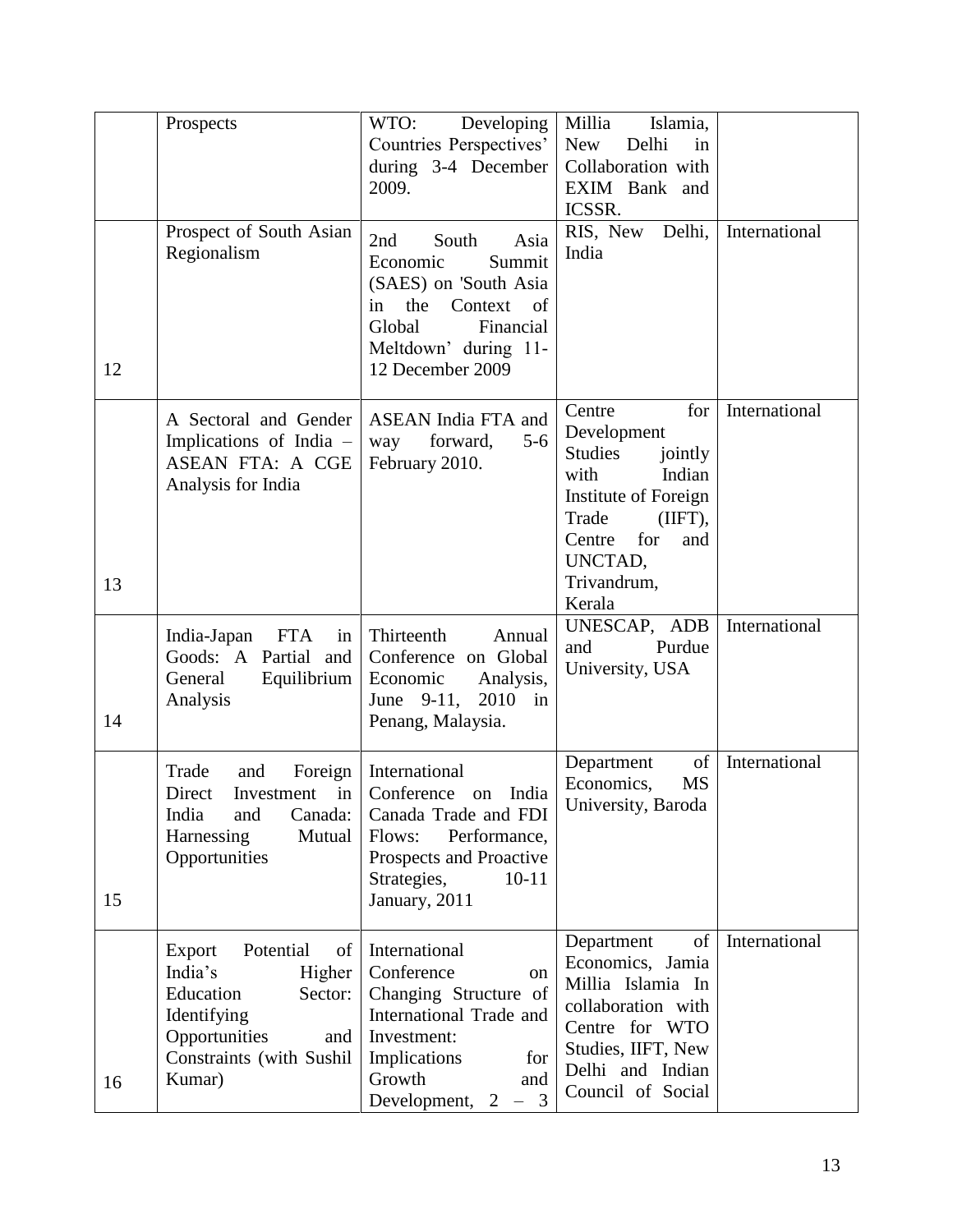| | | | | |
|---|---|---|---|---|
| | Prospects | WTO: Developing Countries Perspectives' during 3-4 December 2009. | Millia Islamia, New Delhi in Collaboration with EXIM Bank and ICSSR. | |
| 12 | Prospect of South Asian Regionalism | 2nd South Asia Economic Summit (SAES) on 'South Asia in the Context of Global Financial Meltdown' during 11-12 December 2009 | RIS, New Delhi, India | International |
| 13 | A Sectoral and Gender Implications of India – ASEAN FTA: A CGE Analysis for India | ASEAN India FTA and way forward, 5-6 February 2010. | Centre for Development Studies jointly with Indian Institute of Foreign Trade (IIFT), Centre for and UNCTAD, Trivandrum, Kerala | International |
| 14 | India-Japan FTA in Goods: A Partial and General Equilibrium Analysis | Thirteenth Annual Conference on Global Economic Analysis, June 9-11, 2010 in Penang, Malaysia. | UNESCAP, ADB and Purdue University, USA | International |
| 15 | Trade and Foreign Direct Investment in India and Canada: Harnessing Mutual Opportunities | International Conference on India Canada Trade and FDI Flows: Performance, Prospects and Proactive Strategies, 10-11 January, 2011 | Department of Economics, MS University, Baroda | International |
| 16 | Export Potential of India's Higher Education Sector: Identifying Opportunities and Constraints (with Sushil Kumar) | International Conference on Changing Structure of International Trade and Investment: Implications for Growth and Development, 2 – 3 | Department of Economics, Jamia Millia Islamia In collaboration with Centre for WTO Studies, IIFT, New Delhi and Indian Council of Social | International |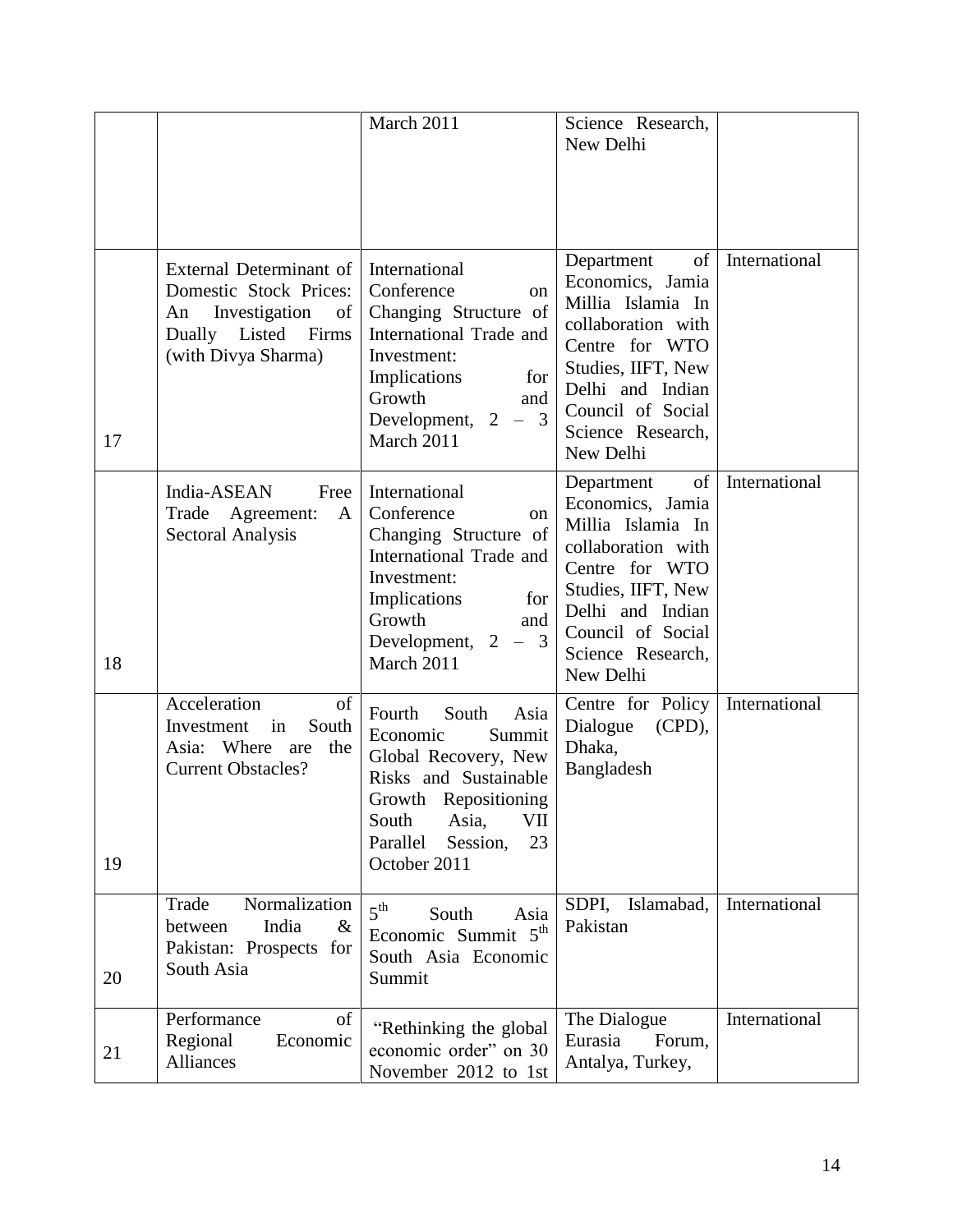| | | | | |
|---|---|---|---|---|
| | | March 2011 | Science Research, New Delhi | |
| 17 | External Determinant of Domestic Stock Prices: An Investigation of Dually Listed Firms (with Divya Sharma) | International Conference on Changing Structure of International Trade and Investment: Implications for Growth and Development, 2 – 3 March 2011 | Department of Economics, Jamia Millia Islamia In collaboration with Centre for WTO Studies, IIFT, New Delhi and Indian Council of Social Science Research, New Delhi | International |
| 18 | India-ASEAN Free Trade Agreement: A Sectoral Analysis | International Conference on Changing Structure of International Trade and Investment: Implications for Growth and Development, 2 – 3 March 2011 | Department of Economics, Jamia Millia Islamia In collaboration with Centre for WTO Studies, IIFT, New Delhi and Indian Council of Social Science Research, New Delhi | International |
| 19 | Acceleration of Investment in South Asia: Where are the Current Obstacles? | Fourth South Asia Economic Summit Global Recovery, New Risks and Sustainable Growth Repositioning South Asia, VII Parallel Session, 23 October 2011 | Centre for Policy Dialogue (CPD), Dhaka, Bangladesh | International |
| 20 | Trade Normalization between India & Pakistan: Prospects for South Asia | 5th South Asia Economic Summit 5th South Asia Economic Summit | SDPI, Islamabad, Pakistan | International |
| 21 | Performance of Regional Economic Alliances | "Rethinking the global economic order" on 30 November 2012 to 1st | The Dialogue Eurasia Forum, Antalya, Turkey, | International |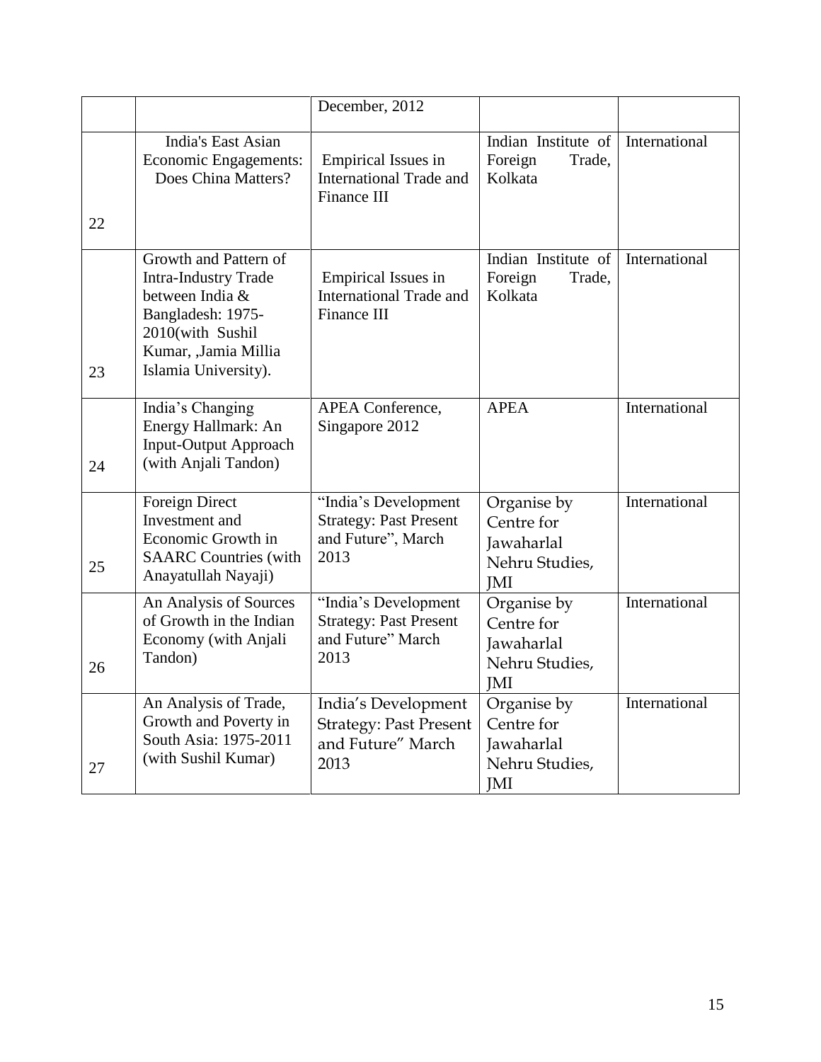| | | | | |
|---|---|---|---|---|
| | | December, 2012 | | |
| 22 | India's East Asian Economic Engagements: Does China Matters? | Empirical Issues in International Trade and Finance III | Indian Institute of Foreign Trade, Kolkata | International |
| 23 | Growth and Pattern of Intra-Industry Trade between India & Bangladesh: 1975-2010(with Sushil Kumar, ,Jamia Millia Islamia University). | Empirical Issues in International Trade and Finance III | Indian Institute of Foreign Trade, Kolkata | International |
| 24 | India's Changing Energy Hallmark: An Input-Output Approach (with Anjali Tandon) | APEA Conference, Singapore 2012 | APEA | International |
| 25 | Foreign Direct Investment and Economic Growth in SAARC Countries (with Anayatullah Nayaji) | "India's Development Strategy: Past Present and Future", March 2013 | Organise by Centre for Jawaharlal Nehru Studies, JMI | International |
| 26 | An Analysis of Sources of Growth in the Indian Economy (with Anjali Tandon) | "India's Development Strategy: Past Present and Future" March 2013 | Organise by Centre for Jawaharlal Nehru Studies, JMI | International |
| 27 | An Analysis of Trade, Growth and Poverty in South Asia: 1975-2011 (with Sushil Kumar) | India's Development Strategy: Past Present and Future" March 2013 | Organise by Centre for Jawaharlal Nehru Studies, JMI | International |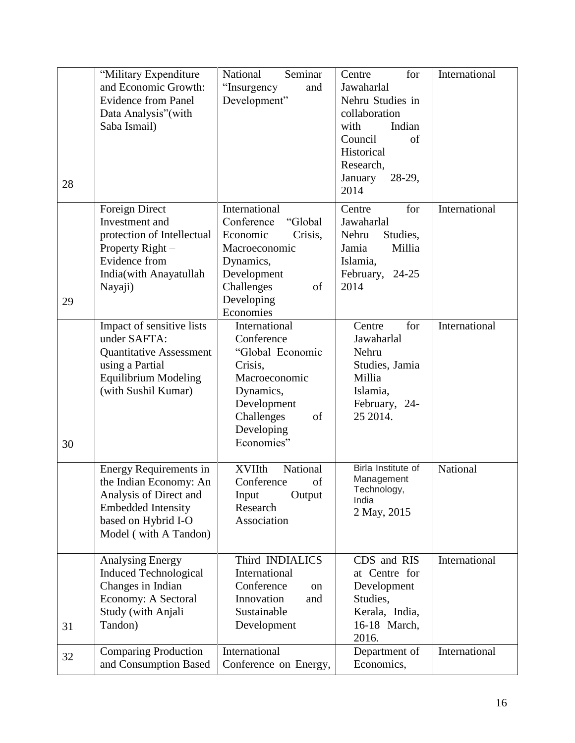| 28 | "Military Expenditure and Economic Growth: Evidence from Panel Data Analysis"(with Saba Ismail) | National Seminar "Insurgency and Development" | Centre for Jawaharlal Nehru Studies in collaboration with Indian Council of Historical Research, January 28-29, 2014 | International |
|---|---|---|---|---|
| 29 | Foreign Direct Investment and protection of Intellectual Property Right – Evidence from India(with Anayatullah Nayaji) | International Conference "Global Economic Crisis, Macroeconomic Dynamics, Development Challenges of Developing Economies | Centre for Jawaharlal Nehru Studies, Jamia Millia Islamia, February, 24-25 2014 | International |
| 30 | Impact of sensitive lists under SAFTA: Quantitative Assessment using a Partial Equilibrium Modeling (with Sushil Kumar) | International Conference "Global Economic Crisis, Macroeconomic Dynamics, Development Challenges of Developing Economies" | Centre for Jawaharlal Nehru Studies, Jamia Millia Islamia, February, 24-25 2014. | International |
| | Energy Requirements in the Indian Economy: An Analysis of Direct and Embedded Intensity based on Hybrid I-O Model ( with A Tandon) | XVIIth National Conference of Input Output Research Association | Birla Institute of Management Technology, India 2 May, 2015 | National |
| 31 | Analysing Energy Induced Technological Changes in Indian Economy: A Sectoral Study (with Anjali Tandon) | Third INDIALICS International Conference on Innovation and Sustainable Development | CDS and RIS at Centre for Development Studies, Kerala, India, 16-18 March, 2016. | International |
| 32 | Comparing Production and Consumption Based | International Conference on Energy, | Department of Economics, | International |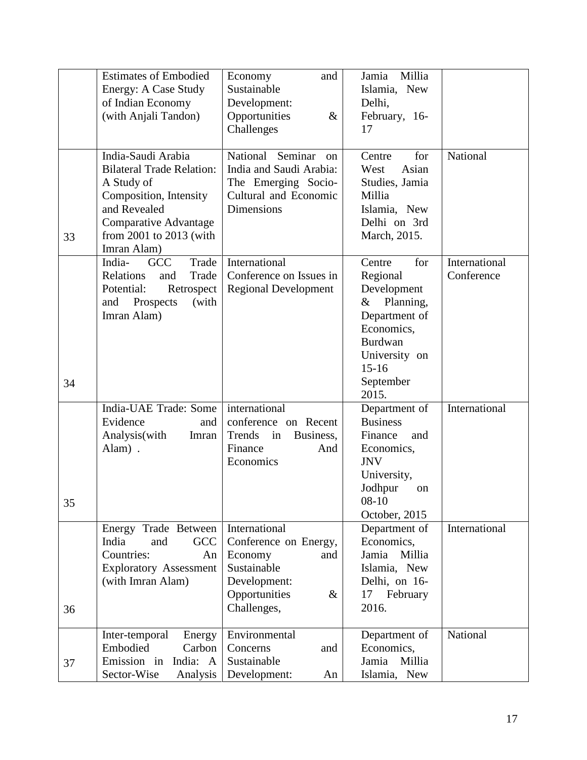| | | | | |
|---|---|---|---|---|
| | Estimates of Embodied Energy: A Case Study of Indian Economy (with Anjali Tandon) | Economy and Sustainable Development: Opportunities & Challenges | Jamia Millia Islamia, New Delhi, February, 16-17 | |
| 33 | India-Saudi Arabia Bilateral Trade Relation: A Study of Composition, Intensity and Revealed Comparative Advantage from 2001 to 2013 (with Imran Alam) | National Seminar on India and Saudi Arabia: The Emerging Socio-Cultural and Economic Dimensions | Centre for West Asian Studies, Jamia Millia Islamia, New Delhi on 3rd March, 2015. | National |
| 34 | India- GCC Trade Relations and Trade Potential: Retrospect and Prospects (with Imran Alam) | International Conference on Issues in Regional Development | Centre for Regional Development & Planning, Department of Economics, Burdwan University on 15-16 September 2015. | International Conference |
| 35 | India-UAE Trade: Some Evidence and Analysis(with Imran Alam) . | international conference on Recent Trends in Business, Finance And Economics | Department of Business Finance and Economics, JNV University, Jodhpur on 08-10 October, 2015 | International |
| 36 | Energy Trade Between India and GCC Countries: An Exploratory Assessment (with Imran Alam) | International Conference on Energy, Economy and Sustainable Development: Opportunities & Challenges, | Department of Economics, Jamia Millia Islamia, New Delhi, on 16-17 February 2016. | International |
| 37 | Inter-temporal Energy Embodied Carbon Emission in India: A Sector-Wise Analysis | Environmental Concerns and Sustainable Development: An | Department of Economics, Jamia Millia Islamia, New | National |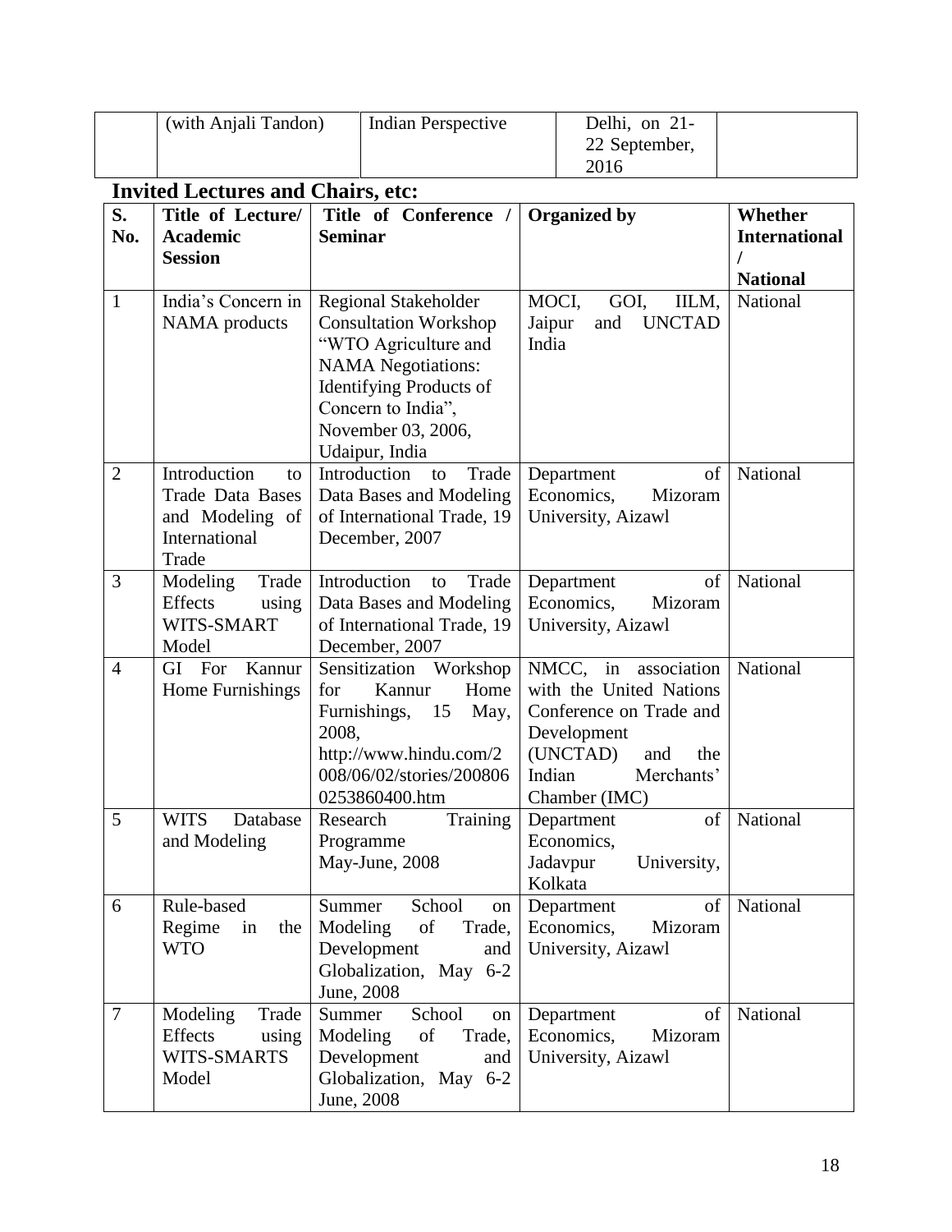| | (with Anjali Tandon) | Indian Perspective | Delhi, on 21-22 September, 2016 | |
|---|---|---|---|---|

## Invited Lectures and Chairs, etc:

| S. No. | Title of Lecture/ Academic Session | Title of Conference / Seminar | Organized by | Whether International / National |
|---|---|---|---|---|
| 1 | India's Concern in NAMA products | Regional Stakeholder Consultation Workshop "WTO Agriculture and NAMA Negotiations: Identifying Products of Concern to India", November 03, 2006, Udaipur, India | MOCI, GOI, IILM, Jaipur and UNCTAD India | National |
| 2 | Introduction to Trade Data Bases and Modeling of International Trade | Introduction to Trade Data Bases and Modeling of International Trade, 19 December, 2007 | Department of Economics, Mizoram University, Aizawl | National |
| 3 | Modeling Trade Effects using WITS-SMART Model | Introduction to Trade Data Bases and Modeling of International Trade, 19 December, 2007 | Department of Economics, Mizoram University, Aizawl | National |
| 4 | GI For Kannur Home Furnishings | Sensitization Workshop for Kannur Home Furnishings, 15 May, 2008, http://www.hindu.com/2008/06/02/stories/2008060253860400.htm | NMCC, in association with the United Nations Conference on Trade and Development (UNCTAD) and the Indian Merchants' Chamber (IMC) | National |
| 5 | WITS Database and Modeling | Research Training Programme May-June, 2008 | Department of Economics, Jadavpur University, Kolkata | National |
| 6 | Rule-based Regime in the WTO | Summer School on Modeling of Trade, Development and Globalization, May 6-2 June, 2008 | Department of Economics, Mizoram University, Aizawl | National |
| 7 | Modeling Trade Effects using WITS-SMARTS Model | Summer School on Modeling of Trade, Development and Globalization, May 6-2 June, 2008 | Department of Economics, Mizoram University, Aizawl | National |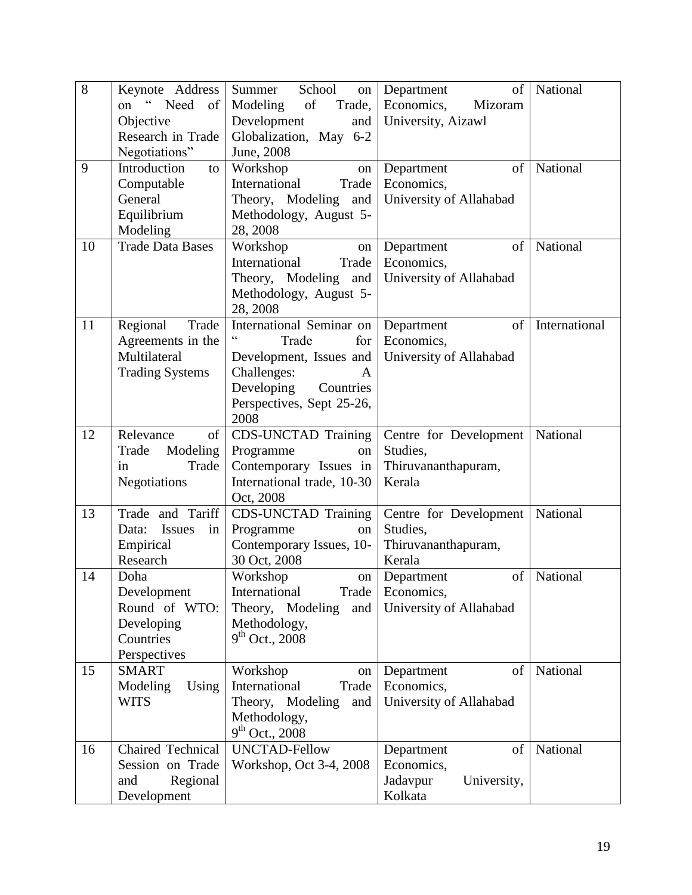| 8 | Keynote Address on " Need of Objective Research in Trade Negotiations" | Summer School on Modeling of Trade, Development and Globalization, May 6-2 June, 2008 | Department of Economics, Mizoram University, Aizawl | National |
|---|---|---|---|---|
| 9 | Introduction to Computable General Equilibrium Modeling | Workshop on International Trade Theory, Modeling and Methodology, August 5-28, 2008 | Department of Economics, University of Allahabad | National |
| 10 | Trade Data Bases | Workshop on International Trade Theory, Modeling and Methodology, August 5-28, 2008 | Department of Economics, University of Allahabad | National |
| 11 | Regional Trade Agreements in the Multilateral Trading Systems | International Seminar on " Trade for Development, Issues and Challenges: A Developing Countries Perspectives, Sept 25-26, 2008 | Department of Economics, University of Allahabad | International |
| 12 | Relevance of Trade Modeling in Trade Negotiations | CDS-UNCTAD Training Programme on Contemporary Issues in International trade, 10-30 Oct, 2008 | Centre for Development Studies, Thiruvananthapuram, Kerala | National |
| 13 | Trade and Tariff Data: Issues in Empirical Research | CDS-UNCTAD Training Programme on Contemporary Issues, 10-30 Oct, 2008 | Centre for Development Studies, Thiruvananthapuram, Kerala | National |
| 14 | Doha Development Round of WTO: Developing Countries Perspectives | Workshop on International Trade Theory, Modeling and Methodology, 9th Oct., 2008 | Department of Economics, University of Allahabad | National |
| 15 | SMART Modeling Using WITS | Workshop on International Trade Theory, Modeling and Methodology, 9th Oct., 2008 | Department of Economics, University of Allahabad | National |
| 16 | Chaired Technical Session on Trade and Regional Development | UNCTAD-Fellow Workshop, Oct 3-4, 2008 | Department of Economics, Jadavpur University, Kolkata | National |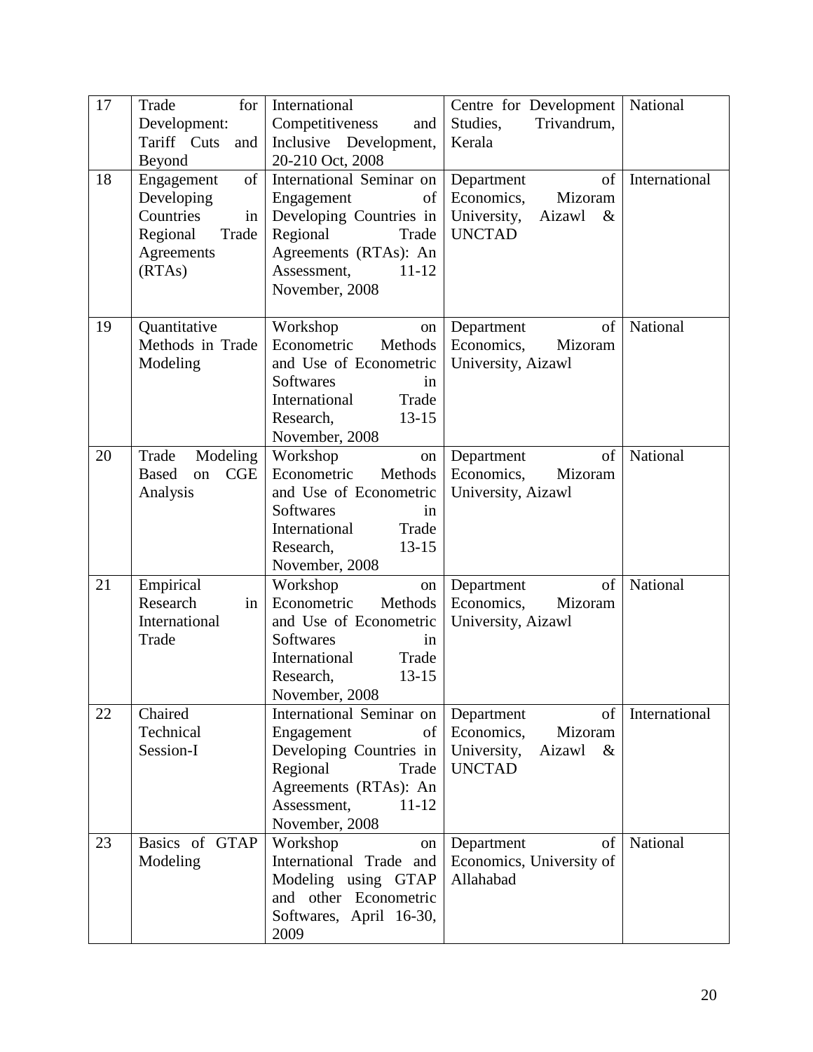| 17 | Trade for Development: Tariff Cuts and Beyond | International Competitiveness and Inclusive Development, 20-210 Oct, 2008 | Centre for Development Studies, Trivandrum, Kerala | National |
|---|---|---|---|---|
| 18 | Engagement of Developing Countries in Regional Trade Agreements (RTAs) | International Seminar on Engagement of Developing Countries in Regional Trade Agreements (RTAs): An Assessment, 11-12 November, 2008 | Department of Economics, Mizoram University, Aizawl & UNCTAD | International |
| 19 | Quantitative Methods in Trade Modeling | Workshop on Econometric Methods and Use of Econometric Softwares in International Trade Research, 13-15 November, 2008 | Department of Economics, Mizoram University, Aizawl | National |
| 20 | Trade Modeling Based on CGE Analysis | Workshop on Econometric Methods and Use of Econometric Softwares in International Trade Research, 13-15 November, 2008 | Department of Economics, Mizoram University, Aizawl | National |
| 21 | Empirical Research in International Trade | Workshop on Econometric Methods and Use of Econometric Softwares in International Trade Research, 13-15 November, 2008 | Department of Economics, Mizoram University, Aizawl | National |
| 22 | Chaired Technical Session-I | International Seminar on Engagement of Developing Countries in Regional Trade Agreements (RTAs): An Assessment, 11-12 November, 2008 | Department of Economics, Mizoram University, Aizawl & UNCTAD | International |
| 23 | Basics of GTAP Modeling | Workshop on International Trade and Modeling using GTAP and other Econometric Softwares, April 16-30, 2009 | Department of Economics, University of Allahabad | National |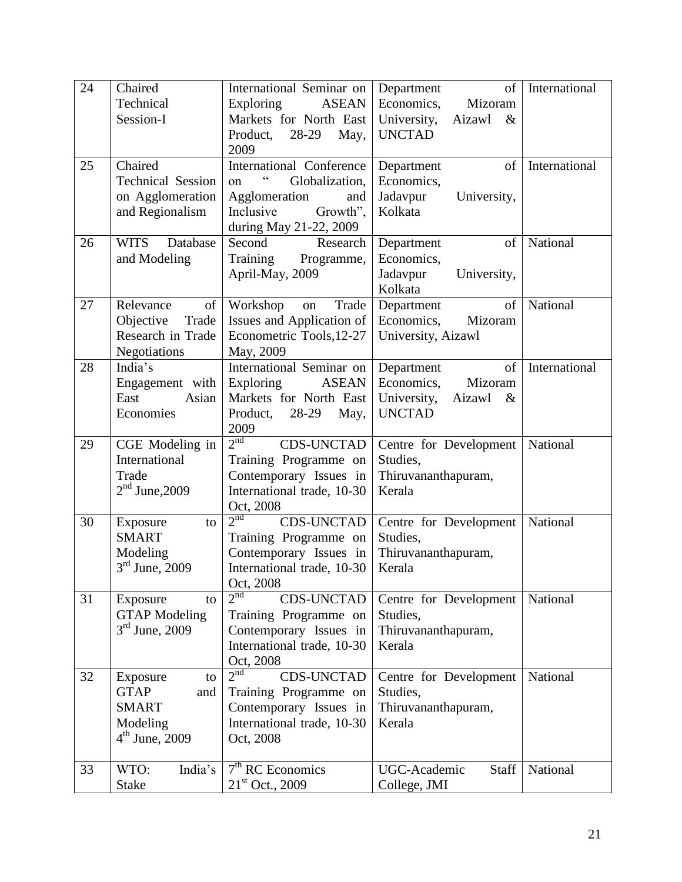| 24 | Chaired Technical Session-I | International Seminar on Exploring ASEAN Markets for North East Product, 28-29 May, 2009 | Department of Economics, Mizoram University, Aizawl & UNCTAD | International |
|---|---|---|---|---|
| 25 | Chaired Technical Session on Agglomeration and Regionalism | International Conference on " Globalization, Agglomeration and Inclusive Growth", during May 21-22, 2009 | Department of Economics, Jadavpur University, Kolkata | International |
| 26 | WITS Database and Modeling | Second Research Training Programme, April-May, 2009 | Department of Economics, Jadavpur University, Kolkata | National |
| 27 | Relevance of Objective Trade Research in Trade Negotiations | Workshop on Trade Issues and Application of Econometric Tools,12-27 May, 2009 | Department of Economics, Mizoram University, Aizawl | National |
| 28 | India's Engagement with East Asian Economies | International Seminar on Exploring ASEAN Markets for North East Product, 28-29 May, 2009 | Department of Economics, Mizoram University, Aizawl & UNCTAD | International |
| 29 | CGE Modeling in International Trade 2nd June,2009 | 2nd CDS-UNCTAD Training Programme on Contemporary Issues in International trade, 10-30 Oct, 2008 | Centre for Development Studies, Thiruvananthapuram, Kerala | National |
| 30 | Exposure to SMART Modeling 3rd June, 2009 | 2nd CDS-UNCTAD Training Programme on Contemporary Issues in International trade, 10-30 Oct, 2008 | Centre for Development Studies, Thiruvananthapuram, Kerala | National |
| 31 | Exposure to GTAP Modeling 3rd June, 2009 | 2nd CDS-UNCTAD Training Programme on Contemporary Issues in International trade, 10-30 Oct, 2008 | Centre for Development Studies, Thiruvananthapuram, Kerala | National |
| 32 | Exposure to GTAP and SMART Modeling 4th June, 2009 | 2nd CDS-UNCTAD Training Programme on Contemporary Issues in International trade, 10-30 Oct, 2008 | Centre for Development Studies, Thiruvananthapuram, Kerala | National |
| 33 | WTO: India's Stake | 7th RC Economics 21st Oct., 2009 | UGC-Academic Staff College, JMI | National |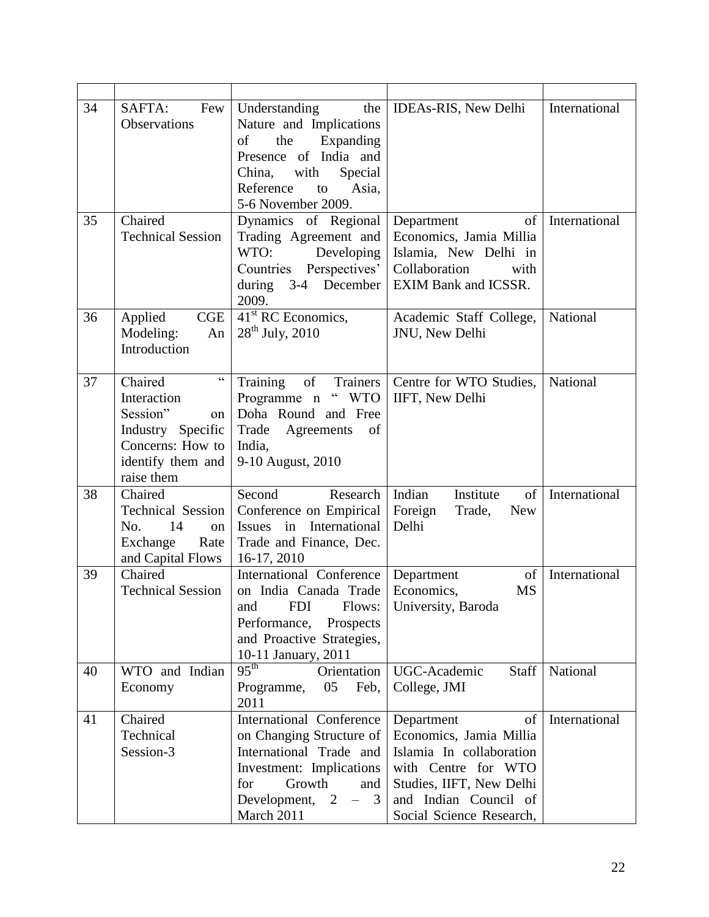|  |  |  |  |  |
|---|---|---|---|---|
| 34 | SAFTA: Few Observations | Understanding the Nature and Implications of the Expanding Presence of India and China, with Special Reference to Asia, 5-6 November 2009. | IDEAs-RIS, New Delhi | International |
| 35 | Chaired Technical Session | Dynamics of Regional Trading Agreement and WTO: Developing Countries Perspectives' during 3-4 December 2009. | Department of Economics, Jamia Millia Islamia, New Delhi in Collaboration with EXIM Bank and ICSSR. | International |
| 36 | Applied CGE Modeling: An Introduction | 41st RC Economics, 28th July, 2010 | Academic Staff College, JNU, New Delhi | National |
| 37 | Chaired " Interaction Session" on Industry Specific Concerns: How to identify them and raise them | Training of Trainers Programme n " WTO Doha Round and Free Trade Agreements of India, 9-10 August, 2010 | Centre for WTO Studies, IIFT, New Delhi | National |
| 38 | Chaired Technical Session No. 14 on Exchange Rate and Capital Flows | Second Research Conference on Empirical Issues in International Trade and Finance, Dec. 16-17, 2010 | Indian Institute of Foreign Trade, New Delhi | International |
| 39 | Chaired Technical Session | International Conference on India Canada Trade and FDI Flows: Performance, Prospects and Proactive Strategies, 10-11 January, 2011 | Department of Economics, MS University, Baroda | International |
| 40 | WTO and Indian Economy | 95th Orientation Programme, 05 Feb, 2011 | UGC-Academic Staff College, JMI | National |
| 41 | Chaired Technical Session-3 | International Conference on Changing Structure of International Trade and Investment: Implications for Growth and Development, 2 – 3 March 2011 | Department of Economics, Jamia Millia Islamia In collaboration with Centre for WTO Studies, IIFT, New Delhi and Indian Council of Social Science Research, | International |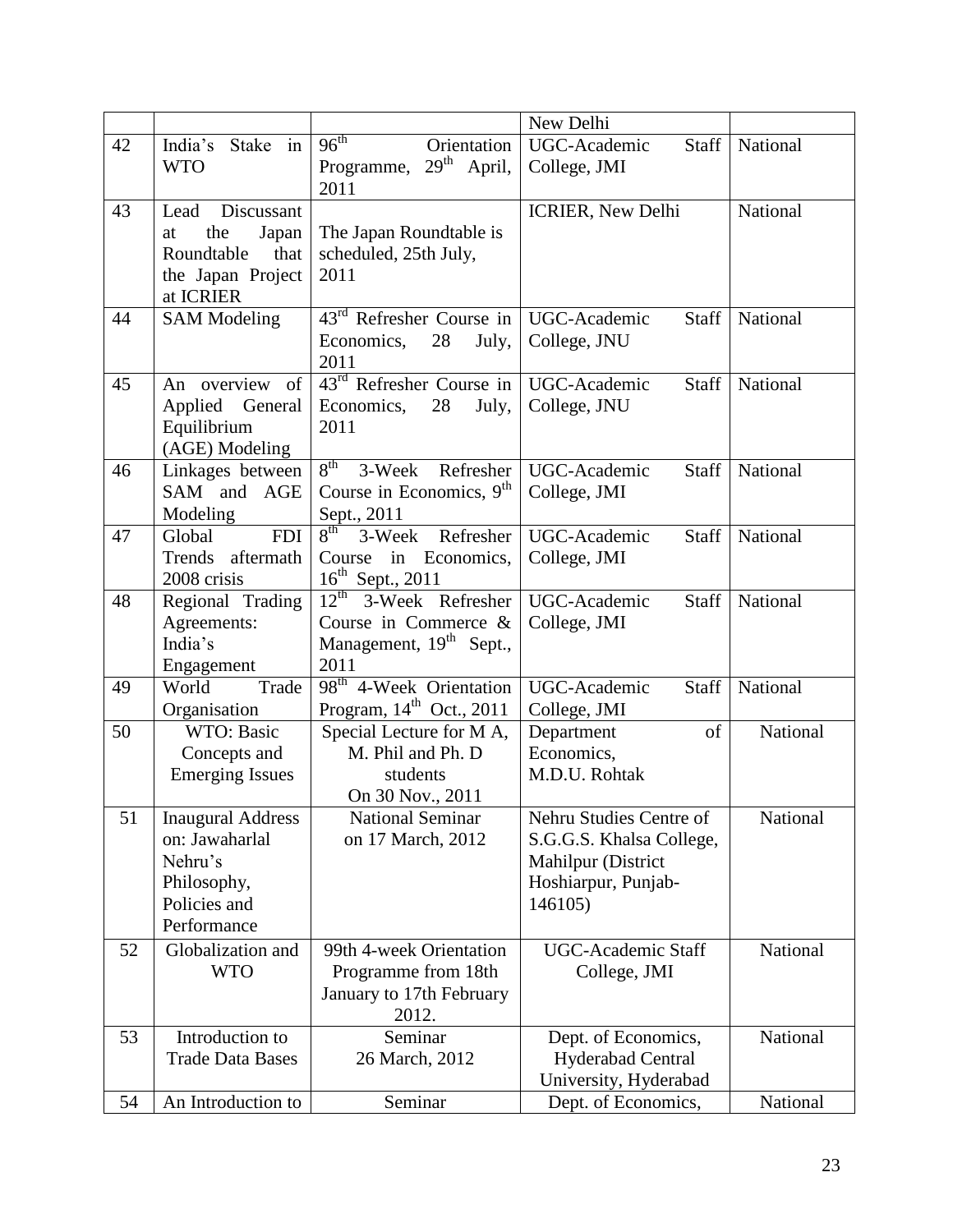| | | | New Delhi | |
|---|---|---|---|---|
| 42 | India's Stake in WTO | 96th Orientation Programme, 29th April, 2011 | UGC-Academic Staff College, JMI | National |
| 43 | Lead Discussant at the Japan Roundtable that the Japan Project at ICRIER | The Japan Roundtable is scheduled, 25th July, 2011 | ICRIER, New Delhi | National |
| 44 | SAM Modeling | 43rd Refresher Course in Economics, 28 July, 2011 | UGC-Academic Staff College, JNU | National |
| 45 | An overview of Applied General Equilibrium (AGE) Modeling | 43rd Refresher Course in Economics, 28 July, 2011 | UGC-Academic Staff College, JNU | National |
| 46 | Linkages between SAM and AGE Modeling | 8th 3-Week Refresher Course in Economics, 9th Sept., 2011 | UGC-Academic Staff College, JMI | National |
| 47 | Global FDI Trends aftermath 2008 crisis | 8th 3-Week Refresher Course in Economics, 16th Sept., 2011 | UGC-Academic Staff College, JMI | National |
| 48 | Regional Trading Agreements: India's Engagement | 12th 3-Week Refresher Course in Commerce & Management, 19th Sept., 2011 | UGC-Academic Staff College, JMI | National |
| 49 | World Trade Organisation | 98th 4-Week Orientation Program, 14th Oct., 2011 | UGC-Academic Staff College, JMI | National |
| 50 | WTO: Basic Concepts and Emerging Issues | Special Lecture for M A, M. Phil and Ph. D students On 30 Nov., 2011 | Department of Economics, M.D.U. Rohtak | National |
| 51 | Inaugural Address on: Jawaharlal Nehru's Philosophy, Policies and Performance | National Seminar on 17 March, 2012 | Nehru Studies Centre of S.G.G.S. Khalsa College, Mahilpur (District Hoshiarpur, Punjab-146105) | National |
| 52 | Globalization and WTO | 99th 4-week Orientation Programme from 18th January to 17th February 2012. | UGC-Academic Staff College, JMI | National |
| 53 | Introduction to Trade Data Bases | Seminar 26 March, 2012 | Dept. of Economics, Hyderabad Central University, Hyderabad | National |
| 54 | An Introduction to | Seminar | Dept. of Economics, | National |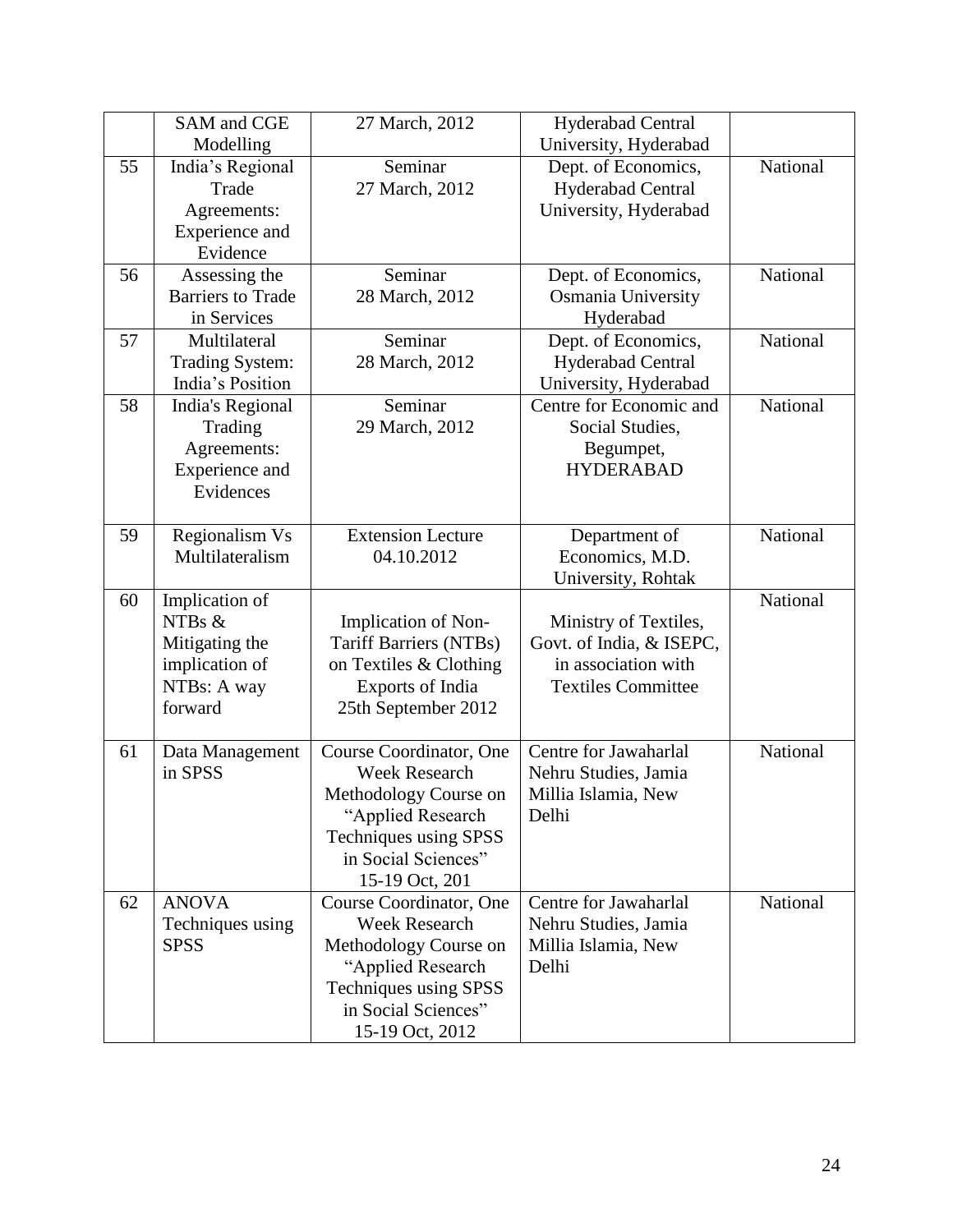| | SAM and CGE Modelling | 27 March, 2012 | Hyderabad Central University, Hyderabad | |
|---|---|---|---|---|
| 55 | India's Regional Trade Agreements: Experience and Evidence | Seminar 27 March, 2012 | Dept. of Economics, Hyderabad Central University, Hyderabad | National |
| 56 | Assessing the Barriers to Trade in Services | Seminar 28 March, 2012 | Dept. of Economics, Osmania University Hyderabad | National |
| 57 | Multilateral Trading System: India's Position | Seminar 28 March, 2012 | Dept. of Economics, Hyderabad Central University, Hyderabad | National |
| 58 | India's Regional Trading Agreements: Experience and Evidences | Seminar 29 March, 2012 | Centre for Economic and Social Studies, Begumpet, HYDERABAD | National |
| 59 | Regionalism Vs Multilateralism | Extension Lecture 04.10.2012 | Department of Economics, M.D. University, Rohtak | National |
| 60 | Implication of NTBs & Mitigating the implication of NTBs: A way forward | Implication of Non-Tariff Barriers (NTBs) on Textiles & Clothing Exports of India 25th September 2012 | Ministry of Textiles, Govt. of India, & ISEPC, in association with Textiles Committee | National |
| 61 | Data Management in SPSS | Course Coordinator, One Week Research Methodology Course on "Applied Research Techniques using SPSS in Social Sciences" 15-19 Oct, 201 | Centre for Jawaharlal Nehru Studies, Jamia Millia Islamia, New Delhi | National |
| 62 | ANOVA Techniques using SPSS | Course Coordinator, One Week Research Methodology Course on "Applied Research Techniques using SPSS in Social Sciences" 15-19 Oct, 2012 | Centre for Jawaharlal Nehru Studies, Jamia Millia Islamia, New Delhi | National |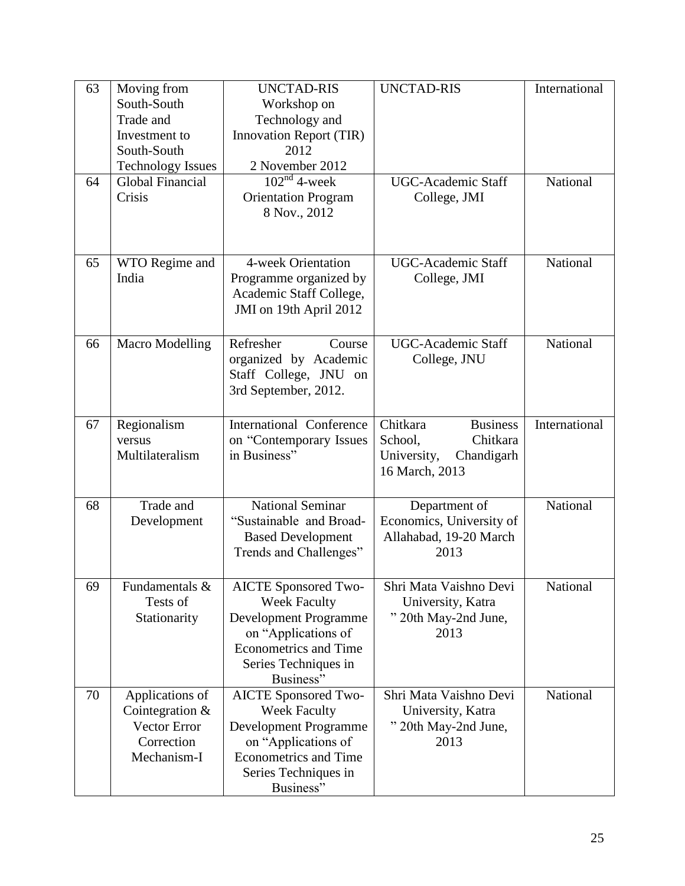| 63 | Moving from South-South Trade and Investment to South-South Technology Issues | UNCTAD-RIS Workshop on Technology and Innovation Report (TIR) 2012 2 November 2012 | UNCTAD-RIS | International |
|---|---|---|---|---|
| 64 | Global Financial Crisis | $102^{nd}$ 4-week Orientation Program 8 Nov., 2012 | UGC-Academic Staff College, JMI | National |
| 65 | WTO Regime and India | 4-week Orientation Programme organized by Academic Staff College, JMI on 19th April 2012 | UGC-Academic Staff College, JMI | National |
| 66 | Macro Modelling | Refresher Course organized by Academic Staff College, JNU on 3rd September, 2012. | UGC-Academic Staff College, JNU | National |
| 67 | Regionalism versus Multilateralism | International Conference on "Contemporary Issues in Business" | Chitkara Business School, Chitkara University, Chandigarh 16 March, 2013 | International |
| 68 | Trade and Development | National Seminar "Sustainable and Broad-Based Development Trends and Challenges" | Department of Economics, University of Allahabad, 19-20 March 2013 | National |
| 69 | Fundamentals & Tests of Stationarity | AICTE Sponsored Two-Week Faculty Development Programme on "Applications of Econometrics and Time Series Techniques in Business" | Shri Mata Vaishno Devi University, Katra " 20th May-2nd June, 2013 | National |
| 70 | Applications of Cointegration & Vector Error Correction Mechanism-I | AICTE Sponsored Two-Week Faculty Development Programme on "Applications of Econometrics and Time Series Techniques in Business" | Shri Mata Vaishno Devi University, Katra " 20th May-2nd June, 2013 | National |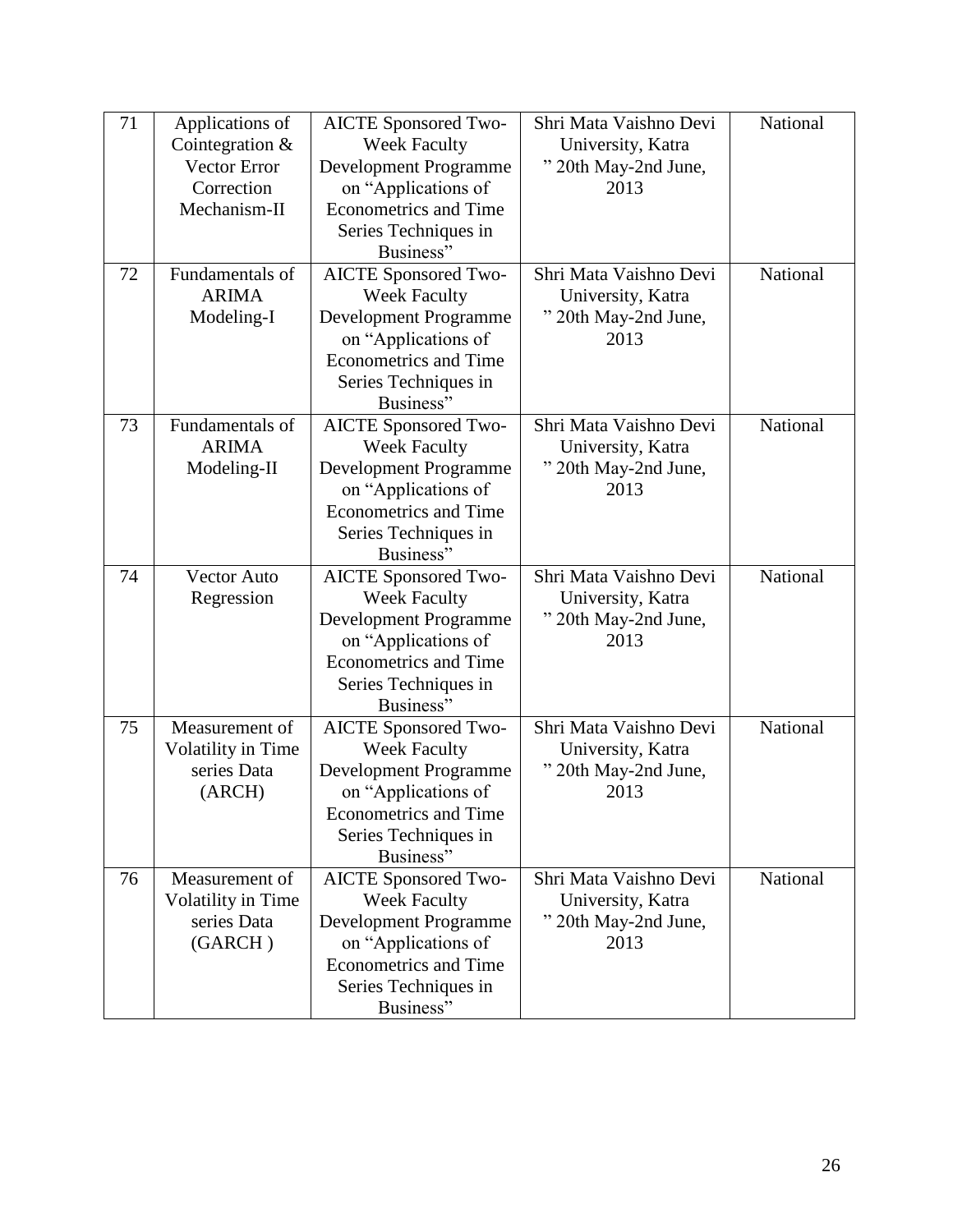| 71 | Applications of Cointegration & Vector Error Correction Mechanism-II | AICTE Sponsored Two-Week Faculty Development Programme on "Applications of Econometrics and Time Series Techniques in Business" | Shri Mata Vaishno Devi University, Katra " 20th May-2nd June, 2013 | National |
|---|---|---|---|---|
| 72 | Fundamentals of ARIMA Modeling-I | AICTE Sponsored Two-Week Faculty Development Programme on "Applications of Econometrics and Time Series Techniques in Business" | Shri Mata Vaishno Devi University, Katra " 20th May-2nd June, 2013 | National |
| 73 | Fundamentals of ARIMA Modeling-II | AICTE Sponsored Two-Week Faculty Development Programme on "Applications of Econometrics and Time Series Techniques in Business" | Shri Mata Vaishno Devi University, Katra " 20th May-2nd June, 2013 | National |
| 74 | Vector Auto Regression | AICTE Sponsored Two-Week Faculty Development Programme on "Applications of Econometrics and Time Series Techniques in Business" | Shri Mata Vaishno Devi University, Katra " 20th May-2nd June, 2013 | National |
| 75 | Measurement of Volatility in Time series Data (ARCH) | AICTE Sponsored Two-Week Faculty Development Programme on "Applications of Econometrics and Time Series Techniques in Business" | Shri Mata Vaishno Devi University, Katra " 20th May-2nd June, 2013 | National |
| 76 | Measurement of Volatility in Time series Data (GARCH ) | AICTE Sponsored Two-Week Faculty Development Programme on "Applications of Econometrics and Time Series Techniques in Business" | Shri Mata Vaishno Devi University, Katra " 20th May-2nd June, 2013 | National |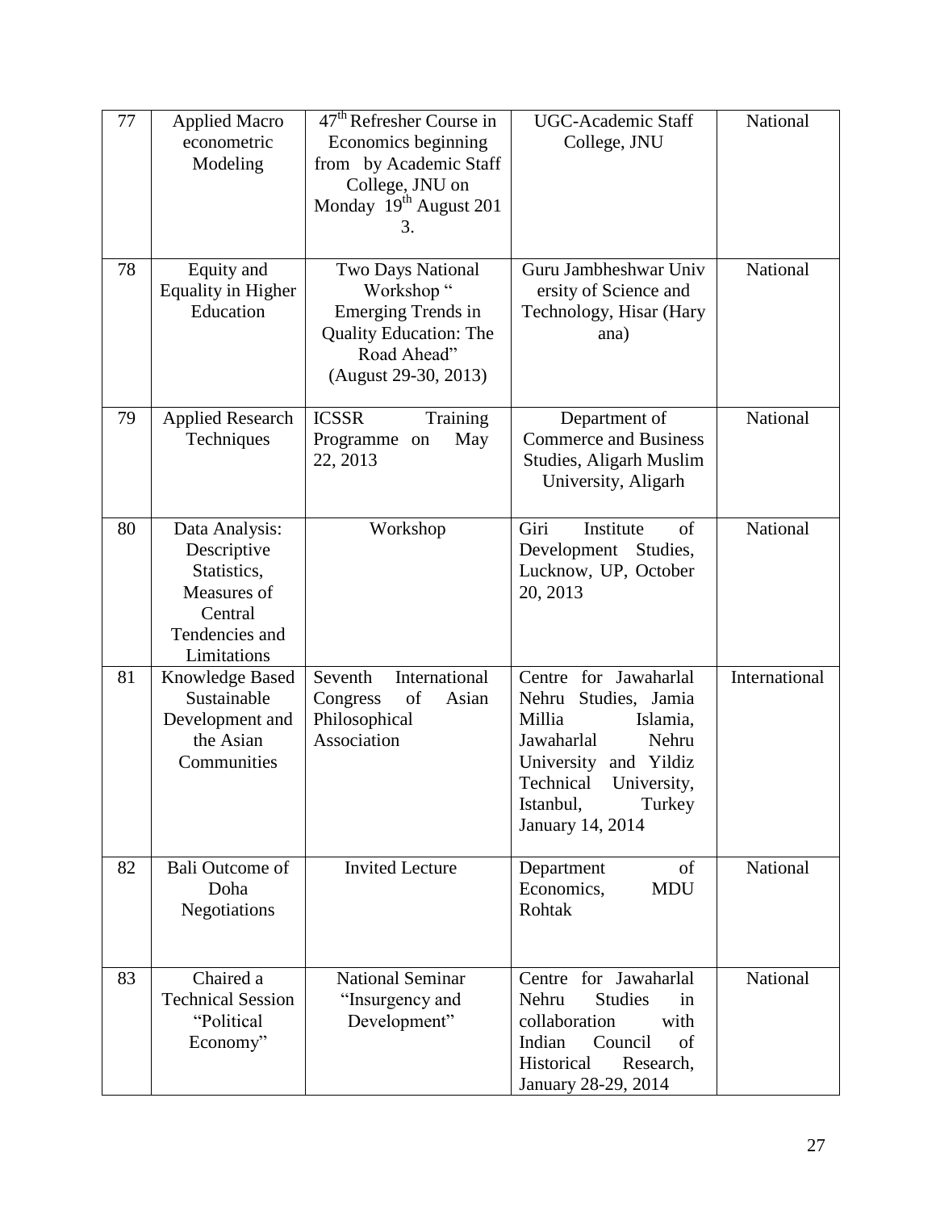| 77 | Applied Macro econometric Modeling | 47th Refresher Course in Economics beginning from by Academic Staff College, JNU on Monday 19th August 2013. | UGC-Academic Staff College, JNU | National |
|---|---|---|---|---|
| 78 | Equity and Equality in Higher Education | Two Days National Workshop " Emerging Trends in Quality Education: The Road Ahead" (August 29-30, 2013) | Guru Jambheshwar University of Science and Technology, Hisar (Haryana) | National |
| 79 | Applied Research Techniques | ICSSR Training Programme on May 22, 2013 | Department of Commerce and Business Studies, Aligarh Muslim University, Aligarh | National |
| 80 | Data Analysis: Descriptive Statistics, Measures of Central Tendencies and Limitations | Workshop | Giri Institute of Development Studies, Lucknow, UP, October 20, 2013 | National |
| 81 | Knowledge Based Sustainable Development and the Asian Communities | Seventh International Congress of Asian Philosophical Association | Centre for Jawaharlal Nehru Studies, Jamia Millia Islamia, Jawaharlal Nehru University and Yildiz Technical University, Istanbul, Turkey January 14, 2014 | International |
| 82 | Bali Outcome of Doha Negotiations | Invited Lecture | Department of Economics, MDU Rohtak | National |
| 83 | Chaired a Technical Session "Political Economy" | National Seminar "Insurgency and Development" | Centre for Jawaharlal Nehru Studies in collaboration with Indian Council of Historical Research, January 28-29, 2014 | National |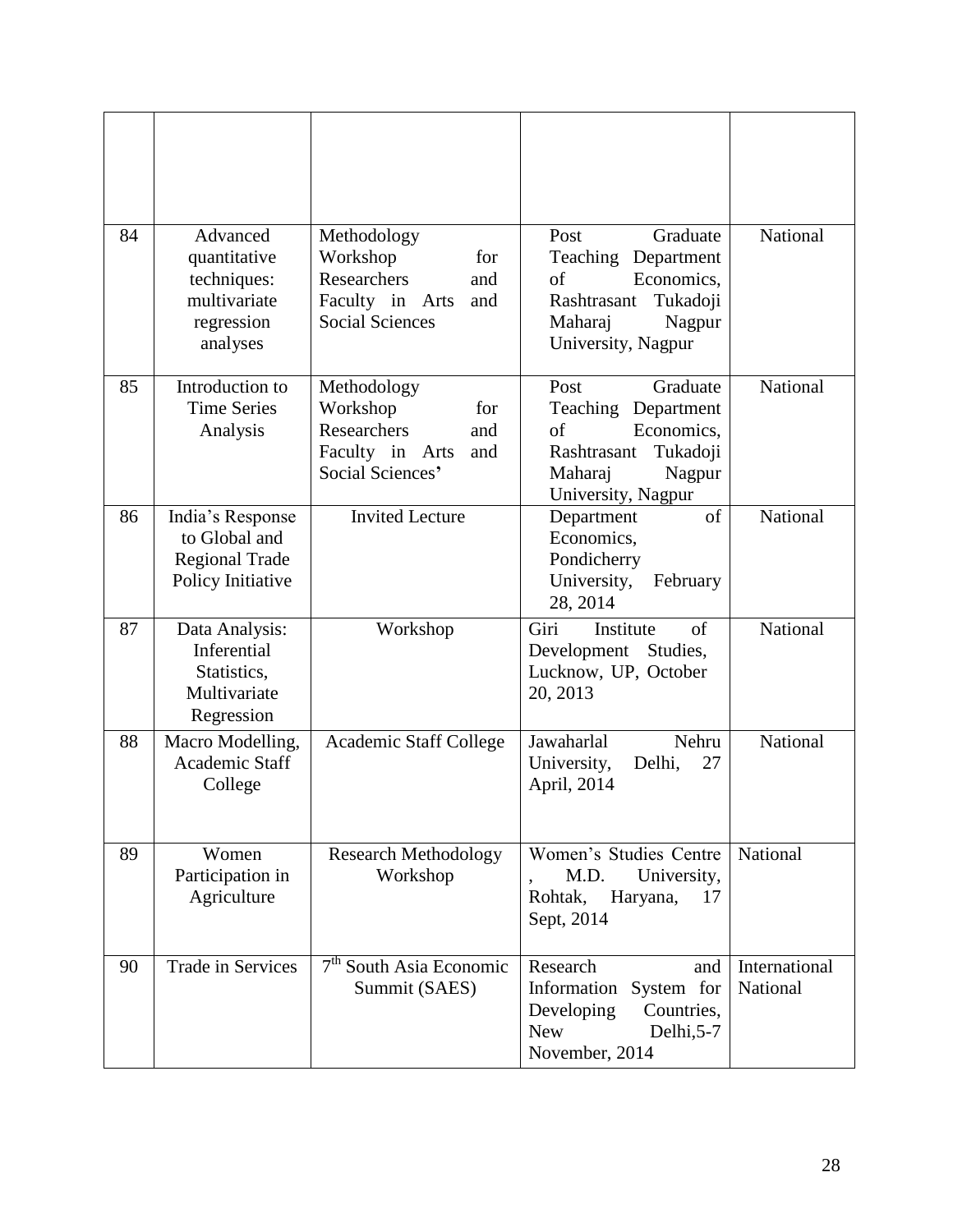| | | | | |
|---|---|---|---|---|
| 84 | Advanced quantitative techniques: multivariate regression analyses | Methodology Workshop for Researchers and Faculty in Arts and Social Sciences | Post Graduate Teaching Department of Economics, Rashtrasant Tukadoji Maharaj Nagpur University, Nagpur | National |
| 85 | Introduction to Time Series Analysis | Methodology Workshop for Researchers and Faculty in Arts and Social Sciences' | Post Graduate Teaching Department of Economics, Rashtrasant Tukadoji Maharaj Nagpur University, Nagpur | National |
| 86 | India's Response to Global and Regional Trade Policy Initiative | Invited Lecture | Department of Economics, Pondicherry University, February 28, 2014 | National |
| 87 | Data Analysis: Inferential Statistics, Multivariate Regression | Workshop | Giri Institute of Development Studies, Lucknow, UP, October 20, 2013 | National |
| 88 | Macro Modelling, Academic Staff College | Academic Staff College | Jawaharlal Nehru University, Delhi, 27 April, 2014 | National |
| 89 | Women Participation in Agriculture | Research Methodology Workshop | Women's Studies Centre , M.D. University, Rohtak, Haryana, 17 Sept, 2014 | National |
| 90 | Trade in Services | 7th South Asia Economic Summit (SAES) | Research and Information System for Developing Countries, New Delhi,5-7 November, 2014 | International National |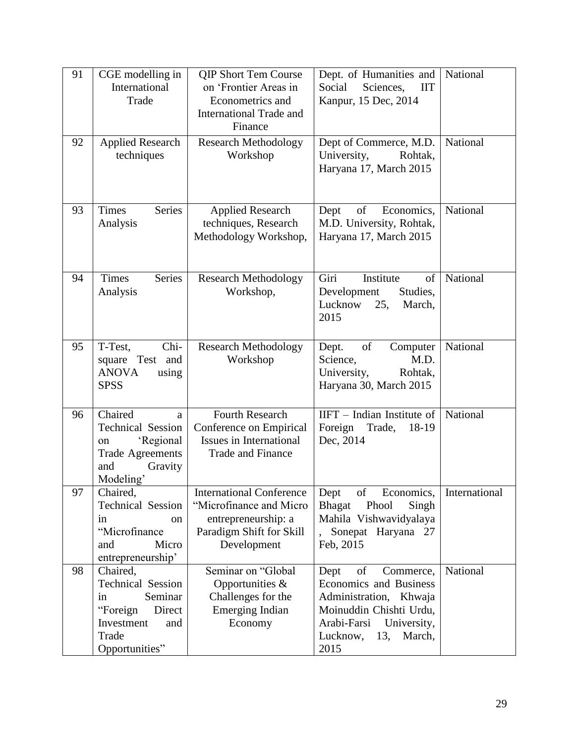| 91 | CGE modelling in International Trade | QIP Short Tem Course on 'Frontier Areas in Econometrics and International Trade and Finance | Dept. of Humanities and Social Sciences, IIT Kanpur, 15 Dec, 2014 | National |
|---|---|---|---|---|
| 92 | Applied Research techniques | Research Methodology Workshop | Dept of Commerce, M.D. University, Rohtak, Haryana 17, March 2015 | National |
| 93 | Times Series Analysis | Applied Research techniques, Research Methodology Workshop, | Dept of Economics, M.D. University, Rohtak, Haryana 17, March 2015 | National |
| 94 | Times Series Analysis | Research Methodology Workshop, | Giri Institute of Development Studies, Lucknow 25, March, 2015 | National |
| 95 | T-Test, Chi-square Test and ANOVA using SPSS | Research Methodology Workshop | Dept. of Computer Science, M.D. University, Rohtak, Haryana 30, March 2015 | National |
| 96 | Chaired a Technical Session on 'Regional Trade Agreements and Gravity Modeling' | Fourth Research Conference on Empirical Issues in International Trade and Finance | IIFT – Indian Institute of Foreign Trade, 18-19 Dec, 2014 | National |
| 97 | Chaired, Technical Session in on "Microfinance and Micro entrepreneurship' | International Conference "Microfinance and Micro entrepreneurship: a Paradigm Shift for Skill Development | Dept of Economics, Bhagat Phool Singh Mahila Vishwavidyalaya , Sonepat Haryana 27 Feb, 2015 | International |
| 98 | Chaired, Technical Session in Seminar "Foreign Direct Investment and Trade Opportunities" | Seminar on "Global Opportunities & Challenges for the Emerging Indian Economy | Dept of Commerce, Economics and Business Administration, Khwaja Moinuddin Chishti Urdu, Arabi-Farsi University, Lucknow, 13, March, 2015 | National |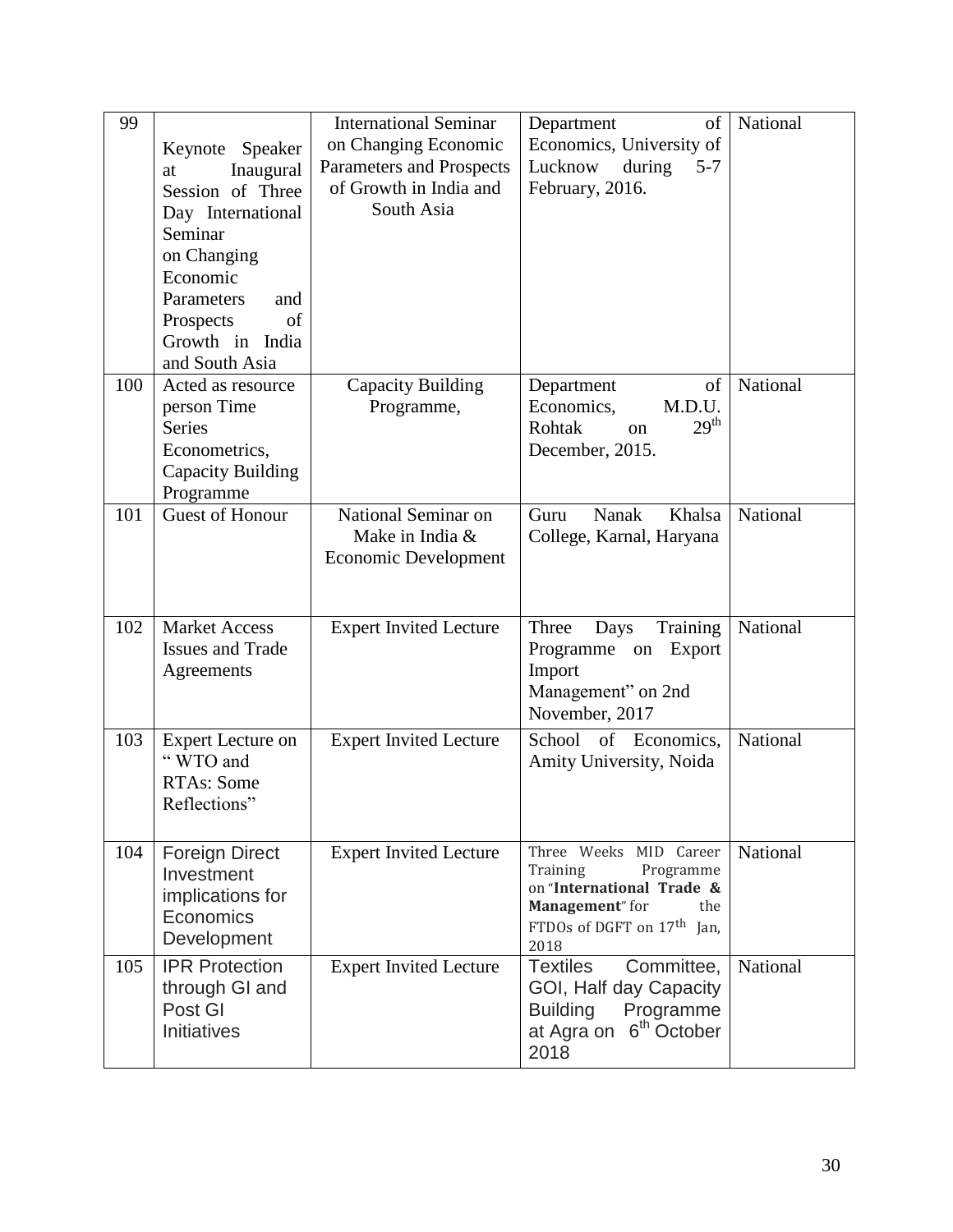| 99 | Keynote Speaker at Inaugural Session of Three Day International Seminar on Changing Economic Parameters and Prospects of Growth in India and South Asia | International Seminar on Changing Economic Parameters and Prospects of Growth in India and South Asia | Department of Economics, University of Lucknow during 5-7 February, 2016. | National |
|---|---|---|---|---|
| 100 | Acted as resource person Time Series Econometrics, Capacity Building Programme | Capacity Building Programme, | Department of Economics, M.D.U. Rohtak on 29th December, 2015. | National |
| 101 | Guest of Honour | National Seminar on Make in India & Economic Development | Guru Nanak Khalsa College, Karnal, Haryana | National |
| 102 | Market Access Issues and Trade Agreements | Expert Invited Lecture | Three Days Training Programme on Export Import Management" on 2nd November, 2017 | National |
| 103 | Expert Lecture on " WTO and RTAs: Some Reflections" | Expert Invited Lecture | School of Economics, Amity University, Noida | National |
| 104 | Foreign Direct Investment implications for Economics Development | Expert Invited Lecture | Three Weeks MID Career Training Programme on "**International Trade & Management**" for the FTDOs of DGFT on 17th Jan, 2018 | National |
| 105 | IPR Protection through GI and Post GI Initiatives | Expert Invited Lecture | Textiles Committee, GOI, Half day Capacity Building Programme at Agra on 6th October 2018 | National |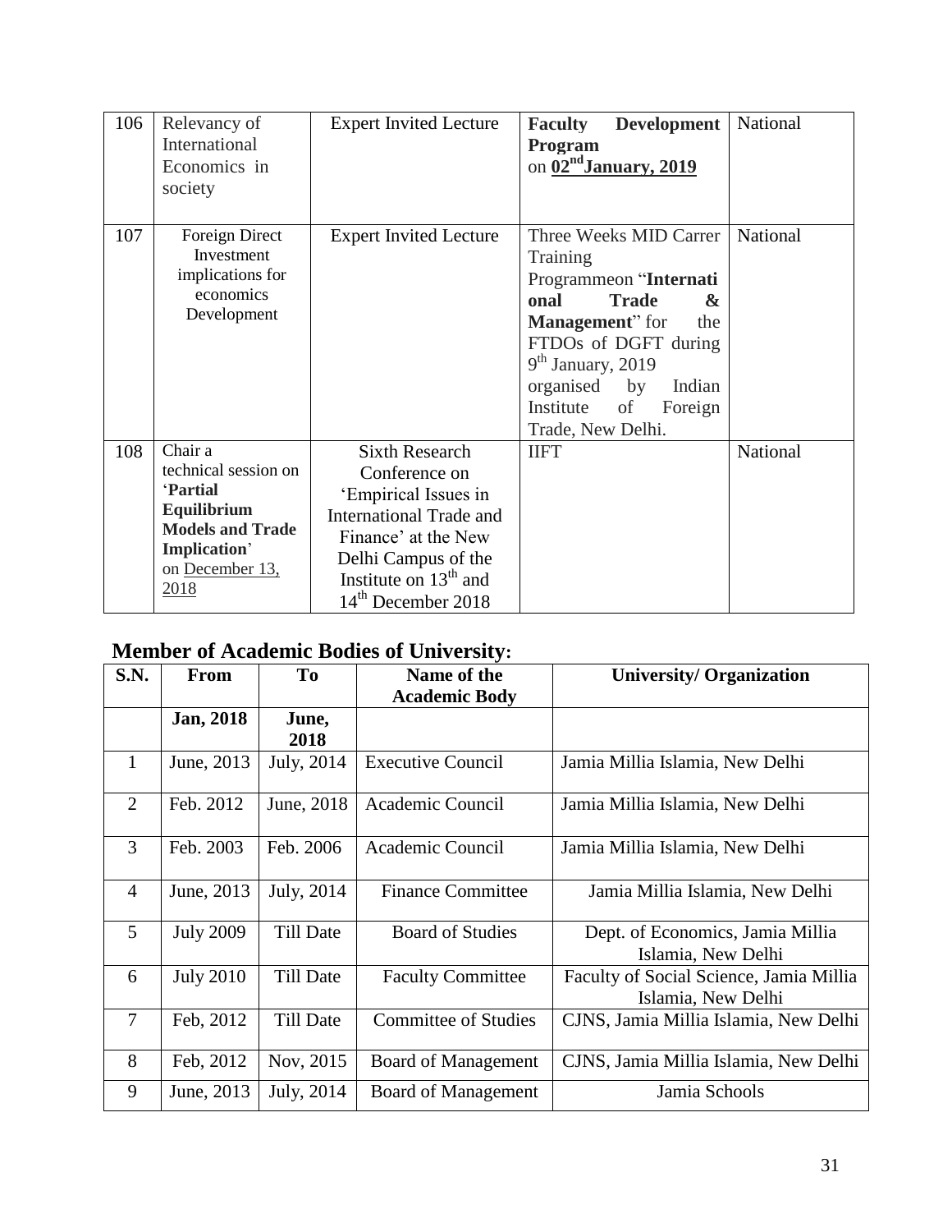| 106 | Relevancy of International Economics in society | Expert Invited Lecture | **Faculty Development Program** on **02nd January, 2019** | National |
|---|---|---|---|---|
| 107 | Foreign Direct Investment implications for economics Development | Expert Invited Lecture | Three Weeks MID Carrer Training Programmeon "**International Trade & Management**" for the FTDOs of DGFT during 9th January, 2019 organised by Indian Institute of Foreign Trade, New Delhi. | National |
| 108 | Chair a technical session on '**Partial Equilibrium Models and Trade Implication**' on December 13, 2018 | Sixth Research Conference on 'Empirical Issues in International Trade and Finance' at the New Delhi Campus of the Institute on 13th and 14th December 2018 | IIFT | National |

## Member of Academic Bodies of University:

| S.N. | From | To | Name of the Academic Body | University/ Organization |
|---|---|---|---|---|
| | **Jan, 2018** | **June, 2018** | | |
| 1 | June, 2013 | July, 2014 | Executive Council | Jamia Millia Islamia, New Delhi |
| 2 | Feb. 2012 | June, 2018 | Academic Council | Jamia Millia Islamia, New Delhi |
| 3 | Feb. 2003 | Feb. 2006 | Academic Council | Jamia Millia Islamia, New Delhi |
| 4 | June, 2013 | July, 2014 | Finance Committee | Jamia Millia Islamia, New Delhi |
| 5 | July 2009 | Till Date | Board of Studies | Dept. of Economics, Jamia Millia Islamia, New Delhi |
| 6 | July 2010 | Till Date | Faculty Committee | Faculty of Social Science, Jamia Millia Islamia, New Delhi |
| 7 | Feb, 2012 | Till Date | Committee of Studies | CJNS, Jamia Millia Islamia, New Delhi |
| 8 | Feb, 2012 | Nov, 2015 | Board of Management | CJNS, Jamia Millia Islamia, New Delhi |
| 9 | June, 2013 | July, 2014 | Board of Management | Jamia Schools |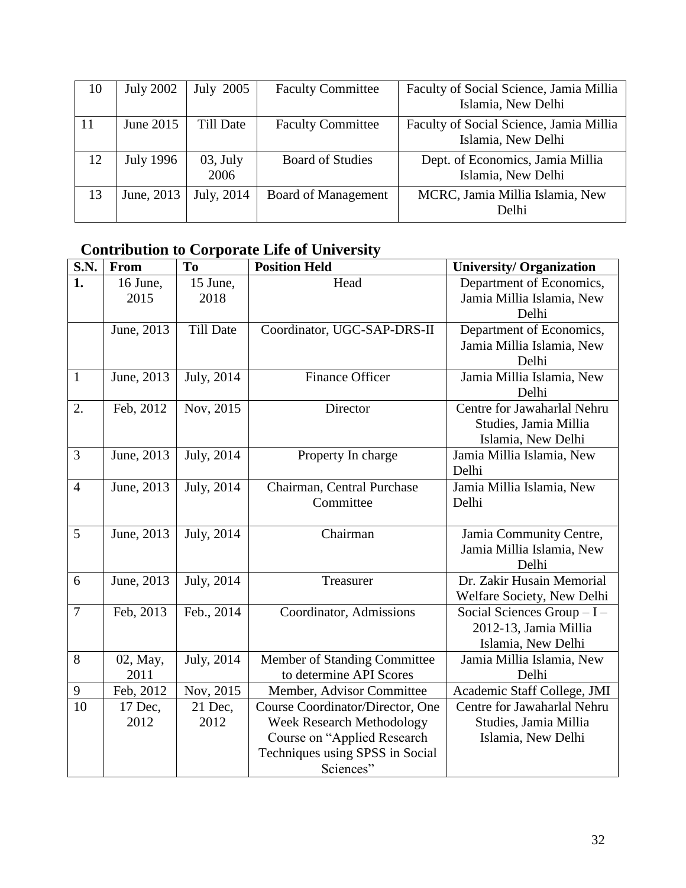| 10 | July 2002 | July 2005 | Faculty Committee | Faculty of Social Science, Jamia Millia Islamia, New Delhi |
|---|---|---|---|---|
| 11 | June 2015 | Till Date | Faculty Committee | Faculty of Social Science, Jamia Millia Islamia, New Delhi |
| 12 | July 1996 | 03, July 2006 | Board of Studies | Dept. of Economics, Jamia Millia Islamia, New Delhi |
| 13 | June, 2013 | July, 2014 | Board of Management | MCRC, Jamia Millia Islamia, New Delhi |

## Contribution to Corporate Life of University

| S.N. | From | To | Position Held | University/ Organization |
|---|---|---|---|---|
| **1.** | 16 June, 2015 | 15 June, 2018 | Head | Department of Economics, Jamia Millia Islamia, New Delhi |
| | June, 2013 | Till Date | Coordinator, UGC-SAP-DRS-II | Department of Economics, Jamia Millia Islamia, New Delhi |
| 1 | June, 2013 | July, 2014 | Finance Officer | Jamia Millia Islamia, New Delhi |
| 2. | Feb, 2012 | Nov, 2015 | Director | Centre for Jawaharlal Nehru Studies, Jamia Millia Islamia, New Delhi |
| 3 | June, 2013 | July, 2014 | Property In charge | Jamia Millia Islamia, New Delhi |
| 4 | June, 2013 | July, 2014 | Chairman, Central Purchase Committee | Jamia Millia Islamia, New Delhi |
| 5 | June, 2013 | July, 2014 | Chairman | Jamia Community Centre, Jamia Millia Islamia, New Delhi |
| 6 | June, 2013 | July, 2014 | Treasurer | Dr. Zakir Husain Memorial Welfare Society, New Delhi |
| 7 | Feb, 2013 | Feb., 2014 | Coordinator, Admissions | Social Sciences Group – I – 2012-13, Jamia Millia Islamia, New Delhi |
| 8 | 02, May, 2011 | July, 2014 | Member of Standing Committee to determine API Scores | Jamia Millia Islamia, New Delhi |
| 9 | Feb, 2012 | Nov, 2015 | Member, Advisor Committee | Academic Staff College, JMI |
| 10 | 17 Dec, 2012 | 21 Dec, 2012 | Course Coordinator/Director, One Week Research Methodology Course on "Applied Research Techniques using SPSS in Social Sciences" | Centre for Jawaharlal Nehru Studies, Jamia Millia Islamia, New Delhi |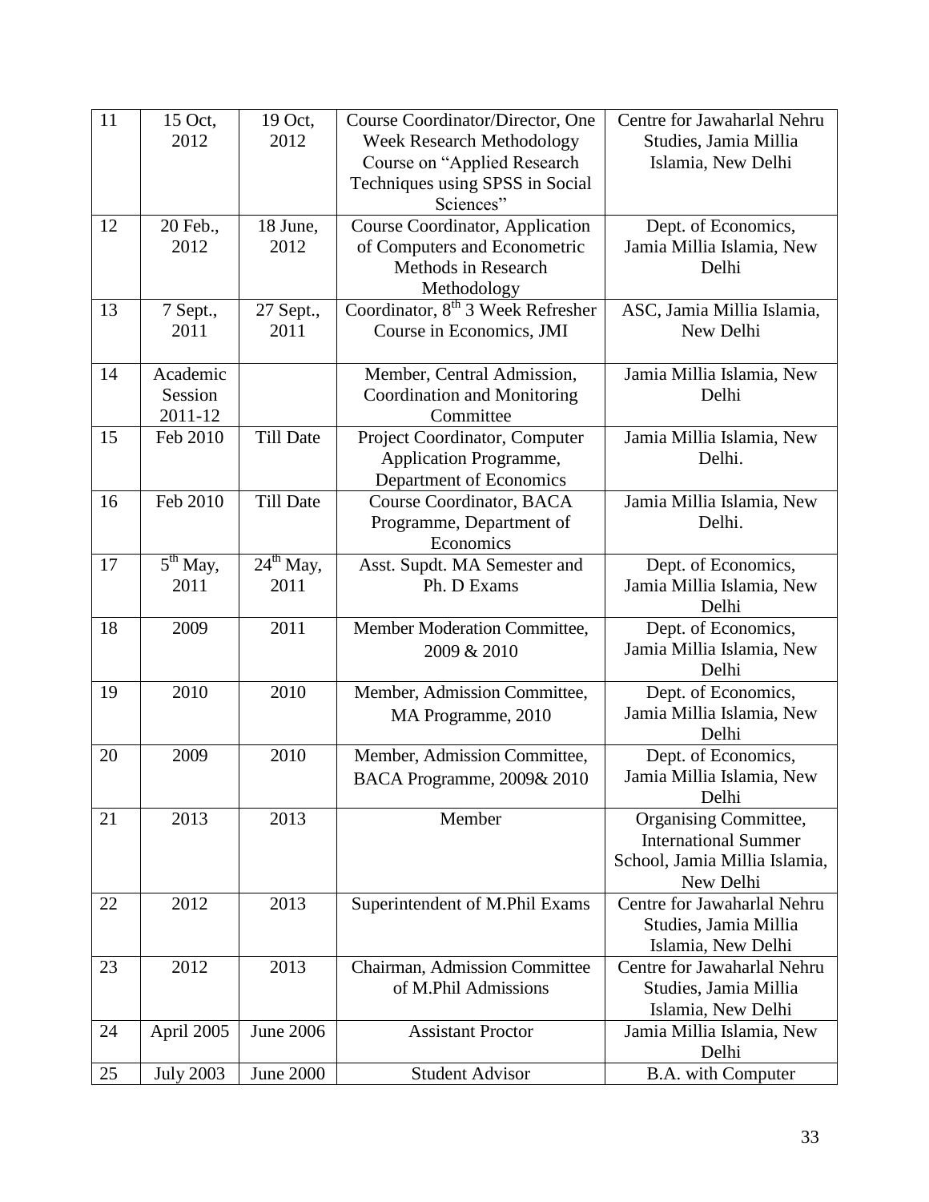| 11 | 15 Oct, 2012 | 19 Oct, 2012 | Course Coordinator/Director, One Week Research Methodology Course on "Applied Research Techniques using SPSS in Social Sciences" | Centre for Jawaharlal Nehru Studies, Jamia Millia Islamia, New Delhi |
|---|---|---|---|---|
| 12 | 20 Feb., 2012 | 18 June, 2012 | Course Coordinator, Application of Computers and Econometric Methods in Research Methodology | Dept. of Economics, Jamia Millia Islamia, New Delhi |
| 13 | 7 Sept., 2011 | 27 Sept., 2011 | Coordinator, 8th 3 Week Refresher Course in Economics, JMI | ASC, Jamia Millia Islamia, New Delhi |
| 14 | Academic Session 2011-12 | | Member, Central Admission, Coordination and Monitoring Committee | Jamia Millia Islamia, New Delhi |
| 15 | Feb 2010 | Till Date | Project Coordinator, Computer Application Programme, Department of Economics | Jamia Millia Islamia, New Delhi. |
| 16 | Feb 2010 | Till Date | Course Coordinator, BACA Programme, Department of Economics | Jamia Millia Islamia, New Delhi. |
| 17 | 5th May, 2011 | 24th May, 2011 | Asst. Supdt. MA Semester and Ph. D Exams | Dept. of Economics, Jamia Millia Islamia, New Delhi |
| 18 | 2009 | 2011 | Member Moderation Committee, 2009 & 2010 | Dept. of Economics, Jamia Millia Islamia, New Delhi |
| 19 | 2010 | 2010 | Member, Admission Committee, MA Programme, 2010 | Dept. of Economics, Jamia Millia Islamia, New Delhi |
| 20 | 2009 | 2010 | Member, Admission Committee, BACA Programme, 2009& 2010 | Dept. of Economics, Jamia Millia Islamia, New Delhi |
| 21 | 2013 | 2013 | Member | Organising Committee, International Summer School, Jamia Millia Islamia, New Delhi |
| 22 | 2012 | 2013 | Superintendent of M.Phil Exams | Centre for Jawaharlal Nehru Studies, Jamia Millia Islamia, New Delhi |
| 23 | 2012 | 2013 | Chairman, Admission Committee of M.Phil Admissions | Centre for Jawaharlal Nehru Studies, Jamia Millia Islamia, New Delhi |
| 24 | April 2005 | June 2006 | Assistant Proctor | Jamia Millia Islamia, New Delhi |
| 25 | July 2003 | June 2000 | Student Advisor | B.A. with Computer |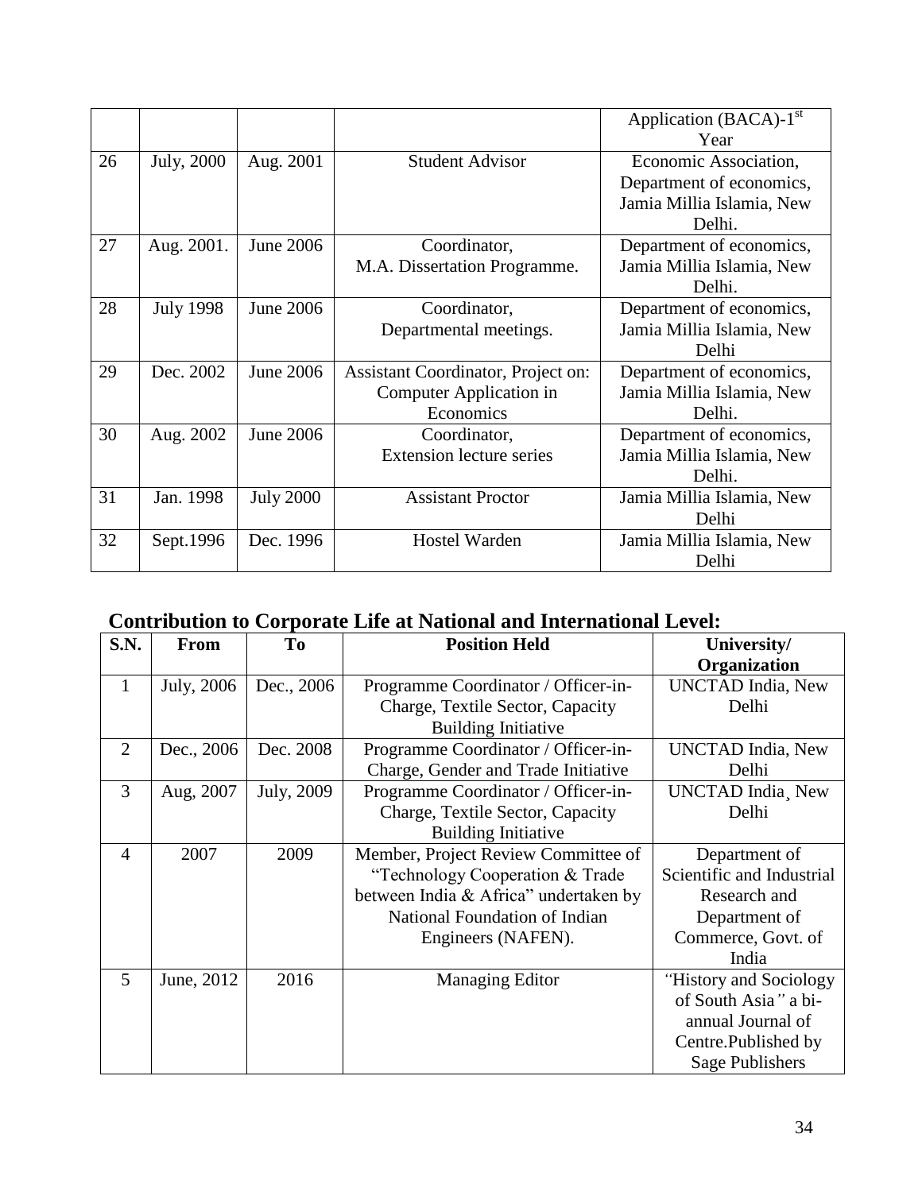|  |  |  |  | Application (BACA)-1st Year |
|---|---|---|---|---|
| 26 | July, 2000 | Aug. 2001 | Student Advisor | Economic Association, Department of economics, Jamia Millia Islamia, New Delhi. |
| 27 | Aug. 2001. | June 2006 | Coordinator, M.A. Dissertation Programme. | Department of economics, Jamia Millia Islamia, New Delhi. |
| 28 | July 1998 | June 2006 | Coordinator, Departmental meetings. | Department of economics, Jamia Millia Islamia, New Delhi |
| 29 | Dec. 2002 | June 2006 | Assistant Coordinator, Project on: Computer Application in Economics | Department of economics, Jamia Millia Islamia, New Delhi. |
| 30 | Aug. 2002 | June 2006 | Coordinator, Extension lecture series | Department of economics, Jamia Millia Islamia, New Delhi. |
| 31 | Jan. 1998 | July 2000 | Assistant Proctor | Jamia Millia Islamia, New Delhi |
| 32 | Sept.1996 | Dec. 1996 | Hostel Warden | Jamia Millia Islamia, New Delhi |

## Contribution to Corporate Life at National and International Level:

| S.N. | From | To | Position Held | University/ Organization |
|---|---|---|---|---|
| 1 | July, 2006 | Dec., 2006 | Programme Coordinator / Officer-in-Charge, Textile Sector, Capacity Building Initiative | UNCTAD India, New Delhi |
| 2 | Dec., 2006 | Dec. 2008 | Programme Coordinator / Officer-in-Charge, Gender and Trade Initiative | UNCTAD India, New Delhi |
| 3 | Aug, 2007 | July, 2009 | Programme Coordinator / Officer-in-Charge, Textile Sector, Capacity Building Initiative | UNCTAD India¸ New Delhi |
| 4 | 2007 | 2009 | Member, Project Review Committee of "Technology Cooperation & Trade between India & Africa" undertaken by National Foundation of Indian Engineers (NAFEN). | Department of Scientific and Industrial Research and Department of Commerce, Govt. of India |
| 5 | June, 2012 | 2016 | Managing Editor | "History and Sociology of South Asia" a bi-annual Journal of Centre.Published by Sage Publishers |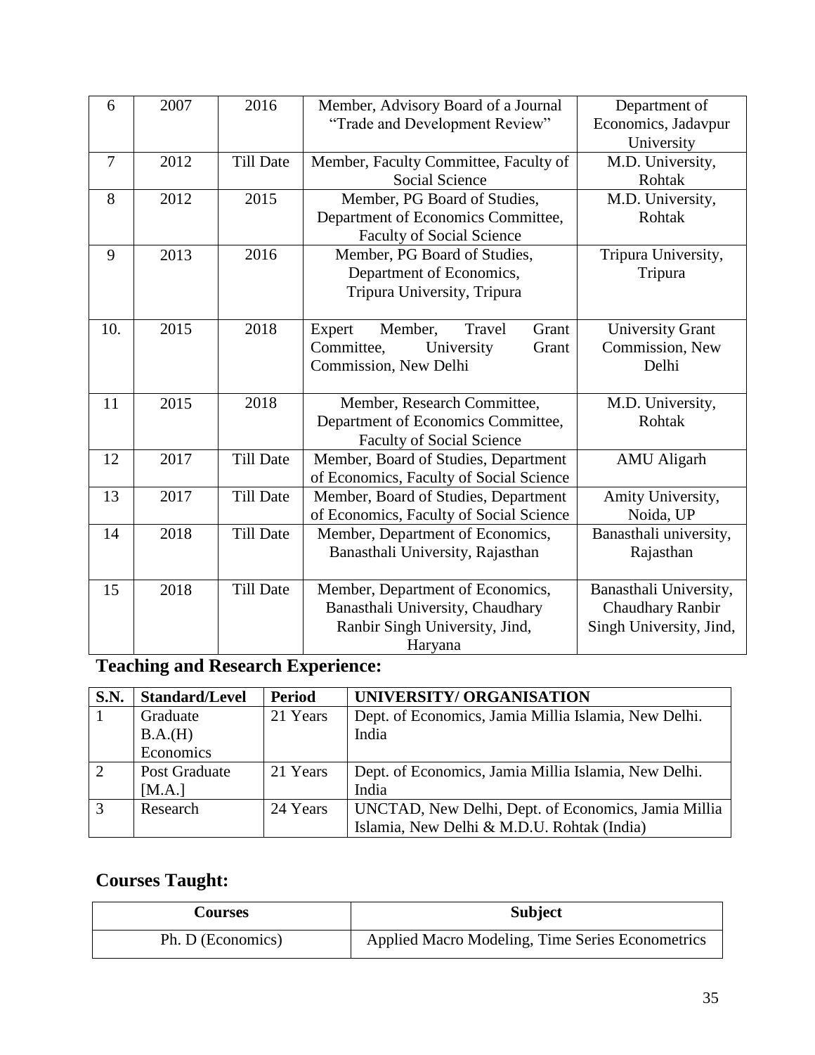| 6 | 2007 | 2016 | Member, Advisory Board of a Journal "Trade and Development Review" | Department of Economics, Jadavpur University |
|---|---|---|---|---|
| 7 | 2012 | Till Date | Member, Faculty Committee, Faculty of Social Science | M.D. University, Rohtak |
| 8 | 2012 | 2015 | Member, PG Board of Studies, Department of Economics Committee, Faculty of Social Science | M.D. University, Rohtak |
| 9 | 2013 | 2016 | Member, PG Board of Studies, Department of Economics, Tripura University, Tripura | Tripura University, Tripura |
| 10. | 2015 | 2018 | Expert Member, Travel Grant Committee, University Grant Commission, New Delhi | University Grant Commission, New Delhi |
| 11 | 2015 | 2018 | Member, Research Committee, Department of Economics Committee, Faculty of Social Science | M.D. University, Rohtak |
| 12 | 2017 | Till Date | Member, Board of Studies, Department of Economics, Faculty of Social Science | AMU Aligarh |
| 13 | 2017 | Till Date | Member, Board of Studies, Department of Economics, Faculty of Social Science | Amity University, Noida, UP |
| 14 | 2018 | Till Date | Member, Department of Economics, Banasthali University, Rajasthan | Banasthali university, Rajasthan |
| 15 | 2018 | Till Date | Member, Department of Economics, Banasthali University, Chaudhary Ranbir Singh University, Jind, Haryana | Banasthali University, Chaudhary Ranbir Singh University, Jind, |

## Teaching and Research Experience:

| S.N. | Standard/Level | Period | UNIVERSITY/ ORGANISATION |
|---|---|---|---|
| 1 | Graduate B.A.(H) Economics | 21 Years | Dept. of Economics, Jamia Millia Islamia, New Delhi. India |
| 2 | Post Graduate [M.A.] | 21 Years | Dept. of Economics, Jamia Millia Islamia, New Delhi. India |
| 3 | Research | 24 Years | UNCTAD, New Delhi, Dept. of Economics, Jamia Millia Islamia, New Delhi & M.D.U. Rohtak (India) |

## Courses Taught:

| Courses | Subject |
|---|---|
| Ph. D (Economics) | Applied Macro Modeling, Time Series Econometrics |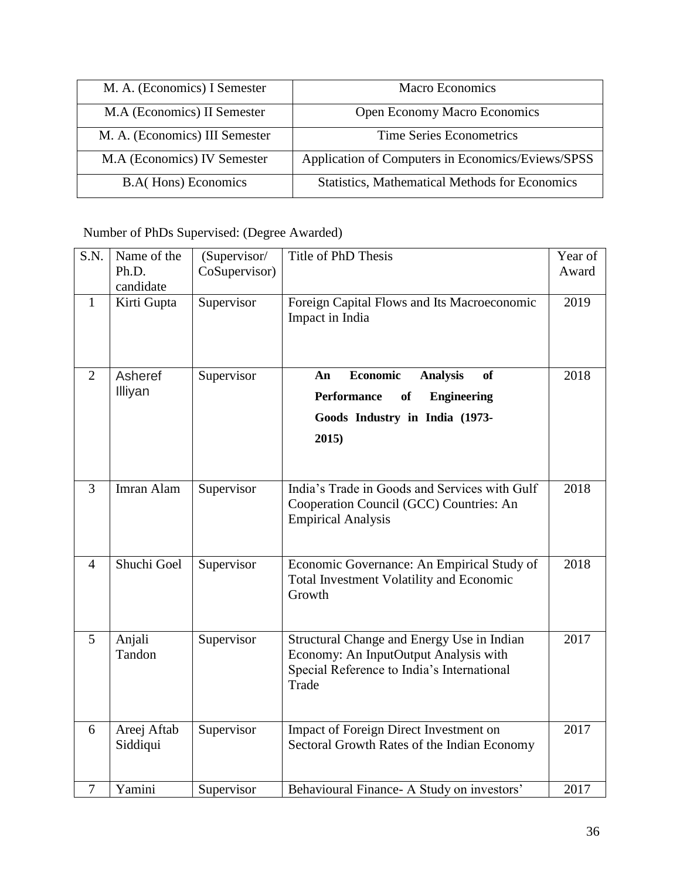| M. A. (Economics) I Semester | Macro Economics |
|---|---|
| M.A (Economics) II Semester | Open Economy Macro Economics |
| M. A. (Economics) III Semester | Time Series Econometrics |
| M.A (Economics) IV Semester | Application of Computers in Economics/Eviews/SPSS |
| B.A( Hons) Economics | Statistics, Mathematical Methods for Economics |

Number of PhDs Supervised: (Degree Awarded)

| S.N. | Name of the Ph.D. candidate | (Supervisor/ CoSupervisor) | Title of PhD Thesis | Year of Award |
|---|---|---|---|---|
| 1 | Kirti Gupta | Supervisor | Foreign Capital Flows and Its Macroeconomic Impact in India | 2019 |
| 2 | Asheref Illiyan | Supervisor | **An Economic Analysis of Performance of Engineering Goods Industry in India (1973-2015)** | 2018 |
| 3 | Imran Alam | Supervisor | India's Trade in Goods and Services with Gulf Cooperation Council (GCC) Countries: An Empirical Analysis | 2018 |
| 4 | Shuchi Goel | Supervisor | Economic Governance: An Empirical Study of Total Investment Volatility and Economic Growth | 2018 |
| 5 | Anjali Tandon | Supervisor | Structural Change and Energy Use in Indian Economy: An InputOutput Analysis with Special Reference to India's International Trade | 2017 |
| 6 | Areej Aftab Siddiqui | Supervisor | Impact of Foreign Direct Investment on Sectoral Growth Rates of the Indian Economy | 2017 |
| 7 | Yamini | Supervisor | Behavioural Finance- A Study on investors' | 2017 |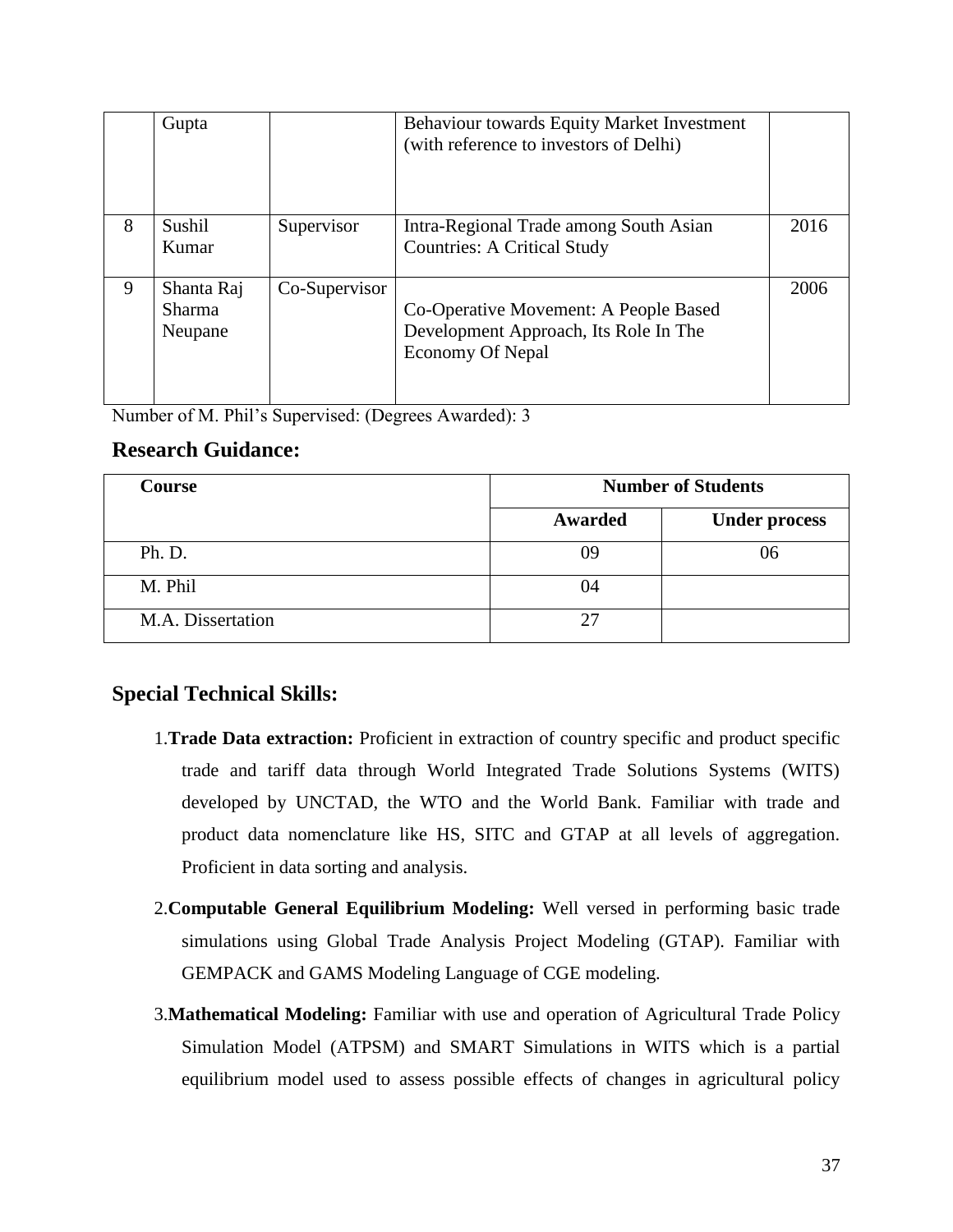|   | Gupta |   | Behaviour towards Equity Market Investment (with reference to investors of Delhi) |   |
|---|---|---|---|---|
| 8 | Sushil Kumar | Supervisor | Intra-Regional Trade among South Asian Countries: A Critical Study | 2016 |
| 9 | Shanta Raj Sharma Neupane | Co-Supervisor | Co-Operative Movement: A People Based Development Approach, Its Role In The Economy Of Nepal | 2006 |

Number of M. Phil's Supervised: (Degrees Awarded): 3

## Research Guidance:

| Course | Number of Students | |
|---|---|---|
| | **Awarded** | **Under process** |
| Ph. D. | 09 | 06 |
| M. Phil | 04 | |
| M.A. Dissertation | 27 | |

## Special Technical Skills:

1. **Trade Data extraction:** Proficient in extraction of country specific and product specific trade and tariff data through World Integrated Trade Solutions Systems (WITS) developed by UNCTAD, the WTO and the World Bank. Familiar with trade and product data nomenclature like HS, SITC and GTAP at all levels of aggregation. Proficient in data sorting and analysis.

2. **Computable General Equilibrium Modeling:** Well versed in performing basic trade simulations using Global Trade Analysis Project Modeling (GTAP). Familiar with GEMPACK and GAMS Modeling Language of CGE modeling.

3. **Mathematical Modeling:** Familiar with use and operation of Agricultural Trade Policy Simulation Model (ATPSM) and SMART Simulations in WITS which is a partial equilibrium model used to assess possible effects of changes in agricultural policy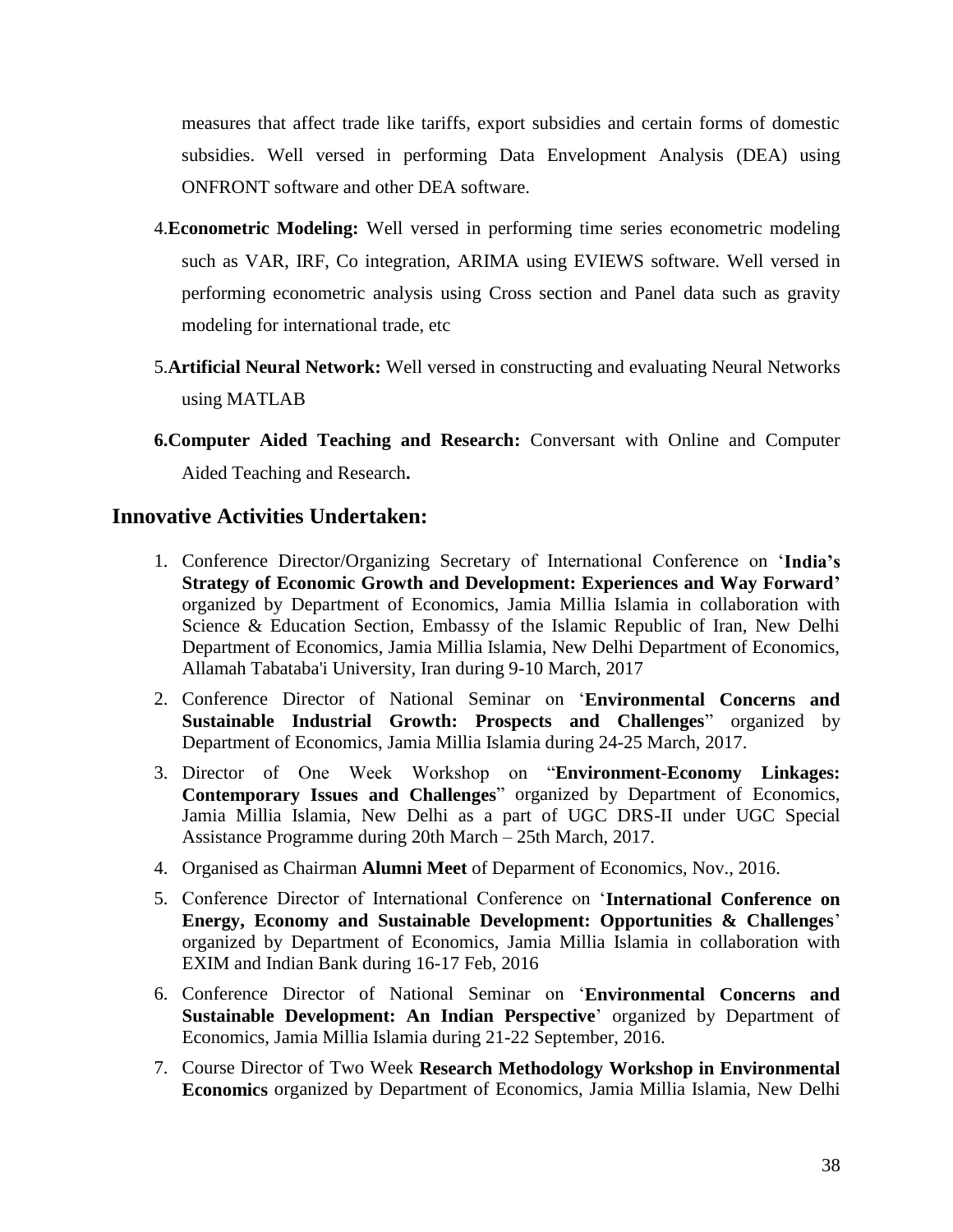measures that affect trade like tariffs, export subsidies and certain forms of domestic subsidies. Well versed in performing Data Envelopment Analysis (DEA) using ONFRONT software and other DEA software.

4.**Econometric Modeling:** Well versed in performing time series econometric modeling such as VAR, IRF, Co integration, ARIMA using EVIEWS software. Well versed in performing econometric analysis using Cross section and Panel data such as gravity modeling for international trade, etc

5.**Artificial Neural Network:** Well versed in constructing and evaluating Neural Networks using MATLAB

**6.Computer Aided Teaching and Research:** Conversant with Online and Computer Aided Teaching and Research**.**

## Innovative Activities Undertaken:

1. Conference Director/Organizing Secretary of International Conference on '**India's Strategy of Economic Growth and Development: Experiences and Way Forward'** organized by Department of Economics, Jamia Millia Islamia in collaboration with Science & Education Section, Embassy of the Islamic Republic of Iran, New Delhi Department of Economics, Jamia Millia Islamia, New Delhi Department of Economics, Allamah Tabataba'i University, Iran during 9-10 March, 2017
2. Conference Director of National Seminar on '**Environmental Concerns and Sustainable Industrial Growth: Prospects and Challenges**" organized by Department of Economics, Jamia Millia Islamia during 24-25 March, 2017.
3. Director of One Week Workshop on "**Environment-Economy Linkages: Contemporary Issues and Challenges**" organized by Department of Economics, Jamia Millia Islamia, New Delhi as a part of UGC DRS-II under UGC Special Assistance Programme during 20th March – 25th March, 2017.
4. Organised as Chairman **Alumni Meet** of Deparment of Economics, Nov., 2016.
5. Conference Director of International Conference on '**International Conference on Energy, Economy and Sustainable Development: Opportunities & Challenges**' organized by Department of Economics, Jamia Millia Islamia in collaboration with EXIM and Indian Bank during 16-17 Feb, 2016
6. Conference Director of National Seminar on '**Environmental Concerns and Sustainable Development: An Indian Perspective**' organized by Department of Economics, Jamia Millia Islamia during 21-22 September, 2016.
7. Course Director of Two Week **Research Methodology Workshop in Environmental Economics** organized by Department of Economics, Jamia Millia Islamia, New Delhi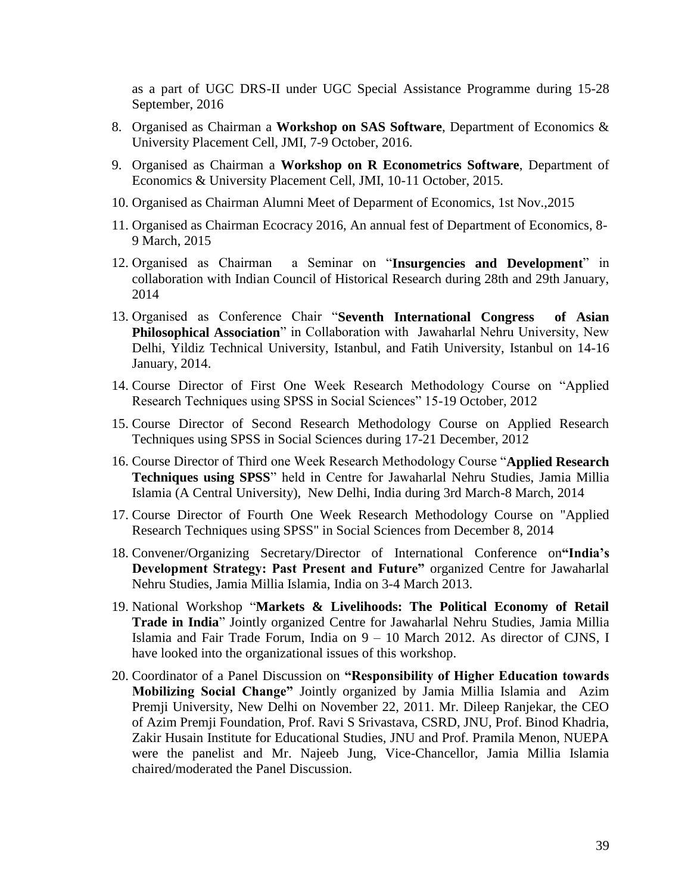as a part of UGC DRS-II under UGC Special Assistance Programme during 15-28 September, 2016

8. Organised as Chairman a **Workshop on SAS Software**, Department of Economics & University Placement Cell, JMI, 7-9 October, 2016.
9. Organised as Chairman a **Workshop on R Econometrics Software**, Department of Economics & University Placement Cell, JMI, 10-11 October, 2015.
10. Organised as Chairman Alumni Meet of Deparment of Economics, 1st Nov.,2015
11. Organised as Chairman Ecocracy 2016, An annual fest of Department of Economics, 8-9 March, 2015
12. Organised as Chairman a Seminar on "**Insurgencies and Development**" in collaboration with Indian Council of Historical Research during 28th and 29th January, 2014
13. Organised as Conference Chair "**Seventh International Congress of Asian Philosophical Association**" in Collaboration with Jawaharlal Nehru University, New Delhi, Yildiz Technical University, Istanbul, and Fatih University, Istanbul on 14-16 January, 2014.
14. Course Director of First One Week Research Methodology Course on "Applied Research Techniques using SPSS in Social Sciences" 15-19 October, 2012
15. Course Director of Second Research Methodology Course on Applied Research Techniques using SPSS in Social Sciences during 17-21 December, 2012
16. Course Director of Third one Week Research Methodology Course "**Applied Research Techniques using SPSS**" held in Centre for Jawaharlal Nehru Studies, Jamia Millia Islamia (A Central University), New Delhi, India during 3rd March-8 March, 2014
17. Course Director of Fourth One Week Research Methodology Course on "Applied Research Techniques using SPSS" in Social Sciences from December 8, 2014
18. Convener/Organizing Secretary/Director of International Conference on**"India's Development Strategy: Past Present and Future"** organized Centre for Jawaharlal Nehru Studies, Jamia Millia Islamia, India on 3-4 March 2013.
19. National Workshop "**Markets & Livelihoods: The Political Economy of Retail Trade in India**" Jointly organized Centre for Jawaharlal Nehru Studies, Jamia Millia Islamia and Fair Trade Forum, India on 9 – 10 March 2012. As director of CJNS, I have looked into the organizational issues of this workshop.
20. Coordinator of a Panel Discussion on **"Responsibility of Higher Education towards Mobilizing Social Change"** Jointly organized by Jamia Millia Islamia and Azim Premji University, New Delhi on November 22, 2011. Mr. Dileep Ranjekar, the CEO of Azim Premji Foundation, Prof. Ravi S Srivastava, CSRD, JNU, Prof. Binod Khadria, Zakir Husain Institute for Educational Studies, JNU and Prof. Pramila Menon, NUEPA were the panelist and Mr. Najeeb Jung, Vice-Chancellor, Jamia Millia Islamia chaired/moderated the Panel Discussion.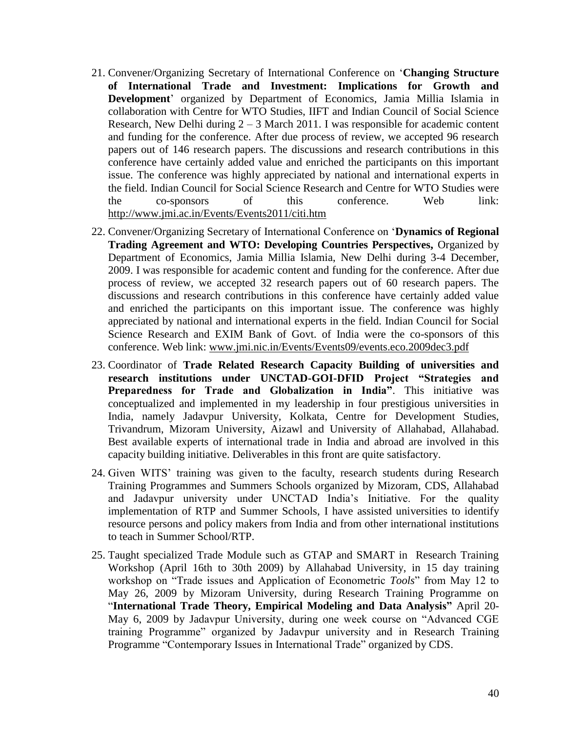21. Convener/Organizing Secretary of International Conference on '**Changing Structure of International Trade and Investment: Implications for Growth and Development**' organized by Department of Economics, Jamia Millia Islamia in collaboration with Centre for WTO Studies, IIFT and Indian Council of Social Science Research, New Delhi during 2 – 3 March 2011. I was responsible for academic content and funding for the conference. After due process of review, we accepted 96 research papers out of 146 research papers. The discussions and research contributions in this conference have certainly added value and enriched the participants on this important issue. The conference was highly appreciated by national and international experts in the field. Indian Council for Social Science Research and Centre for WTO Studies were the co-sponsors of this conference. Web link: http://www.jmi.ac.in/Events/Events2011/citi.htm

22. Convener/Organizing Secretary of International Conference on '**Dynamics of Regional Trading Agreement and WTO: Developing Countries Perspectives,** Organized by Department of Economics, Jamia Millia Islamia, New Delhi during 3-4 December, 2009. I was responsible for academic content and funding for the conference. After due process of review, we accepted 32 research papers out of 60 research papers. The discussions and research contributions in this conference have certainly added value and enriched the participants on this important issue. The conference was highly appreciated by national and international experts in the field. Indian Council for Social Science Research and EXIM Bank of Govt. of India were the co-sponsors of this conference. Web link: www.jmi.nic.in/Events/Events09/events.eco.2009dec3.pdf

23. Coordinator of **Trade Related Research Capacity Building of universities and research institutions under UNCTAD-GOI-DFID Project "Strategies and Preparedness for Trade and Globalization in India"**. This initiative was conceptualized and implemented in my leadership in four prestigious universities in India, namely Jadavpur University, Kolkata, Centre for Development Studies, Trivandrum, Mizoram University, Aizawl and University of Allahabad, Allahabad. Best available experts of international trade in India and abroad are involved in this capacity building initiative. Deliverables in this front are quite satisfactory.

24. Given WITS' training was given to the faculty, research students during Research Training Programmes and Summers Schools organized by Mizoram, CDS, Allahabad and Jadavpur university under UNCTAD India's Initiative. For the quality implementation of RTP and Summer Schools, I have assisted universities to identify resource persons and policy makers from India and from other international institutions to teach in Summer School/RTP.

25. Taught specialized Trade Module such as GTAP and SMART in Research Training Workshop (April 16th to 30th 2009) by Allahabad University, in 15 day training workshop on "Trade issues and Application of Econometric *Tools*" from May 12 to May 26, 2009 by Mizoram University, during Research Training Programme on "**International Trade Theory, Empirical Modeling and Data Analysis"** April 20-May 6, 2009 by Jadavpur University, during one week course on "Advanced CGE training Programme" organized by Jadavpur university and in Research Training Programme "Contemporary Issues in International Trade" organized by CDS.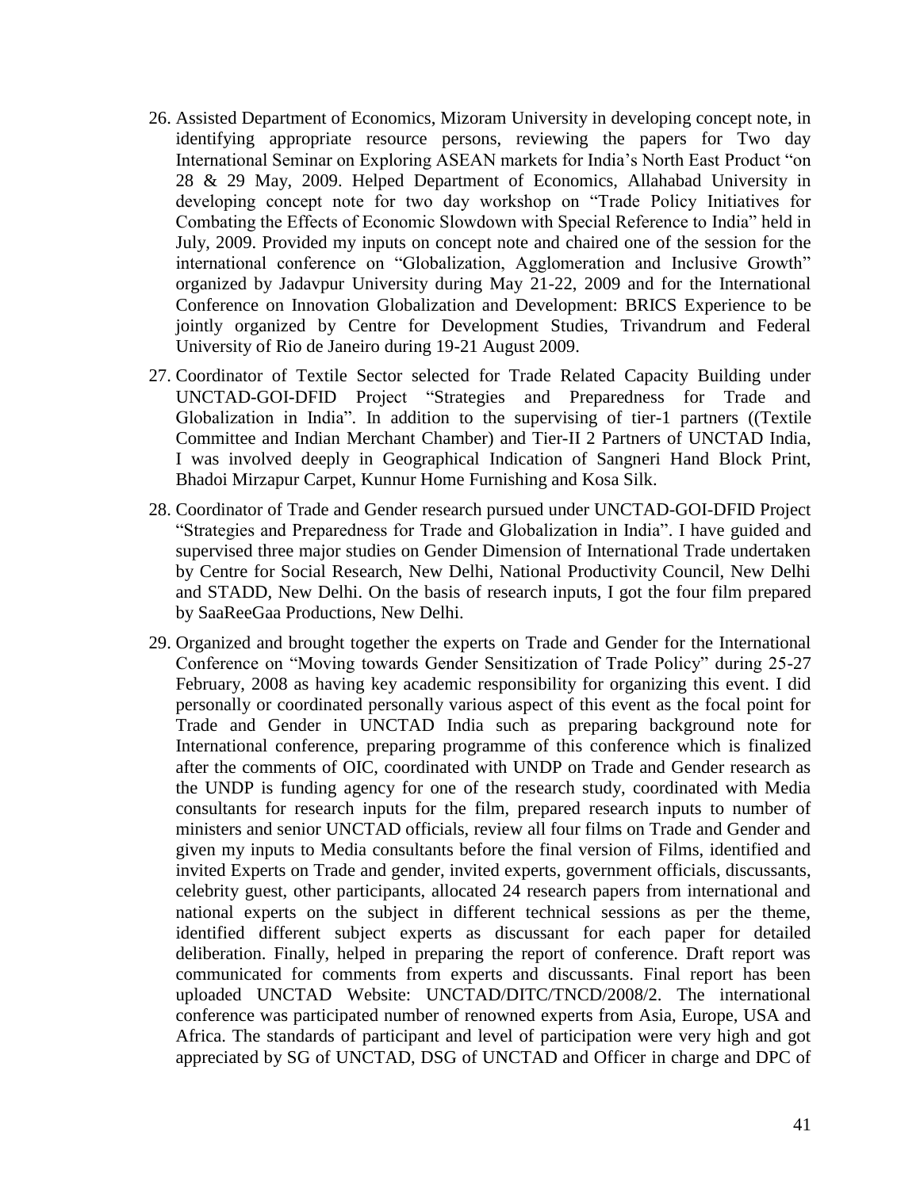26. Assisted Department of Economics, Mizoram University in developing concept note, in identifying appropriate resource persons, reviewing the papers for Two day International Seminar on Exploring ASEAN markets for India's North East Product "on 28 & 29 May, 2009. Helped Department of Economics, Allahabad University in developing concept note for two day workshop on "Trade Policy Initiatives for Combating the Effects of Economic Slowdown with Special Reference to India" held in July, 2009. Provided my inputs on concept note and chaired one of the session for the international conference on "Globalization, Agglomeration and Inclusive Growth" organized by Jadavpur University during May 21-22, 2009 and for the International Conference on Innovation Globalization and Development: BRICS Experience to be jointly organized by Centre for Development Studies, Trivandrum and Federal University of Rio de Janeiro during 19-21 August 2009.

27. Coordinator of Textile Sector selected for Trade Related Capacity Building under UNCTAD-GOI-DFID Project "Strategies and Preparedness for Trade and Globalization in India". In addition to the supervising of tier-1 partners ((Textile Committee and Indian Merchant Chamber) and Tier-II 2 Partners of UNCTAD India, I was involved deeply in Geographical Indication of Sangneri Hand Block Print, Bhadoi Mirzapur Carpet, Kunnur Home Furnishing and Kosa Silk.

28. Coordinator of Trade and Gender research pursued under UNCTAD-GOI-DFID Project "Strategies and Preparedness for Trade and Globalization in India". I have guided and supervised three major studies on Gender Dimension of International Trade undertaken by Centre for Social Research, New Delhi, National Productivity Council, New Delhi and STADD, New Delhi. On the basis of research inputs, I got the four film prepared by SaaReeGaa Productions, New Delhi.

29. Organized and brought together the experts on Trade and Gender for the International Conference on "Moving towards Gender Sensitization of Trade Policy" during 25-27 February, 2008 as having key academic responsibility for organizing this event. I did personally or coordinated personally various aspect of this event as the focal point for Trade and Gender in UNCTAD India such as preparing background note for International conference, preparing programme of this conference which is finalized after the comments of OIC, coordinated with UNDP on Trade and Gender research as the UNDP is funding agency for one of the research study, coordinated with Media consultants for research inputs for the film, prepared research inputs to number of ministers and senior UNCTAD officials, review all four films on Trade and Gender and given my inputs to Media consultants before the final version of Films, identified and invited Experts on Trade and gender, invited experts, government officials, discussants, celebrity guest, other participants, allocated 24 research papers from international and national experts on the subject in different technical sessions as per the theme, identified different subject experts as discussant for each paper for detailed deliberation. Finally, helped in preparing the report of conference. Draft report was communicated for comments from experts and discussants. Final report has been uploaded UNCTAD Website: UNCTAD/DITC/TNCD/2008/2. The international conference was participated number of renowned experts from Asia, Europe, USA and Africa. The standards of participant and level of participation were very high and got appreciated by SG of UNCTAD, DSG of UNCTAD and Officer in charge and DPC of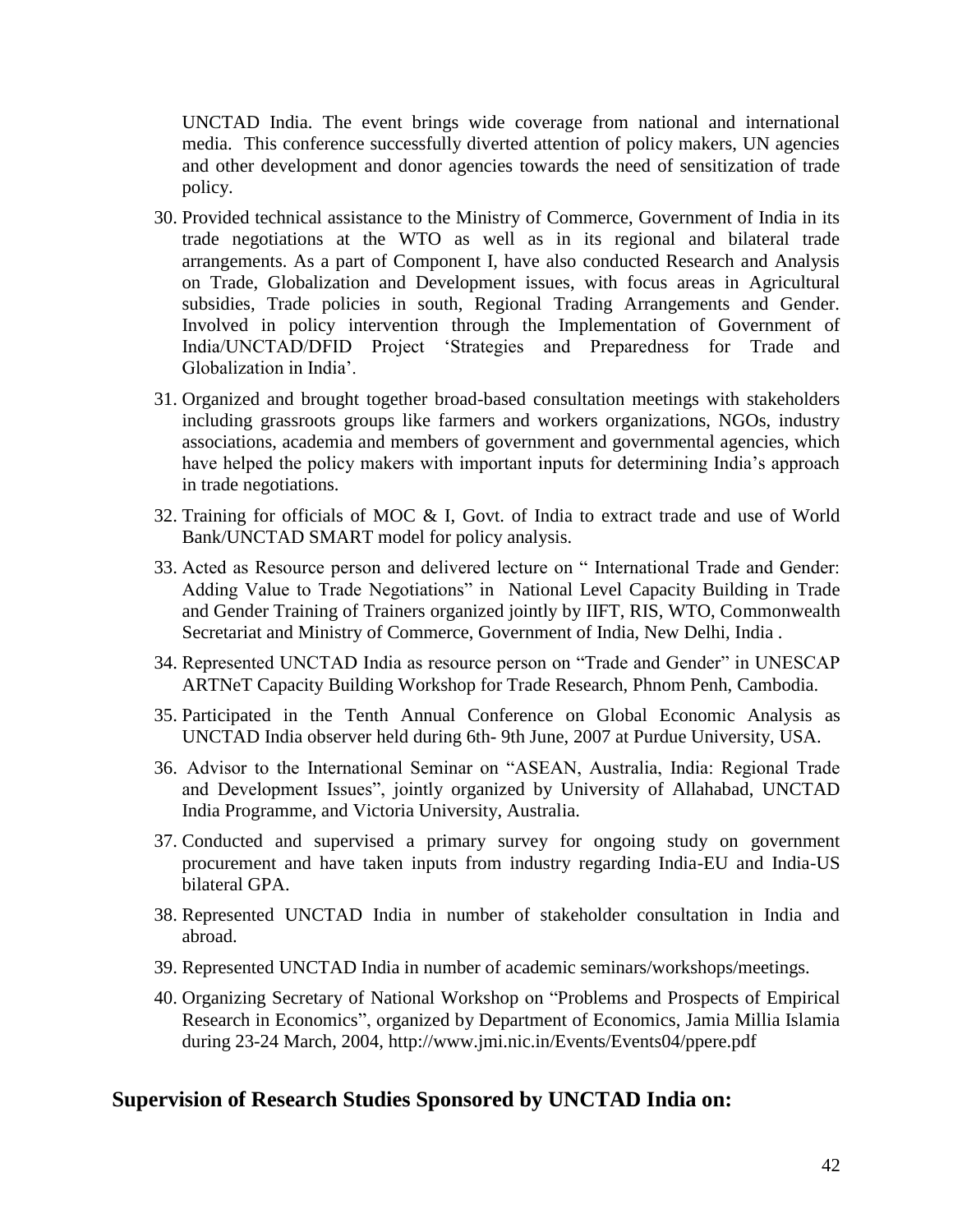UNCTAD India. The event brings wide coverage from national and international media. This conference successfully diverted attention of policy makers, UN agencies and other development and donor agencies towards the need of sensitization of trade policy.

30. Provided technical assistance to the Ministry of Commerce, Government of India in its trade negotiations at the WTO as well as in its regional and bilateral trade arrangements. As a part of Component I, have also conducted Research and Analysis on Trade, Globalization and Development issues, with focus areas in Agricultural subsidies, Trade policies in south, Regional Trading Arrangements and Gender. Involved in policy intervention through the Implementation of Government of India/UNCTAD/DFID Project 'Strategies and Preparedness for Trade and Globalization in India'.
31. Organized and brought together broad-based consultation meetings with stakeholders including grassroots groups like farmers and workers organizations, NGOs, industry associations, academia and members of government and governmental agencies, which have helped the policy makers with important inputs for determining India's approach in trade negotiations.
32. Training for officials of MOC & I, Govt. of India to extract trade and use of World Bank/UNCTAD SMART model for policy analysis.
33. Acted as Resource person and delivered lecture on " International Trade and Gender: Adding Value to Trade Negotiations" in National Level Capacity Building in Trade and Gender Training of Trainers organized jointly by IIFT, RIS, WTO, Commonwealth Secretariat and Ministry of Commerce, Government of India, New Delhi, India .
34. Represented UNCTAD India as resource person on "Trade and Gender" in UNESCAP ARTNeT Capacity Building Workshop for Trade Research, Phnom Penh, Cambodia.
35. Participated in the Tenth Annual Conference on Global Economic Analysis as UNCTAD India observer held during 6th- 9th June, 2007 at Purdue University, USA.
36. Advisor to the International Seminar on "ASEAN, Australia, India: Regional Trade and Development Issues", jointly organized by University of Allahabad, UNCTAD India Programme, and Victoria University, Australia.
37. Conducted and supervised a primary survey for ongoing study on government procurement and have taken inputs from industry regarding India-EU and India-US bilateral GPA.
38. Represented UNCTAD India in number of stakeholder consultation in India and abroad.
39. Represented UNCTAD India in number of academic seminars/workshops/meetings.
40. Organizing Secretary of National Workshop on "Problems and Prospects of Empirical Research in Economics", organized by Department of Economics, Jamia Millia Islamia during 23-24 March, 2004, http://www.jmi.nic.in/Events/Events04/ppere.pdf

## Supervision of Research Studies Sponsored by UNCTAD India on: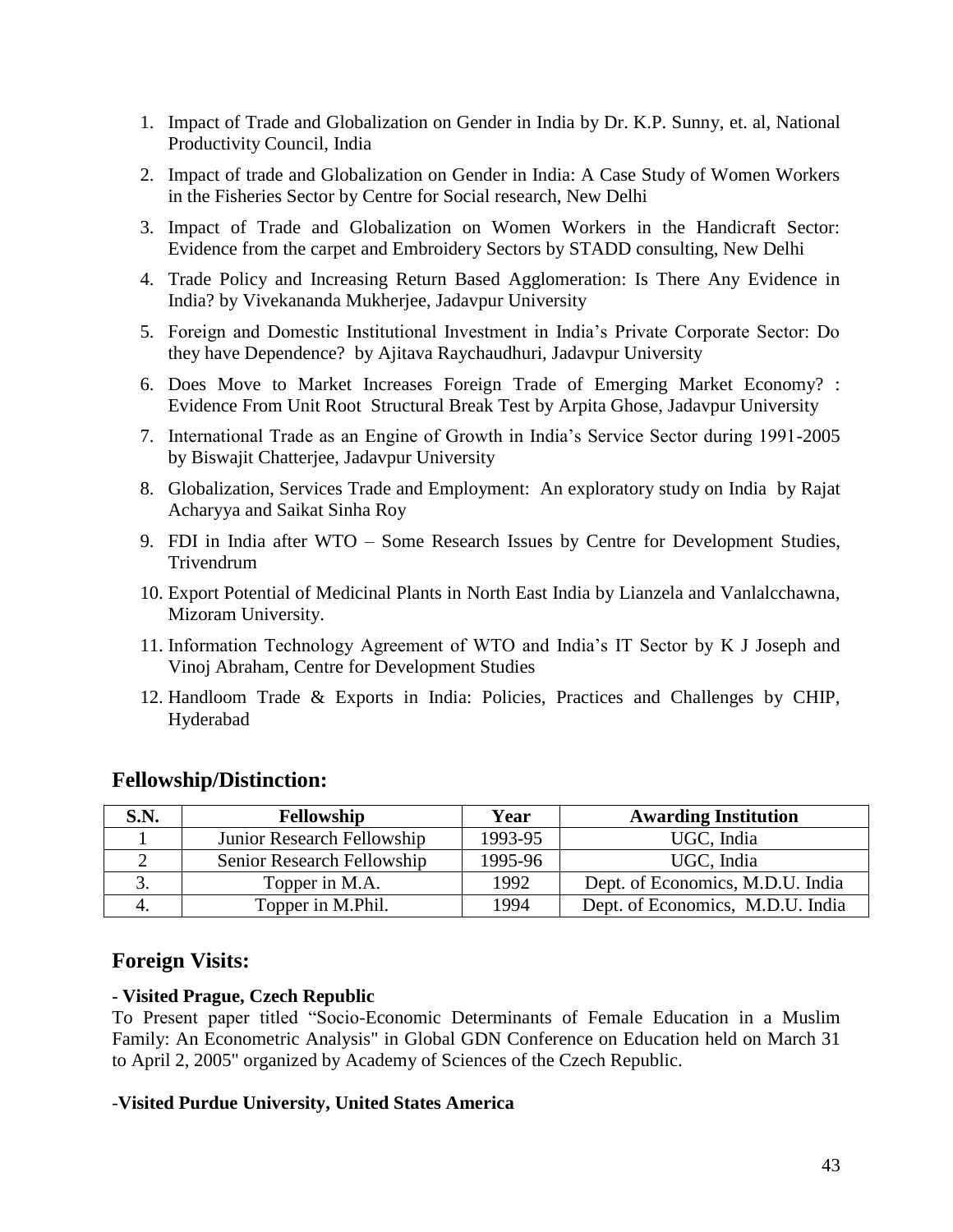1. Impact of Trade and Globalization on Gender in India by Dr. K.P. Sunny, et. al, National Productivity Council, India
2. Impact of trade and Globalization on Gender in India: A Case Study of Women Workers in the Fisheries Sector by Centre for Social research, New Delhi
3. Impact of Trade and Globalization on Women Workers in the Handicraft Sector: Evidence from the carpet and Embroidery Sectors by STADD consulting, New Delhi
4. Trade Policy and Increasing Return Based Agglomeration: Is There Any Evidence in India? by Vivekananda Mukherjee, Jadavpur University
5. Foreign and Domestic Institutional Investment in India's Private Corporate Sector: Do they have Dependence? by Ajitava Raychaudhuri, Jadavpur University
6. Does Move to Market Increases Foreign Trade of Emerging Market Economy? : Evidence From Unit Root Structural Break Test by Arpita Ghose, Jadavpur University
7. International Trade as an Engine of Growth in India's Service Sector during 1991-2005 by Biswajit Chatterjee, Jadavpur University
8. Globalization, Services Trade and Employment: An exploratory study on India by Rajat Acharyya and Saikat Sinha Roy
9. FDI in India after WTO – Some Research Issues by Centre for Development Studies, Trivendrum
10. Export Potential of Medicinal Plants in North East India by Lianzela and Vanlalcchawna, Mizoram University.
11. Information Technology Agreement of WTO and India's IT Sector by K J Joseph and Vinoj Abraham, Centre for Development Studies
12. Handloom Trade & Exports in India: Policies, Practices and Challenges by CHIP, Hyderabad

## Fellowship/Distinction:

| S.N. | Fellowship | Year | Awarding Institution |
|---|---|---|---|
| 1 | Junior Research Fellowship | 1993-95 | UGC, India |
| 2 | Senior Research Fellowship | 1995-96 | UGC, India |
| 3. | Topper in M.A. | 1992 | Dept. of Economics, M.D.U. India |
| 4. | Topper in M.Phil. | 1994 | Dept. of Economics, M.D.U. India |

## Foreign Visits:

**- Visited Prague, Czech Republic**

To Present paper titled "Socio-Economic Determinants of Female Education in a Muslim Family: An Econometric Analysis" in Global GDN Conference on Education held on March 31 to April 2, 2005" organized by Academy of Sciences of the Czech Republic.

**-Visited Purdue University, United States America**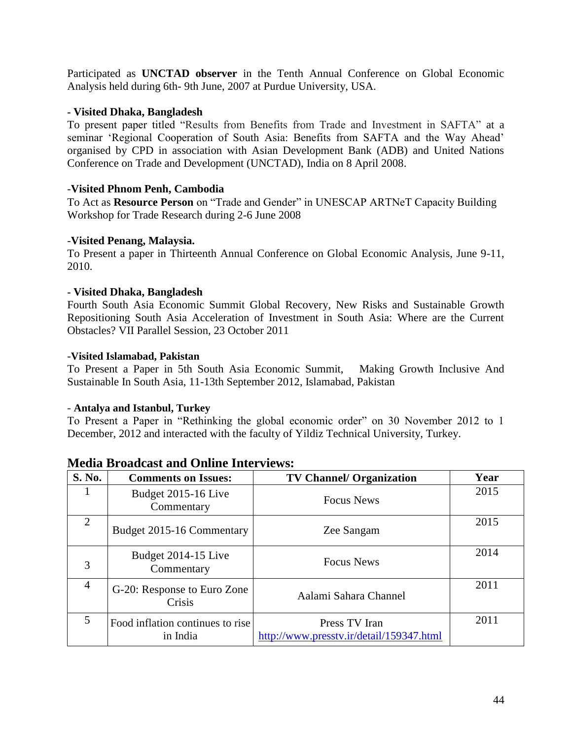Participated as **UNCTAD observer** in the Tenth Annual Conference on Global Economic Analysis held during 6th- 9th June, 2007 at Purdue University, USA.

**- Visited Dhaka, Bangladesh**

To present paper titled "Results from Benefits from Trade and Investment in SAFTA" at a seminar 'Regional Cooperation of South Asia: Benefits from SAFTA and the Way Ahead' organised by CPD in association with Asian Development Bank (ADB) and United Nations Conference on Trade and Development (UNCTAD), India on 8 April 2008.

-**Visited Phnom Penh, Cambodia**

To Act as **Resource Person** on "Trade and Gender" in UNESCAP ARTNeT Capacity Building Workshop for Trade Research during 2-6 June 2008

-**Visited Penang, Malaysia.**

To Present a paper in Thirteenth Annual Conference on Global Economic Analysis, June 9-11, 2010.

**- Visited Dhaka, Bangladesh**

Fourth South Asia Economic Summit Global Recovery, New Risks and Sustainable Growth Repositioning South Asia Acceleration of Investment in South Asia: Where are the Current Obstacles? VII Parallel Session, 23 October 2011

-**Visited Islamabad, Pakistan**

To Present a Paper in 5th South Asia Economic Summit, Making Growth Inclusive And Sustainable In South Asia, 11-13th September 2012, Islamabad, Pakistan

- **Antalya and Istanbul, Turkey**

To Present a Paper in "Rethinking the global economic order" on 30 November 2012 to 1 December, 2012 and interacted with the faculty of Yildiz Technical University, Turkey.

## Media Broadcast and Online Interviews:

| S. No. | Comments on Issues: | TV Channel/ Organization | Year |
|---|---|---|---|
| 1 | Budget 2015-16 Live Commentary | Focus News | 2015 |
| 2 | Budget 2015-16 Commentary | Zee Sangam | 2015 |
| 3 | Budget 2014-15 Live Commentary | Focus News | 2014 |
| 4 | G-20: Response to Euro Zone Crisis | Aalami Sahara Channel | 2011 |
| 5 | Food inflation continues to rise in India | Press TV Iran http://www.presstv.ir/detail/159347.html | 2011 |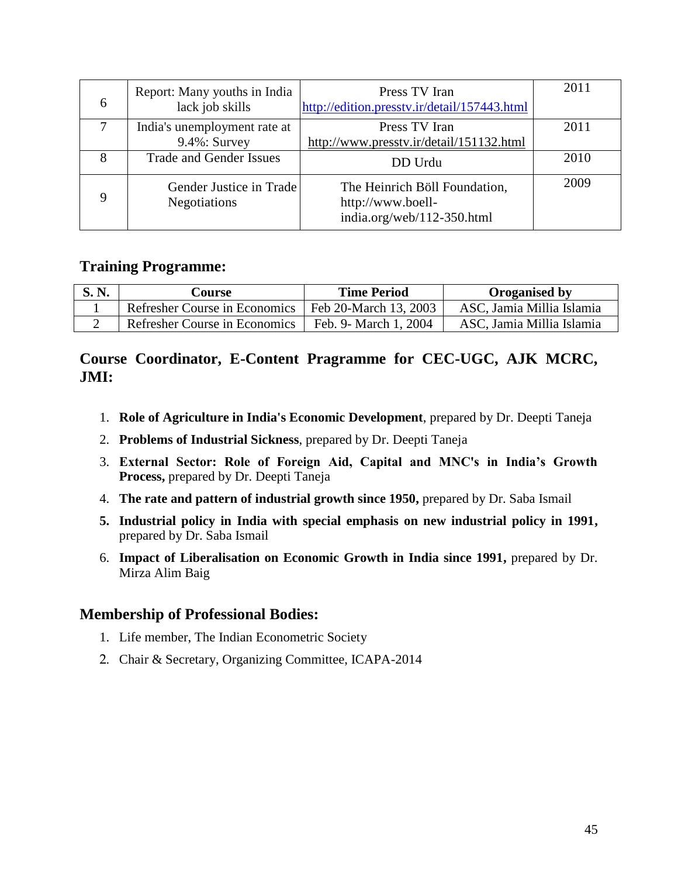| | | | |
|---|---|---|---|
| 6 | Report: Many youths in India lack job skills | Press TV Iran http://edition.presstv.ir/detail/157443.html | 2011 |
| 7 | India's unemployment rate at 9.4%: Survey | Press TV Iran http://www.presstv.ir/detail/151132.html | 2011 |
| 8 | Trade and Gender Issues | DD Urdu | 2010 |
| 9 | Gender Justice in Trade Negotiations | The Heinrich Böll Foundation, http://www.boell-india.org/web/112-350.html | 2009 |

## Training Programme:

| S. N. | Course | Time Period | Oroganised by |
|---|---|---|---|
| 1 | Refresher Course in Economics | Feb 20-March 13, 2003 | ASC, Jamia Millia Islamia |
| 2 | Refresher Course in Economics | Feb. 9- March 1, 2004 | ASC, Jamia Millia Islamia |

## Course Coordinator, E-Content Pragramme for CEC-UGC, AJK MCRC, JMI:

1. **Role of Agriculture in India's Economic Development**, prepared by Dr. Deepti Taneja
2. **Problems of Industrial Sickness**, prepared by Dr. Deepti Taneja
3. **External Sector: Role of Foreign Aid, Capital and MNC's in India's Growth Process,** prepared by Dr. Deepti Taneja
4. **The rate and pattern of industrial growth since 1950,** prepared by Dr. Saba Ismail
5. **Industrial policy in India with special emphasis on new industrial policy in 1991,** prepared by Dr. Saba Ismail
6. **Impact of Liberalisation on Economic Growth in India since 1991,** prepared by Dr. Mirza Alim Baig

## Membership of Professional Bodies:

1. Life member, The Indian Econometric Society
2. Chair & Secretary, Organizing Committee, ICAPA-2014